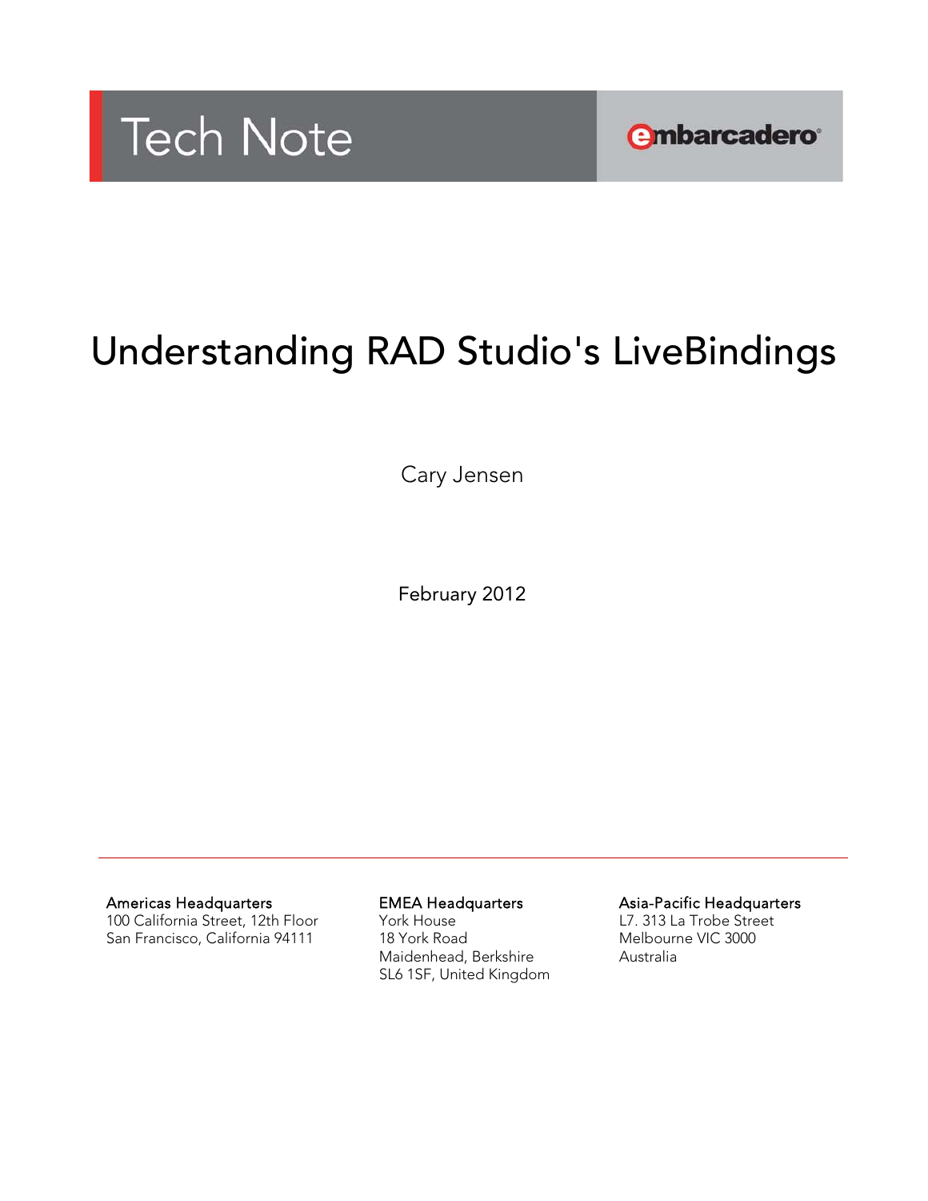Tech Note

embarcadero

# Understanding RAD Studio's LiveBindings

Cary Jensen

February 2012

---

**Americas Headquarters**
100 California Street, 12th Floor
San Francisco, California 94111

**EMEA Headquarters**
York House
18 York Road
Maidenhead, Berkshire
SL6 1SF, United Kingdom

**Asia-Pacific Headquarters**
L7. 313 La Trobe Street
Melbourne VIC 3000
Australia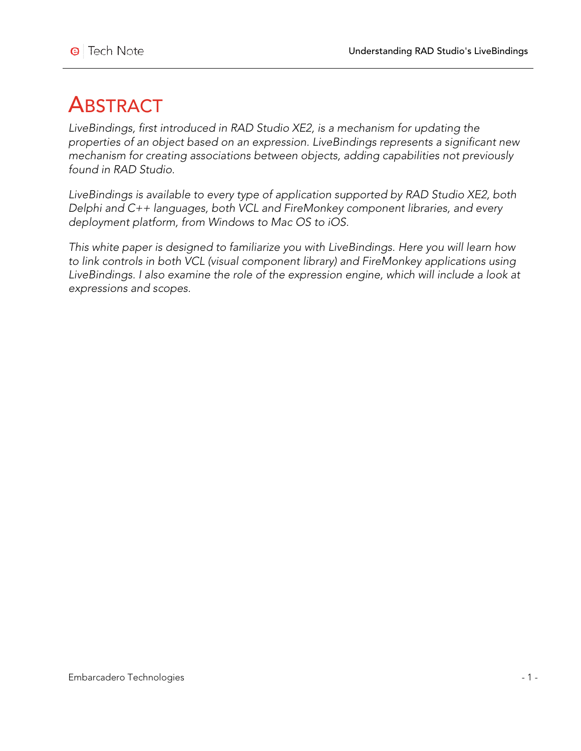# ABSTRACT

*LiveBindings, first introduced in RAD Studio XE2, is a mechanism for updating the properties of an object based on an expression. LiveBindings represents a significant new mechanism for creating associations between objects, adding capabilities not previously found in RAD Studio.*

*LiveBindings is available to every type of application supported by RAD Studio XE2, both Delphi and C++ languages, both VCL and FireMonkey component libraries, and every deployment platform, from Windows to Mac OS to iOS.*

*This white paper is designed to familiarize you with LiveBindings. Here you will learn how to link controls in both VCL (visual component library) and FireMonkey applications using LiveBindings. I also examine the role of the expression engine, which will include a look at expressions and scopes.*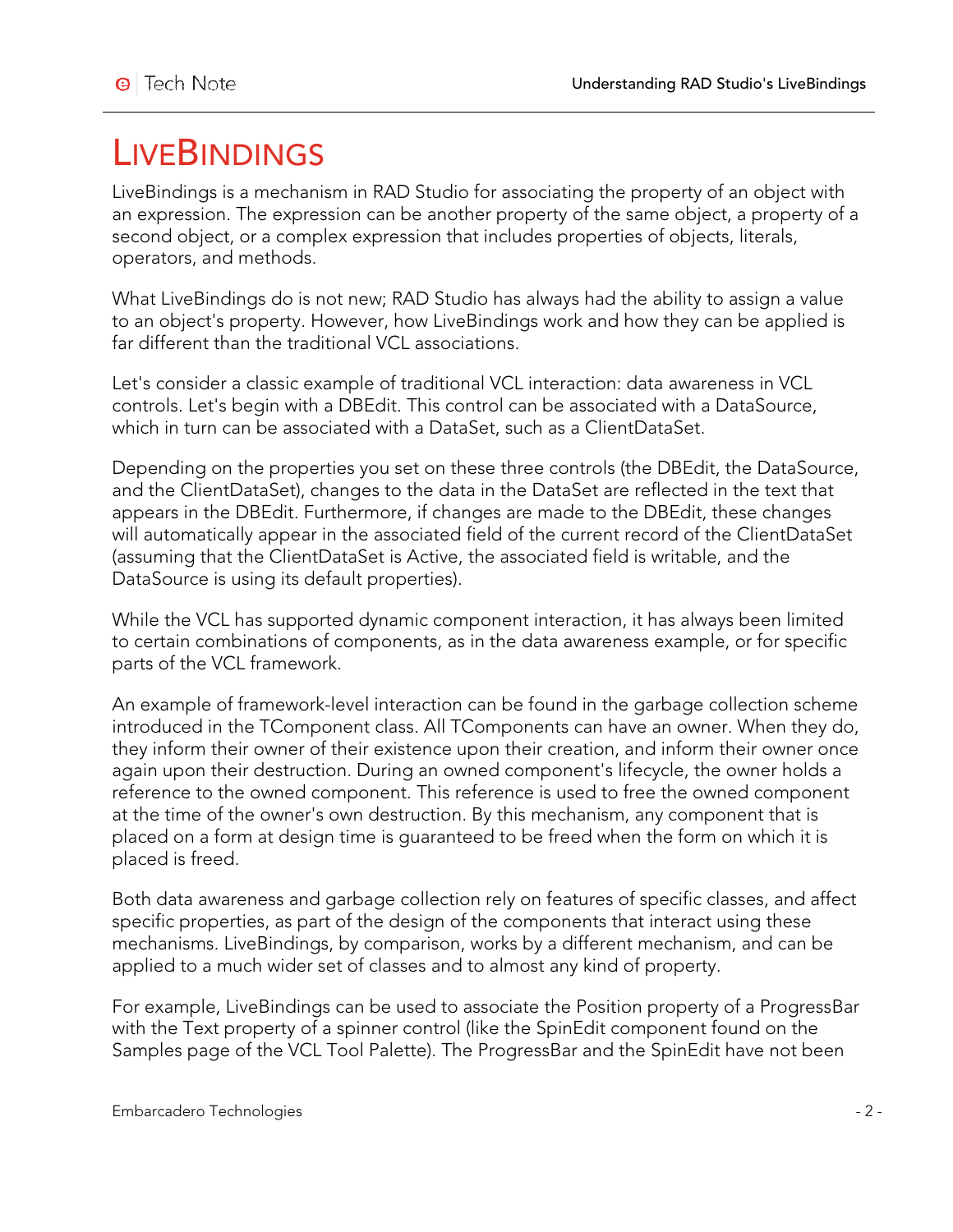# LiveBindings

LiveBindings is a mechanism in RAD Studio for associating the property of an object with an expression. The expression can be another property of the same object, a property of a second object, or a complex expression that includes properties of objects, literals, operators, and methods.

What LiveBindings do is not new; RAD Studio has always had the ability to assign a value to an object's property. However, how LiveBindings work and how they can be applied is far different than the traditional VCL associations.

Let's consider a classic example of traditional VCL interaction: data awareness in VCL controls. Let's begin with a DBEdit. This control can be associated with a DataSource, which in turn can be associated with a DataSet, such as a ClientDataSet.

Depending on the properties you set on these three controls (the DBEdit, the DataSource, and the ClientDataSet), changes to the data in the DataSet are reflected in the text that appears in the DBEdit. Furthermore, if changes are made to the DBEdit, these changes will automatically appear in the associated field of the current record of the ClientDataSet (assuming that the ClientDataSet is Active, the associated field is writable, and the DataSource is using its default properties).

While the VCL has supported dynamic component interaction, it has always been limited to certain combinations of components, as in the data awareness example, or for specific parts of the VCL framework.

An example of framework-level interaction can be found in the garbage collection scheme introduced in the TComponent class. All TComponents can have an owner. When they do, they inform their owner of their existence upon their creation, and inform their owner once again upon their destruction. During an owned component's lifecycle, the owner holds a reference to the owned component. This reference is used to free the owned component at the time of the owner's own destruction. By this mechanism, any component that is placed on a form at design time is guaranteed to be freed when the form on which it is placed is freed.

Both data awareness and garbage collection rely on features of specific classes, and affect specific properties, as part of the design of the components that interact using these mechanisms. LiveBindings, by comparison, works by a different mechanism, and can be applied to a much wider set of classes and to almost any kind of property.

For example, LiveBindings can be used to associate the Position property of a ProgressBar with the Text property of a spinner control (like the SpinEdit component found on the Samples page of the VCL Tool Palette). The ProgressBar and the SpinEdit have not been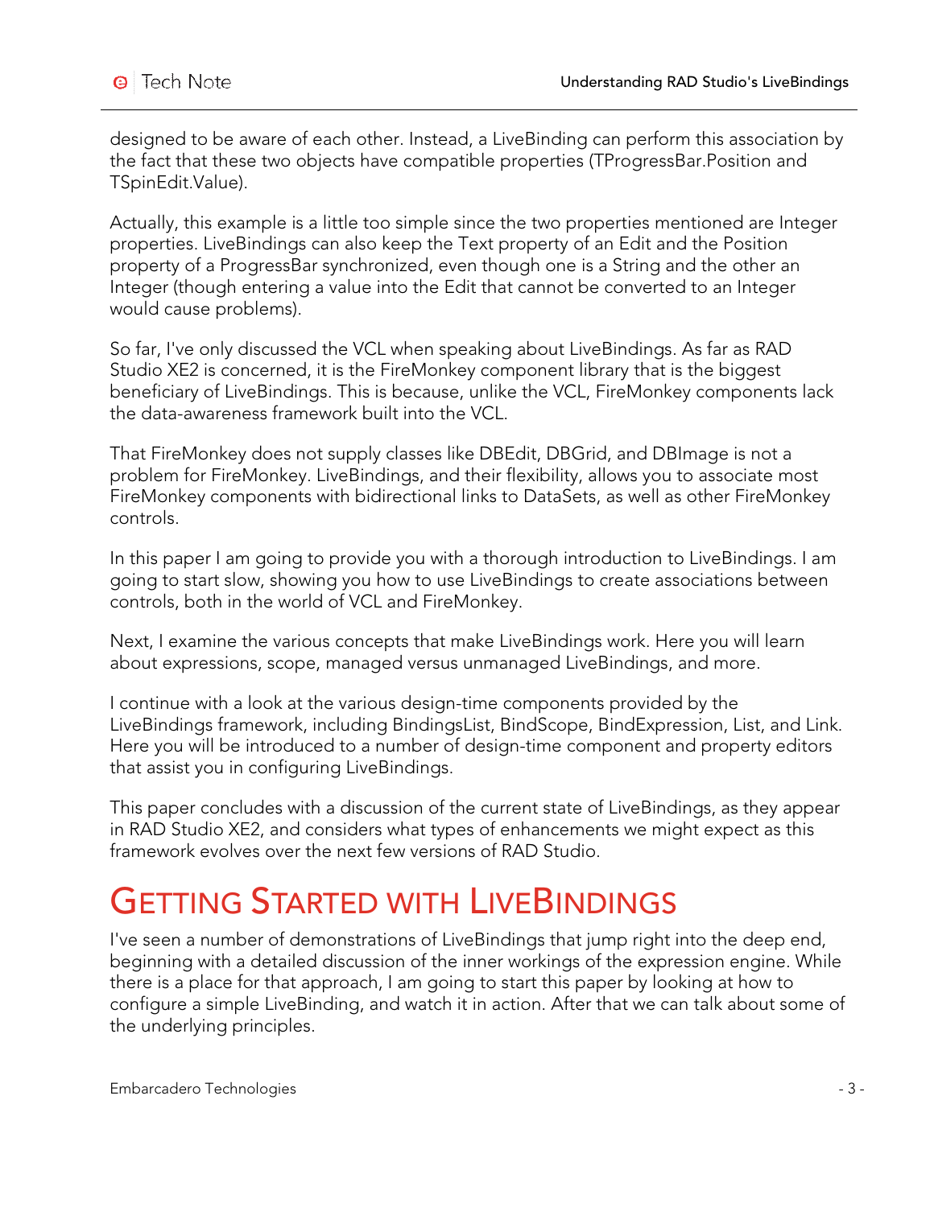designed to be aware of each other. Instead, a LiveBinding can perform this association by the fact that these two objects have compatible properties (TProgressBar.Position and TSpinEdit.Value).

Actually, this example is a little too simple since the two properties mentioned are Integer properties. LiveBindings can also keep the Text property of an Edit and the Position property of a ProgressBar synchronized, even though one is a String and the other an Integer (though entering a value into the Edit that cannot be converted to an Integer would cause problems).

So far, I've only discussed the VCL when speaking about LiveBindings. As far as RAD Studio XE2 is concerned, it is the FireMonkey component library that is the biggest beneficiary of LiveBindings. This is because, unlike the VCL, FireMonkey components lack the data-awareness framework built into the VCL.

That FireMonkey does not supply classes like DBEdit, DBGrid, and DBImage is not a problem for FireMonkey. LiveBindings, and their flexibility, allows you to associate most FireMonkey components with bidirectional links to DataSets, as well as other FireMonkey controls.

In this paper I am going to provide you with a thorough introduction to LiveBindings. I am going to start slow, showing you how to use LiveBindings to create associations between controls, both in the world of VCL and FireMonkey.

Next, I examine the various concepts that make LiveBindings work. Here you will learn about expressions, scope, managed versus unmanaged LiveBindings, and more.

I continue with a look at the various design-time components provided by the LiveBindings framework, including BindingsList, BindScope, BindExpression, List, and Link. Here you will be introduced to a number of design-time component and property editors that assist you in configuring LiveBindings.

This paper concludes with a discussion of the current state of LiveBindings, as they appear in RAD Studio XE2, and considers what types of enhancements we might expect as this framework evolves over the next few versions of RAD Studio.

# Getting Started with LiveBindings

I've seen a number of demonstrations of LiveBindings that jump right into the deep end, beginning with a detailed discussion of the inner workings of the expression engine. While there is a place for that approach, I am going to start this paper by looking at how to configure a simple LiveBinding, and watch it in action. After that we can talk about some of the underlying principles.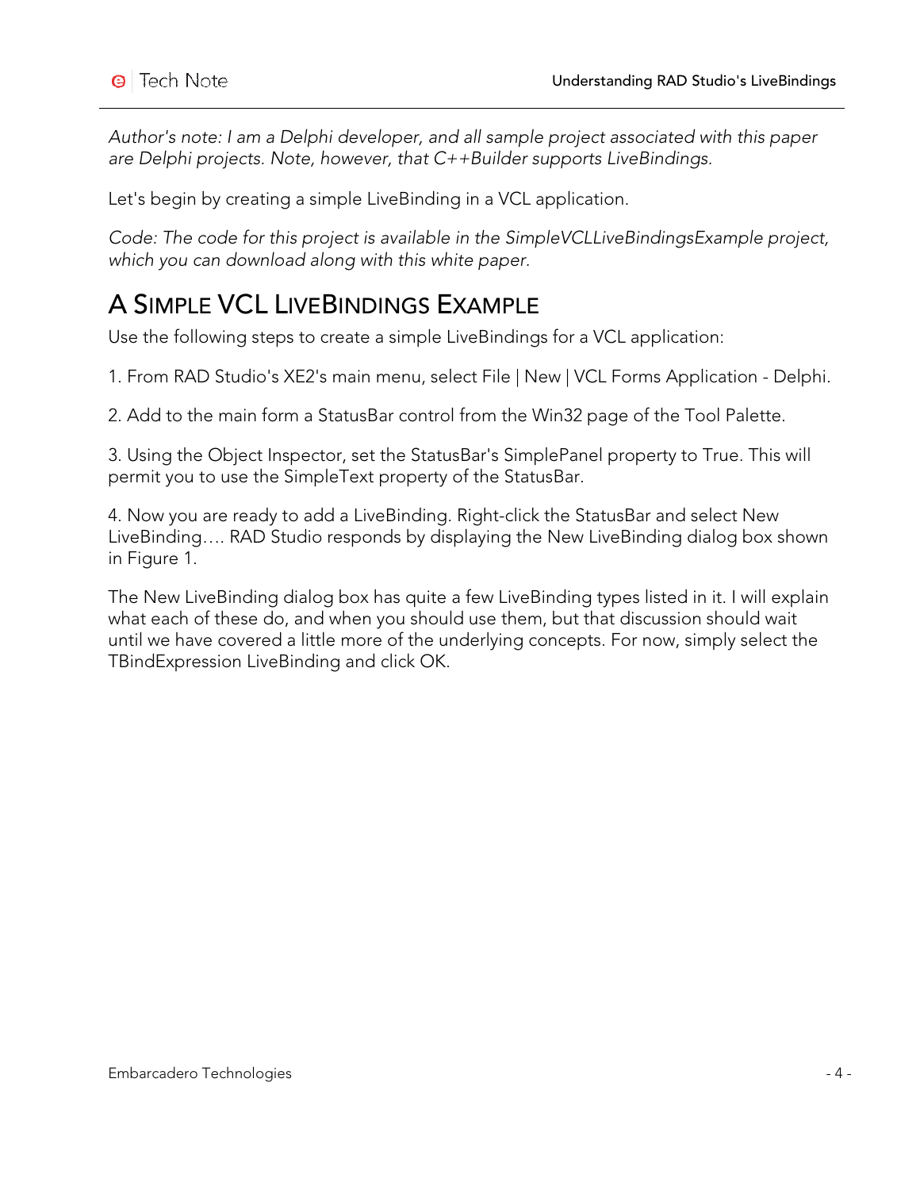*Author's note: I am a Delphi developer, and all sample project associated with this paper are Delphi projects. Note, however, that C++Builder supports LiveBindings.*

Let's begin by creating a simple LiveBinding in a VCL application.

*Code: The code for this project is available in the SimpleVCLLiveBindingsExample project, which you can download along with this white paper.*

# A Simple VCL LiveBindings Example

Use the following steps to create a simple LiveBindings for a VCL application:

1. From RAD Studio's XE2's main menu, select File | New | VCL Forms Application - Delphi.

2. Add to the main form a StatusBar control from the Win32 page of the Tool Palette.

3. Using the Object Inspector, set the StatusBar's SimplePanel property to True. This will permit you to use the SimpleText property of the StatusBar.

4. Now you are ready to add a LiveBinding. Right-click the StatusBar and select New LiveBinding…. RAD Studio responds by displaying the New LiveBinding dialog box shown in Figure 1.

The New LiveBinding dialog box has quite a few LiveBinding types listed in it. I will explain what each of these do, and when you should use them, but that discussion should wait until we have covered a little more of the underlying concepts. For now, simply select the TBindExpression LiveBinding and click OK.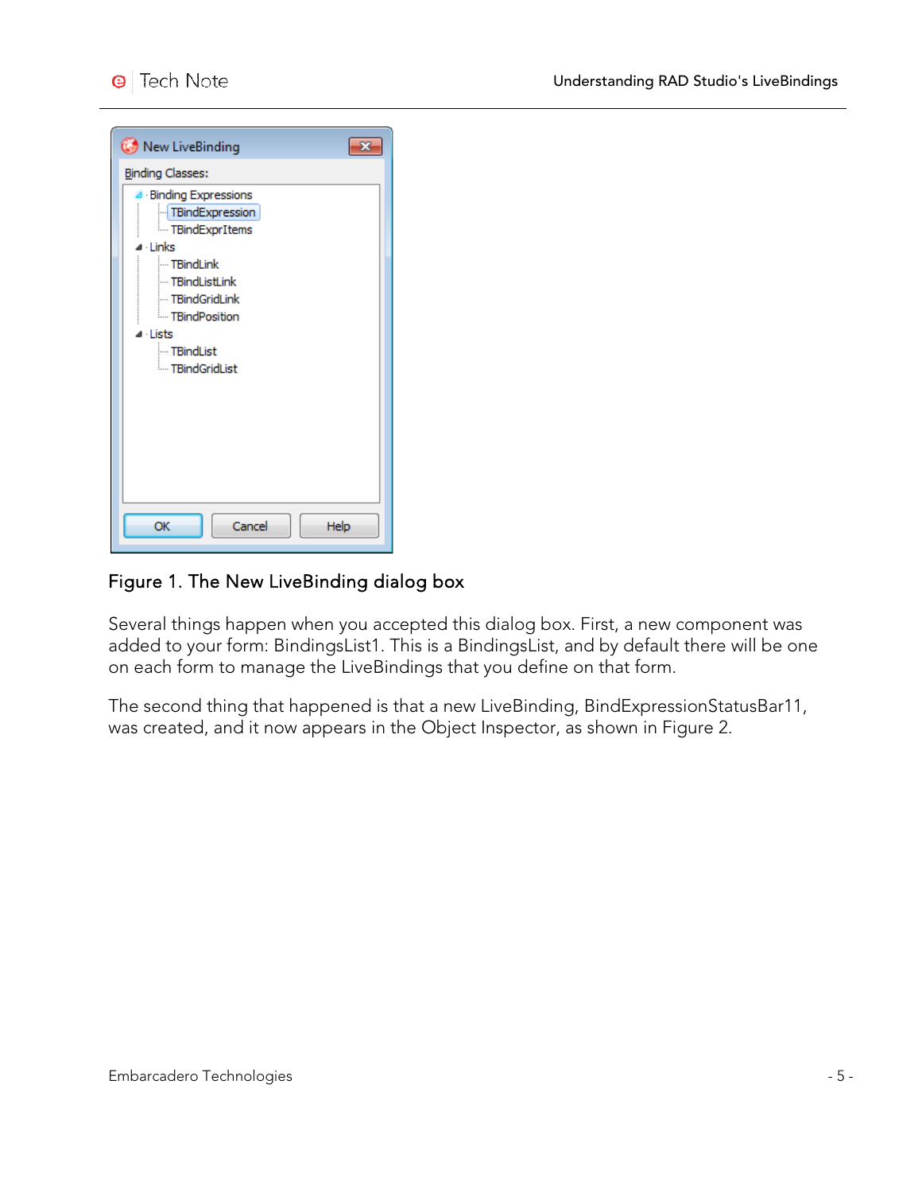Figure 1. The New LiveBinding dialog box

Several things happen when you accepted this dialog box. First, a new component was added to your form: BindingsList1. This is a BindingsList, and by default there will be one on each form to manage the LiveBindings that you define on that form.

The second thing that happened is that a new LiveBinding, BindExpressionStatusBar11, was created, and it now appears in the Object Inspector, as shown in Figure 2.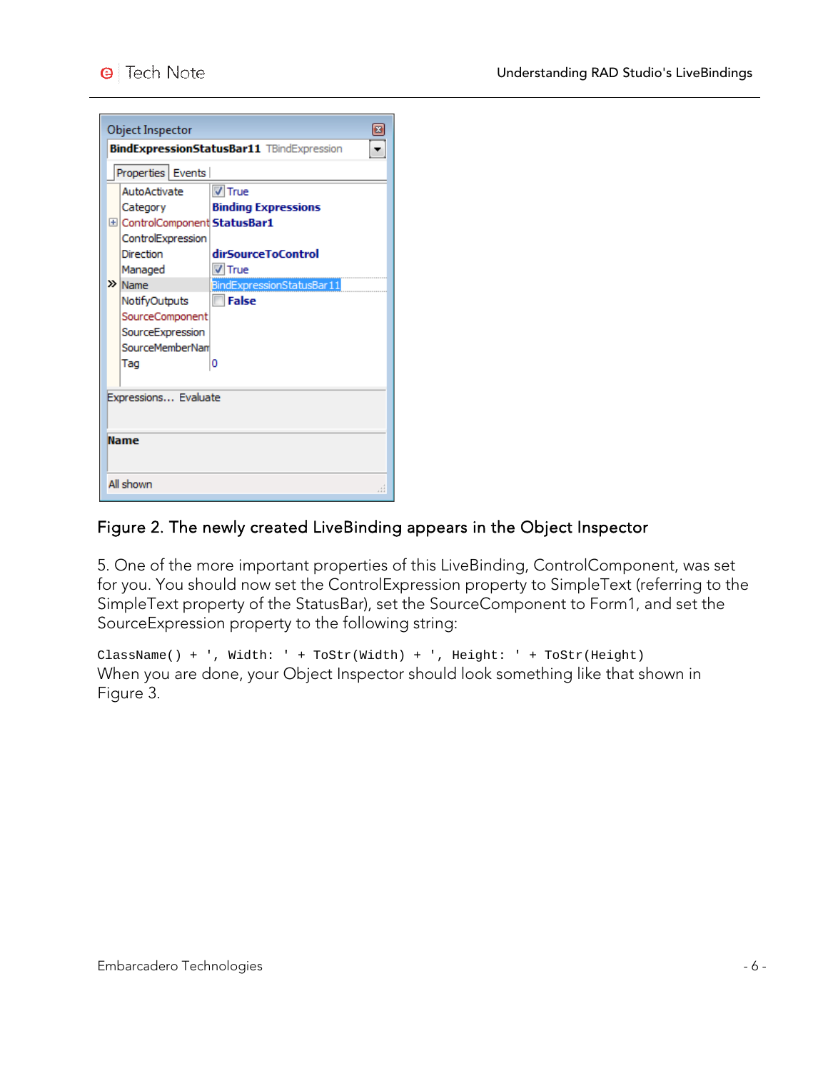Figure 2. The newly created LiveBinding appears in the Object Inspector

5. One of the more important properties of this LiveBinding, ControlComponent, was set for you. You should now set the ControlExpression property to SimpleText (referring to the SimpleText property of the StatusBar), set the SourceComponent to Form1, and set the SourceExpression property to the following string:

```
ClassName() + ', Width: ' + ToStr(Width) + ', Height: ' + ToStr(Height)
```

When you are done, your Object Inspector should look something like that shown in Figure 3.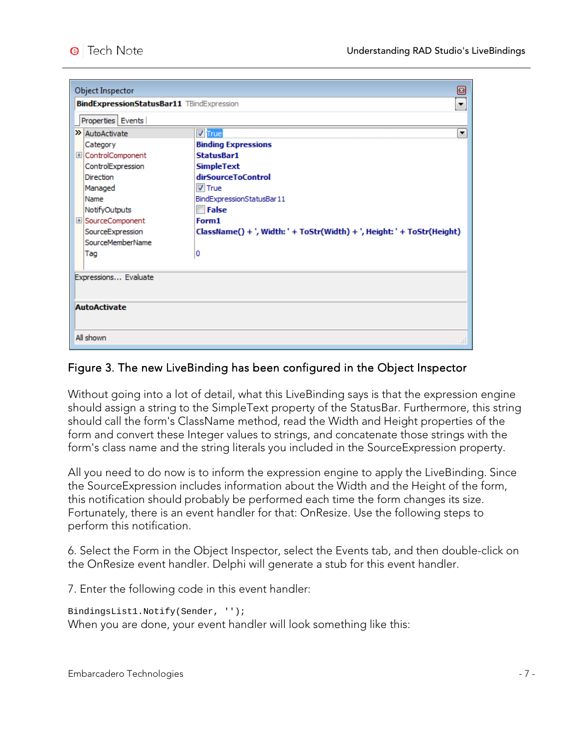Figure 3. The new LiveBinding has been configured in the Object Inspector

Without going into a lot of detail, what this LiveBinding says is that the expression engine should assign a string to the SimpleText property of the StatusBar. Furthermore, this string should call the form's ClassName method, read the Width and Height properties of the form and convert these Integer values to strings, and concatenate those strings with the form's class name and the string literals you included in the SourceExpression property.

All you need to do now is to inform the expression engine to apply the LiveBinding. Since the SourceExpression includes information about the Width and the Height of the form, this notification should probably be performed each time the form changes its size. Fortunately, there is an event handler for that: OnResize. Use the following steps to perform this notification.

6. Select the Form in the Object Inspector, select the Events tab, and then double-click on the OnResize event handler. Delphi will generate a stub for this event handler.

7. Enter the following code in this event handler:

```
BindingsList1.Notify(Sender, '');
```

When you are done, your event handler will look something like this: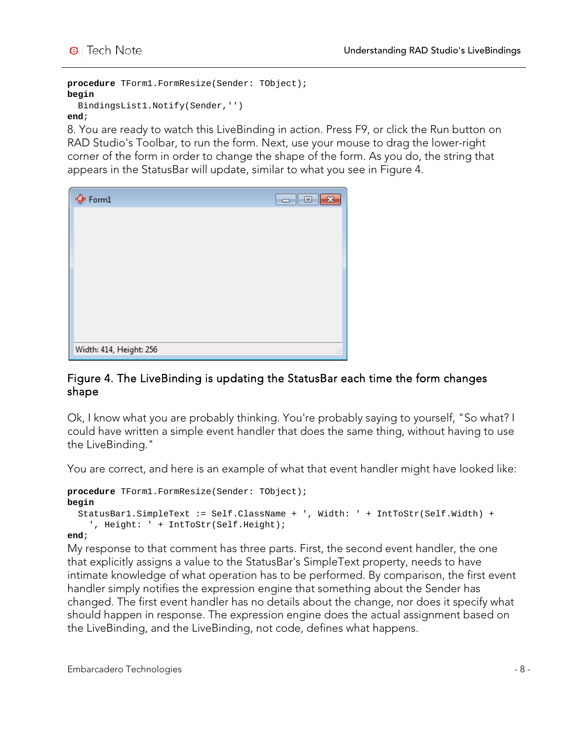```
procedure TForm1.FormResize(Sender: TObject);
begin
  BindingsList1.Notify(Sender,'')
end;
```

8. You are ready to watch this LiveBinding in action. Press F9, or click the Run button on RAD Studio's Toolbar, to run the form. Next, use your mouse to drag the lower-right corner of the form in order to change the shape of the form. As you do, the string that appears in the StatusBar will update, similar to what you see in Figure 4.

Figure 4. The LiveBinding is updating the StatusBar each time the form changes shape

Ok, I know what you are probably thinking. You're probably saying to yourself, "So what? I could have written a simple event handler that does the same thing, without having to use the LiveBinding."

You are correct, and here is an example of what that event handler might have looked like:

```
procedure TForm1.FormResize(Sender: TObject);
begin
  StatusBar1.SimpleText := Self.ClassName + ', Width: ' + IntToStr(Self.Width) +
    ', Height: ' + IntToStr(Self.Height);
end;
```

My response to that comment has three parts. First, the second event handler, the one that explicitly assigns a value to the StatusBar's SimpleText property, needs to have intimate knowledge of what operation has to be performed. By comparison, the first event handler simply notifies the expression engine that something about the Sender has changed. The first event handler has no details about the change, nor does it specify what should happen in response. The expression engine does the actual assignment based on the LiveBinding, and the LiveBinding, not code, defines what happens.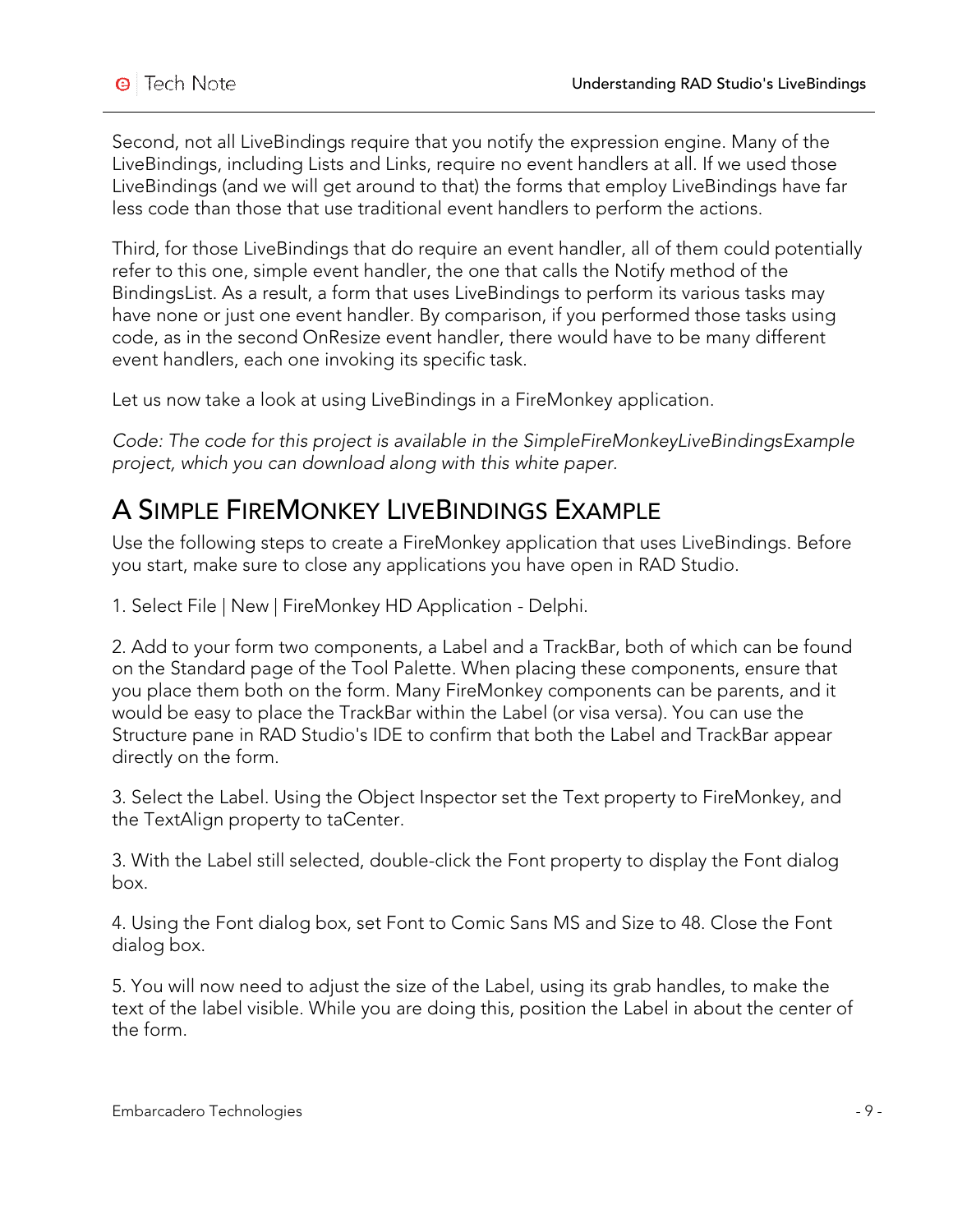Second, not all LiveBindings require that you notify the expression engine. Many of the LiveBindings, including Lists and Links, require no event handlers at all. If we used those LiveBindings (and we will get around to that) the forms that employ LiveBindings have far less code than those that use traditional event handlers to perform the actions.

Third, for those LiveBindings that do require an event handler, all of them could potentially refer to this one, simple event handler, the one that calls the Notify method of the BindingsList. As a result, a form that uses LiveBindings to perform its various tasks may have none or just one event handler. By comparison, if you performed those tasks using code, as in the second OnResize event handler, there would have to be many different event handlers, each one invoking its specific task.

Let us now take a look at using LiveBindings in a FireMonkey application.

*Code: The code for this project is available in the SimpleFireMonkeyLiveBindingsExample project, which you can download along with this white paper.*

## A Simple FireMonkey LiveBindings Example

Use the following steps to create a FireMonkey application that uses LiveBindings. Before you start, make sure to close any applications you have open in RAD Studio.

1. Select File | New | FireMonkey HD Application - Delphi.

2. Add to your form two components, a Label and a TrackBar, both of which can be found on the Standard page of the Tool Palette. When placing these components, ensure that you place them both on the form. Many FireMonkey components can be parents, and it would be easy to place the TrackBar within the Label (or visa versa). You can use the Structure pane in RAD Studio's IDE to confirm that both the Label and TrackBar appear directly on the form.

3. Select the Label. Using the Object Inspector set the Text property to FireMonkey, and the TextAlign property to taCenter.

3. With the Label still selected, double-click the Font property to display the Font dialog box.

4. Using the Font dialog box, set Font to Comic Sans MS and Size to 48. Close the Font dialog box.

5. You will now need to adjust the size of the Label, using its grab handles, to make the text of the label visible. While you are doing this, position the Label in about the center of the form.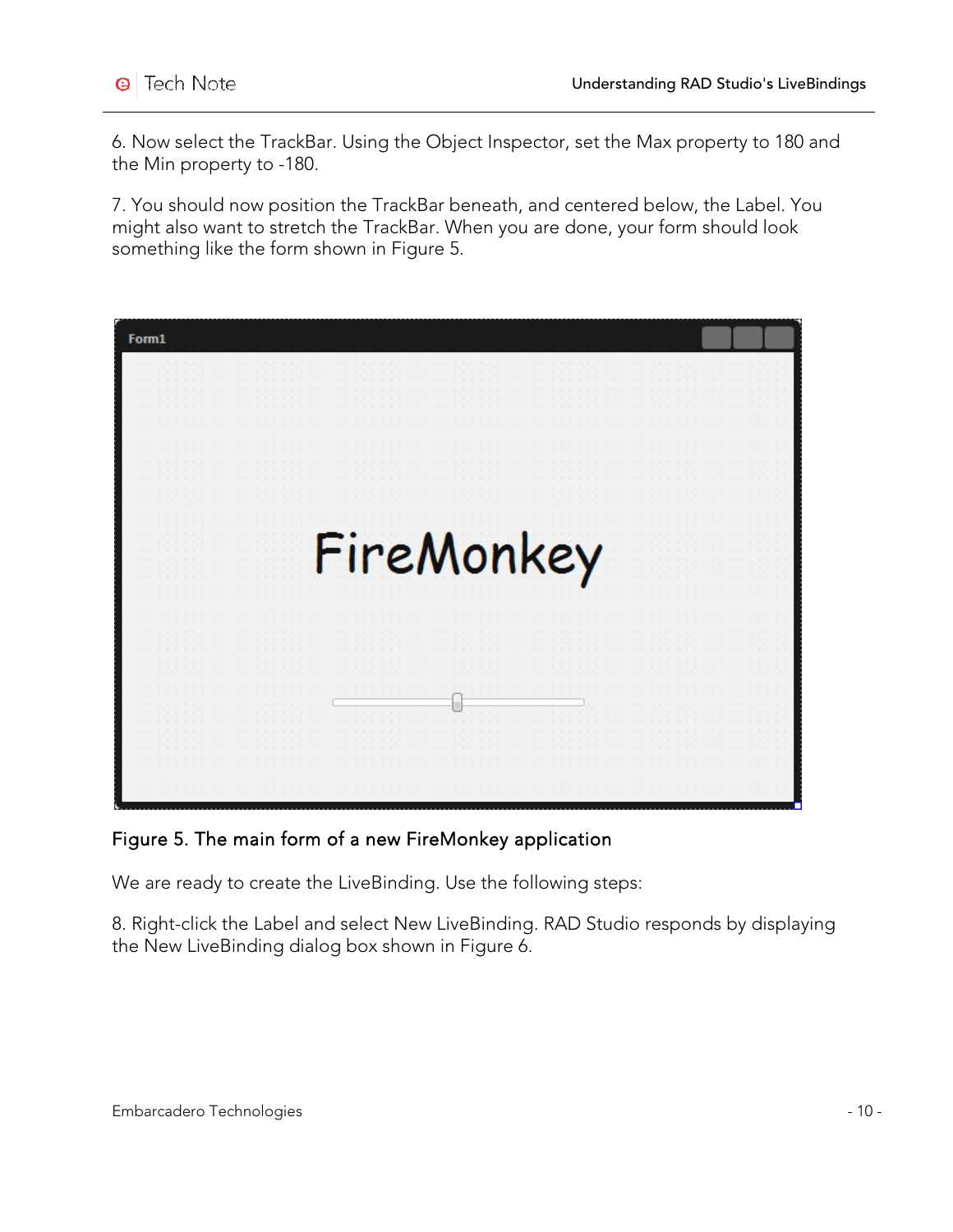6. Now select the TrackBar. Using the Object Inspector, set the Max property to 180 and the Min property to -180.

7. You should now position the TrackBar beneath, and centered below, the Label. You might also want to stretch the TrackBar. When you are done, your form should look something like the form shown in Figure 5.

Figure 5. The main form of a new FireMonkey application

We are ready to create the LiveBinding. Use the following steps:

8. Right-click the Label and select New LiveBinding. RAD Studio responds by displaying the New LiveBinding dialog box shown in Figure 6.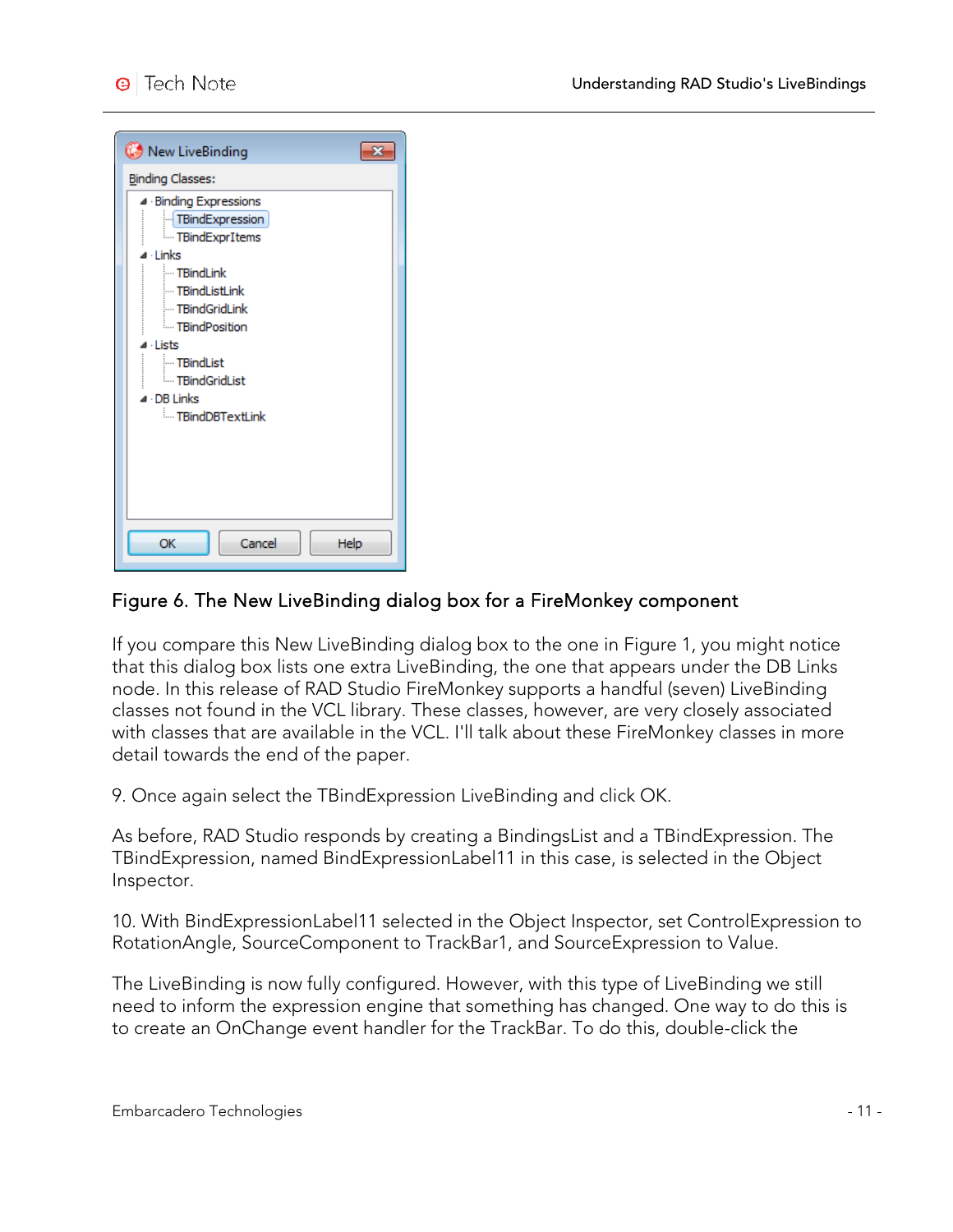Figure 6. The New LiveBinding dialog box for a FireMonkey component

If you compare this New LiveBinding dialog box to the one in Figure 1, you might notice that this dialog box lists one extra LiveBinding, the one that appears under the DB Links node. In this release of RAD Studio FireMonkey supports a handful (seven) LiveBinding classes not found in the VCL library. These classes, however, are very closely associated with classes that are available in the VCL. I'll talk about these FireMonkey classes in more detail towards the end of the paper.

9. Once again select the TBindExpression LiveBinding and click OK.

As before, RAD Studio responds by creating a BindingsList and a TBindExpression. The TBindExpression, named BindExpressionLabel11 in this case, is selected in the Object Inspector.

10. With BindExpressionLabel11 selected in the Object Inspector, set ControlExpression to RotationAngle, SourceComponent to TrackBar1, and SourceExpression to Value.

The LiveBinding is now fully configured. However, with this type of LiveBinding we still need to inform the expression engine that something has changed. One way to do this is to create an OnChange event handler for the TrackBar. To do this, double-click the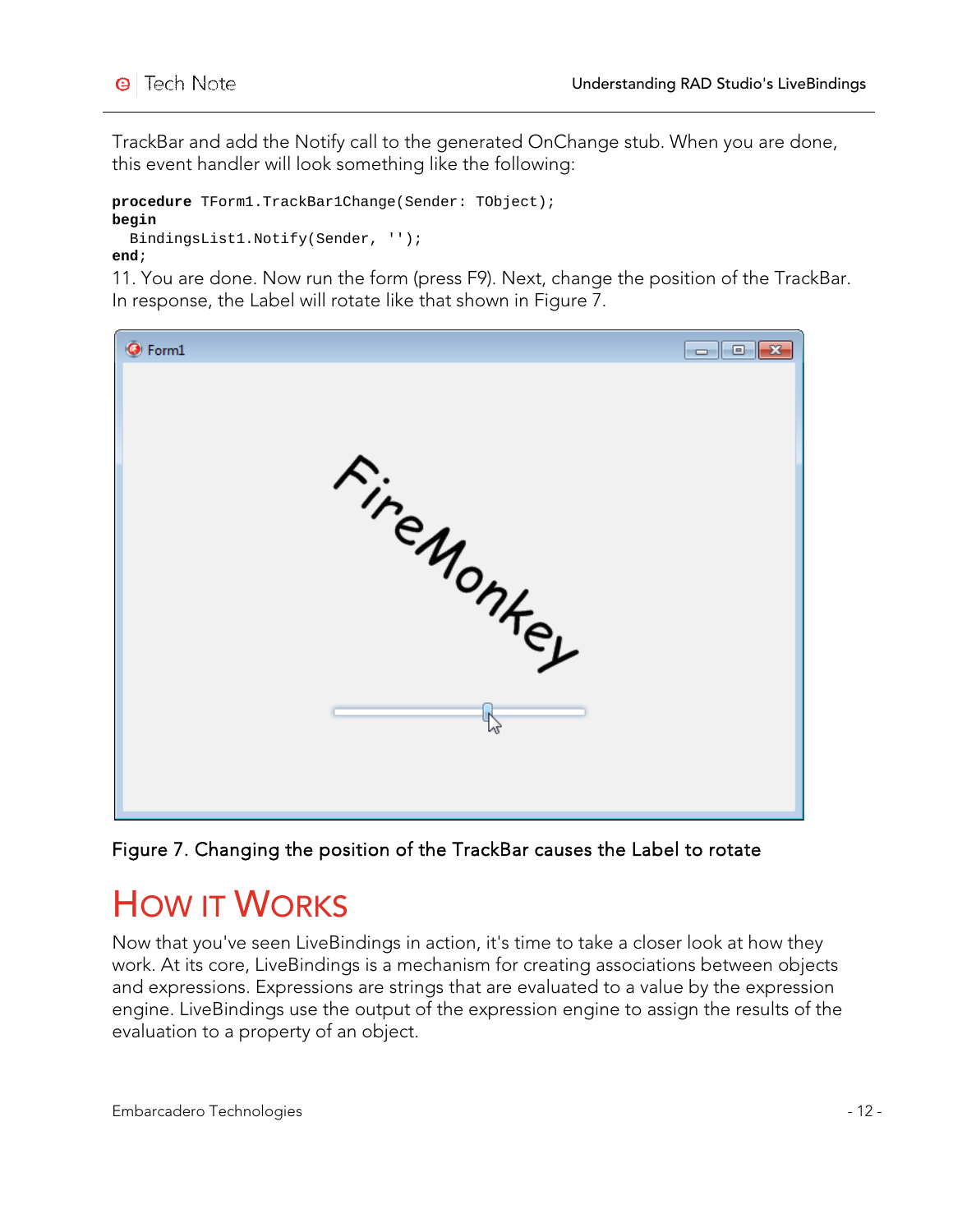TrackBar and add the Notify call to the generated OnChange stub. When you are done, this event handler will look something like the following:

```
procedure TForm1.TrackBar1Change(Sender: TObject);
begin
  BindingsList1.Notify(Sender, '');
end;
```

11. You are done. Now run the form (press F9). Next, change the position of the TrackBar. In response, the Label will rotate like that shown in Figure 7.

Figure 7. Changing the position of the TrackBar causes the Label to rotate

# How it Works

Now that you've seen LiveBindings in action, it's time to take a closer look at how they work. At its core, LiveBindings is a mechanism for creating associations between objects and expressions. Expressions are strings that are evaluated to a value by the expression engine. LiveBindings use the output of the expression engine to assign the results of the evaluation to a property of an object.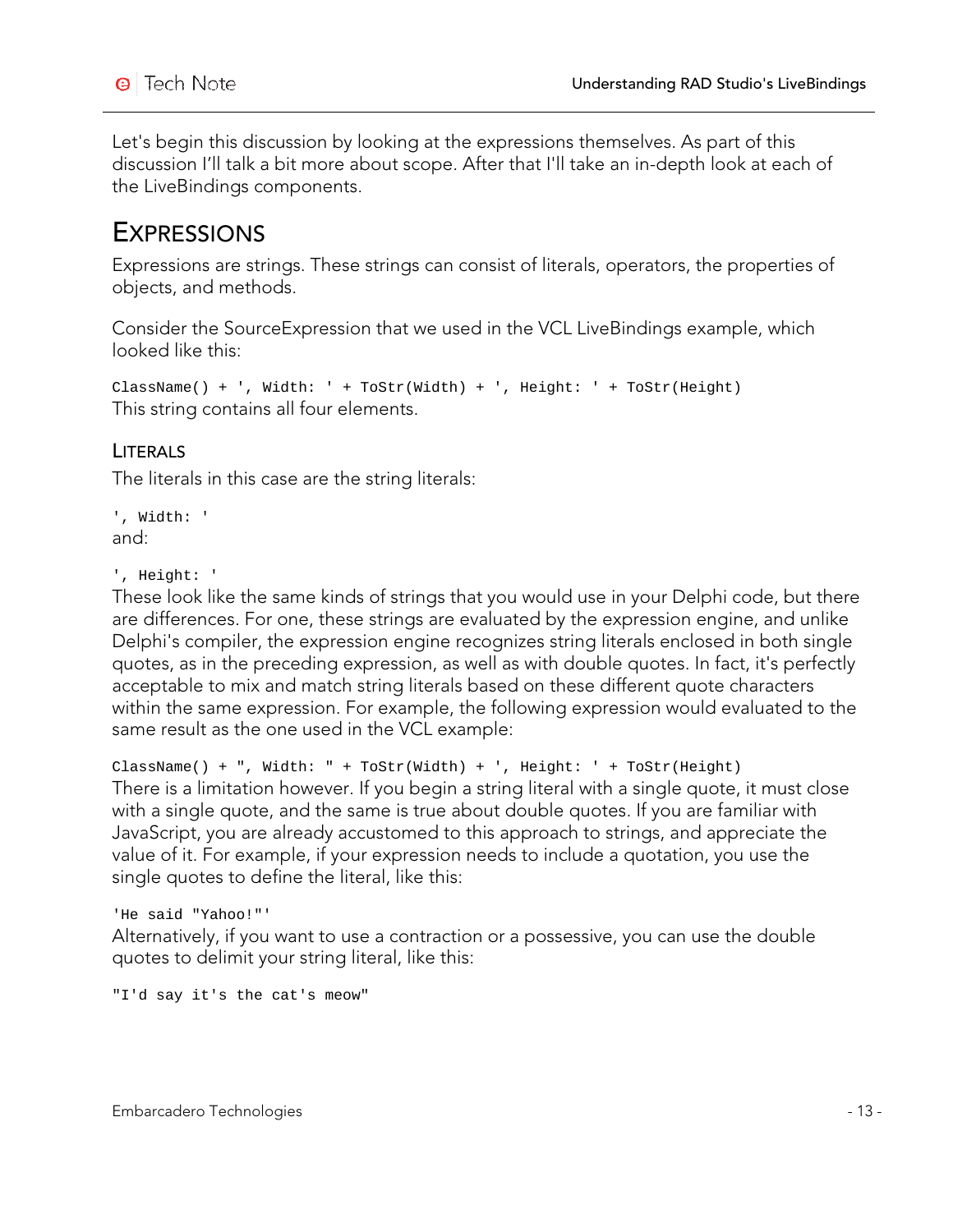Let's begin this discussion by looking at the expressions themselves. As part of this discussion I'll talk a bit more about scope. After that I'll take an in-depth look at each of the LiveBindings components.

## EXPRESSIONS

Expressions are strings. These strings can consist of literals, operators, the properties of objects, and methods.

Consider the SourceExpression that we used in the VCL LiveBindings example, which looked like this:

```
ClassName() + ', Width: ' + ToStr(Width) + ', Height: ' + ToStr(Height)
```

This string contains all four elements.

### LITERALS

The literals in this case are the string literals:

```
', Width: '
```

and:

```
', Height: '
```

These look like the same kinds of strings that you would use in your Delphi code, but there are differences. For one, these strings are evaluated by the expression engine, and unlike Delphi's compiler, the expression engine recognizes string literals enclosed in both single quotes, as in the preceding expression, as well as with double quotes. In fact, it's perfectly acceptable to mix and match string literals based on these different quote characters within the same expression. For example, the following expression would evaluated to the same result as the one used in the VCL example:

```
ClassName() + ", Width: " + ToStr(Width) + ', Height: ' + ToStr(Height)
```

There is a limitation however. If you begin a string literal with a single quote, it must close with a single quote, and the same is true about double quotes. If you are familiar with JavaScript, you are already accustomed to this approach to strings, and appreciate the value of it. For example, if your expression needs to include a quotation, you use the single quotes to define the literal, like this:

```
'He said "Yahoo!"'
```

Alternatively, if you want to use a contraction or a possessive, you can use the double quotes to delimit your string literal, like this:

```
"I'd say it's the cat's meow"
```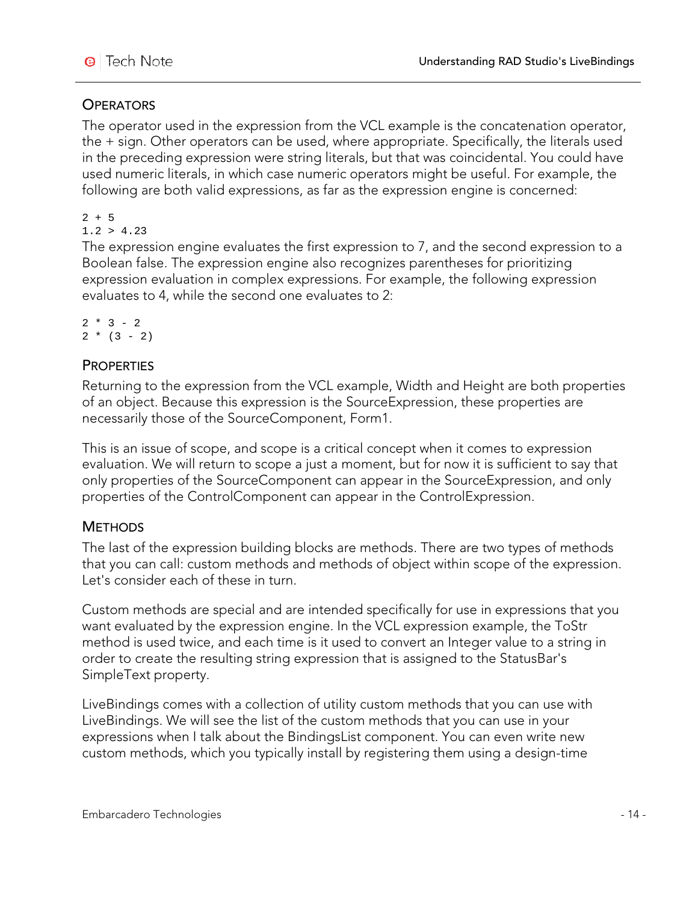## OPERATORS

The operator used in the expression from the VCL example is the concatenation operator, the + sign. Other operators can be used, where appropriate. Specifically, the literals used in the preceding expression were string literals, but that was coincidental. You could have used numeric literals, in which case numeric operators might be useful. For example, the following are both valid expressions, as far as the expression engine is concerned:

```
2 + 5
1.2 > 4.23
```

The expression engine evaluates the first expression to 7, and the second expression to a Boolean false. The expression engine also recognizes parentheses for prioritizing expression evaluation in complex expressions. For example, the following expression evaluates to 4, while the second one evaluates to 2:

```
2 * 3 - 2
2 * (3 - 2)
```

## PROPERTIES

Returning to the expression from the VCL example, Width and Height are both properties of an object. Because this expression is the SourceExpression, these properties are necessarily those of the SourceComponent, Form1.

This is an issue of scope, and scope is a critical concept when it comes to expression evaluation. We will return to scope a just a moment, but for now it is sufficient to say that only properties of the SourceComponent can appear in the SourceExpression, and only properties of the ControlComponent can appear in the ControlExpression.

## METHODS

The last of the expression building blocks are methods. There are two types of methods that you can call: custom methods and methods of object within scope of the expression. Let's consider each of these in turn.

Custom methods are special and are intended specifically for use in expressions that you want evaluated by the expression engine. In the VCL expression example, the ToStr method is used twice, and each time is it used to convert an Integer value to a string in order to create the resulting string expression that is assigned to the StatusBar's SimpleText property.

LiveBindings comes with a collection of utility custom methods that you can use with LiveBindings. We will see the list of the custom methods that you can use in your expressions when I talk about the BindingsList component. You can even write new custom methods, which you typically install by registering them using a design-time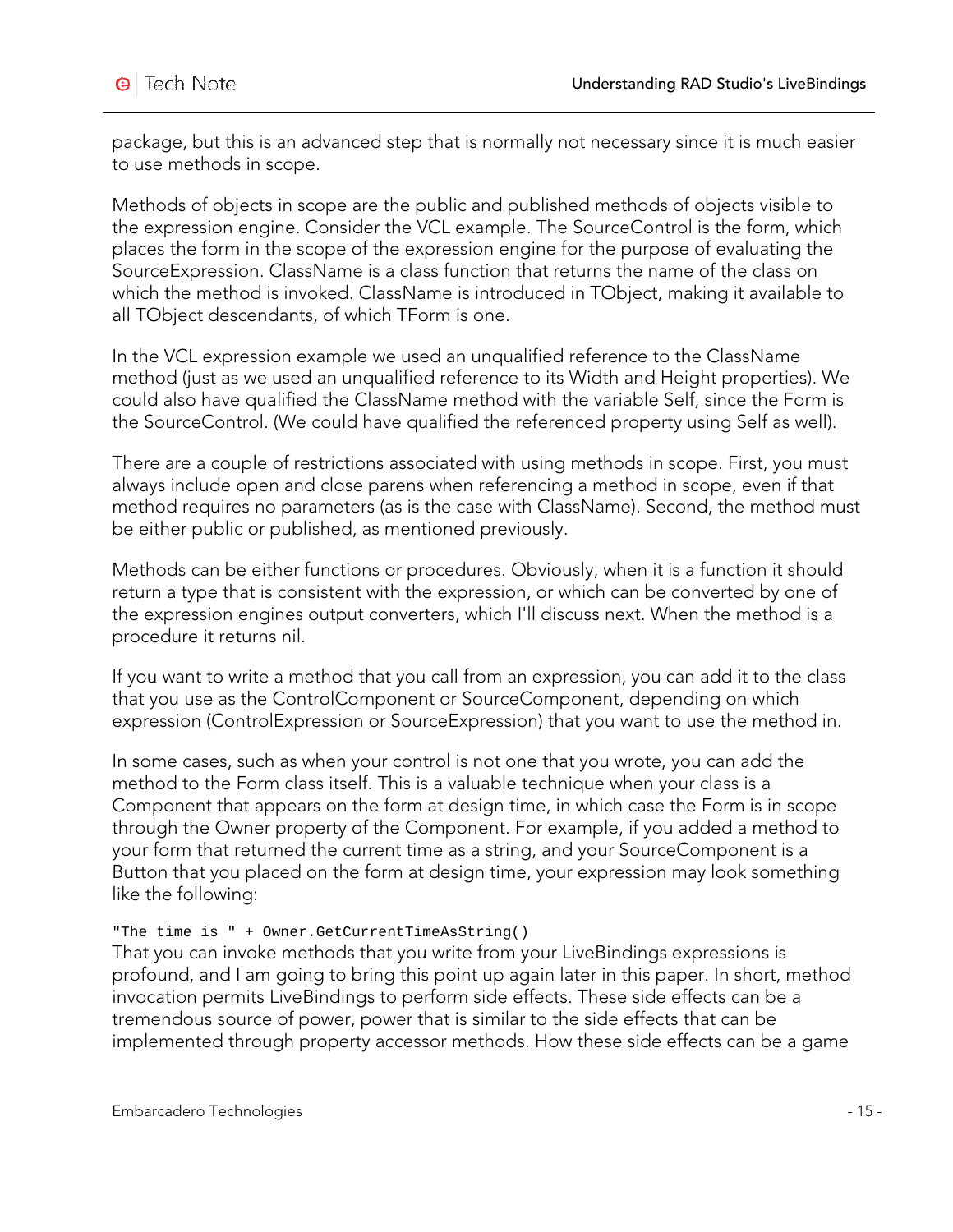package, but this is an advanced step that is normally not necessary since it is much easier to use methods in scope.

Methods of objects in scope are the public and published methods of objects visible to the expression engine. Consider the VCL example. The SourceControl is the form, which places the form in the scope of the expression engine for the purpose of evaluating the SourceExpression. ClassName is a class function that returns the name of the class on which the method is invoked. ClassName is introduced in TObject, making it available to all TObject descendants, of which TForm is one.

In the VCL expression example we used an unqualified reference to the ClassName method (just as we used an unqualified reference to its Width and Height properties). We could also have qualified the ClassName method with the variable Self, since the Form is the SourceControl. (We could have qualified the referenced property using Self as well).

There are a couple of restrictions associated with using methods in scope. First, you must always include open and close parens when referencing a method in scope, even if that method requires no parameters (as is the case with ClassName). Second, the method must be either public or published, as mentioned previously.

Methods can be either functions or procedures. Obviously, when it is a function it should return a type that is consistent with the expression, or which can be converted by one of the expression engines output converters, which I'll discuss next. When the method is a procedure it returns nil.

If you want to write a method that you call from an expression, you can add it to the class that you use as the ControlComponent or SourceComponent, depending on which expression (ControlExpression or SourceExpression) that you want to use the method in.

In some cases, such as when your control is not one that you wrote, you can add the method to the Form class itself. This is a valuable technique when your class is a Component that appears on the form at design time, in which case the Form is in scope through the Owner property of the Component. For example, if you added a method to your form that returned the current time as a string, and your SourceComponent is a Button that you placed on the form at design time, your expression may look something like the following:

```
"The time is " + Owner.GetCurrentTimeAsString()
```

That you can invoke methods that you write from your LiveBindings expressions is profound, and I am going to bring this point up again later in this paper. In short, method invocation permits LiveBindings to perform side effects. These side effects can be a tremendous source of power, power that is similar to the side effects that can be implemented through property accessor methods. How these side effects can be a game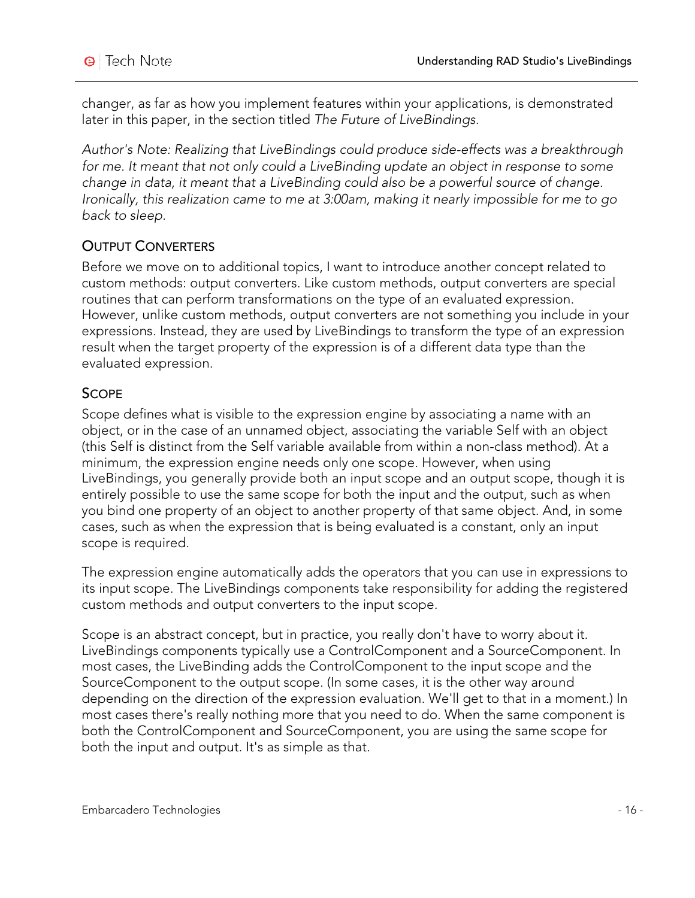changer, as far as how you implement features within your applications, is demonstrated later in this paper, in the section titled *The Future of LiveBindings*.

*Author's Note: Realizing that LiveBindings could produce side-effects was a breakthrough for me. It meant that not only could a LiveBinding update an object in response to some change in data, it meant that a LiveBinding could also be a powerful source of change. Ironically, this realization came to me at 3:00am, making it nearly impossible for me to go back to sleep.*

### Output Converters

Before we move on to additional topics, I want to introduce another concept related to custom methods: output converters. Like custom methods, output converters are special routines that can perform transformations on the type of an evaluated expression. However, unlike custom methods, output converters are not something you include in your expressions. Instead, they are used by LiveBindings to transform the type of an expression result when the target property of the expression is of a different data type than the evaluated expression.

### Scope

Scope defines what is visible to the expression engine by associating a name with an object, or in the case of an unnamed object, associating the variable Self with an object (this Self is distinct from the Self variable available from within a non-class method). At a minimum, the expression engine needs only one scope. However, when using LiveBindings, you generally provide both an input scope and an output scope, though it is entirely possible to use the same scope for both the input and the output, such as when you bind one property of an object to another property of that same object. And, in some cases, such as when the expression that is being evaluated is a constant, only an input scope is required.

The expression engine automatically adds the operators that you can use in expressions to its input scope. The LiveBindings components take responsibility for adding the registered custom methods and output converters to the input scope.

Scope is an abstract concept, but in practice, you really don't have to worry about it. LiveBindings components typically use a ControlComponent and a SourceComponent. In most cases, the LiveBinding adds the ControlComponent to the input scope and the SourceComponent to the output scope. (In some cases, it is the other way around depending on the direction of the expression evaluation. We'll get to that in a moment.) In most cases there's really nothing more that you need to do. When the same component is both the ControlComponent and SourceComponent, you are using the same scope for both the input and output. It's as simple as that.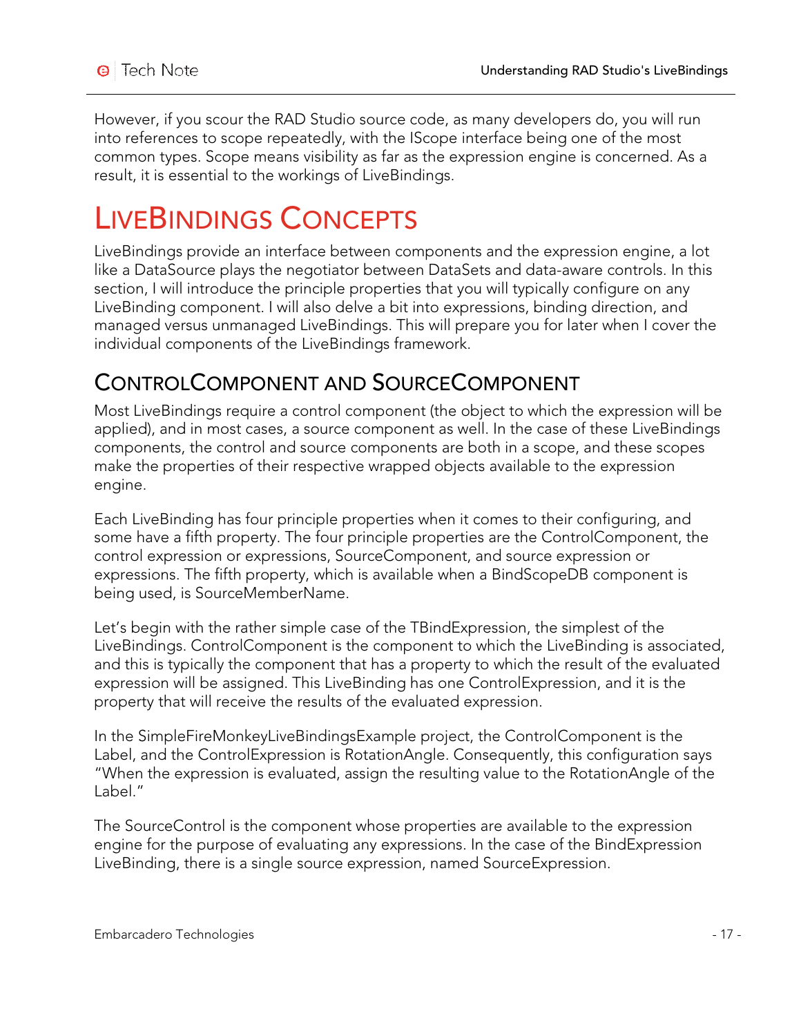However, if you scour the RAD Studio source code, as many developers do, you will run into references to scope repeatedly, with the IScope interface being one of the most common types. Scope means visibility as far as the expression engine is concerned. As a result, it is essential to the workings of LiveBindings.

# LiveBindings Concepts

LiveBindings provide an interface between components and the expression engine, a lot like a DataSource plays the negotiator between DataSets and data-aware controls. In this section, I will introduce the principle properties that you will typically configure on any LiveBinding component. I will also delve a bit into expressions, binding direction, and managed versus unmanaged LiveBindings. This will prepare you for later when I cover the individual components of the LiveBindings framework.

## ControlComponent and SourceComponent

Most LiveBindings require a control component (the object to which the expression will be applied), and in most cases, a source component as well. In the case of these LiveBindings components, the control and source components are both in a scope, and these scopes make the properties of their respective wrapped objects available to the expression engine.

Each LiveBinding has four principle properties when it comes to their configuring, and some have a fifth property. The four principle properties are the ControlComponent, the control expression or expressions, SourceComponent, and source expression or expressions. The fifth property, which is available when a BindScopeDB component is being used, is SourceMemberName.

Let's begin with the rather simple case of the TBindExpression, the simplest of the LiveBindings. ControlComponent is the component to which the LiveBinding is associated, and this is typically the component that has a property to which the result of the evaluated expression will be assigned. This LiveBinding has one ControlExpression, and it is the property that will receive the results of the evaluated expression.

In the SimpleFireMonkeyLiveBindingsExample project, the ControlComponent is the Label, and the ControlExpression is RotationAngle. Consequently, this configuration says "When the expression is evaluated, assign the resulting value to the RotationAngle of the Label."

The SourceControl is the component whose properties are available to the expression engine for the purpose of evaluating any expressions. In the case of the BindExpression LiveBinding, there is a single source expression, named SourceExpression.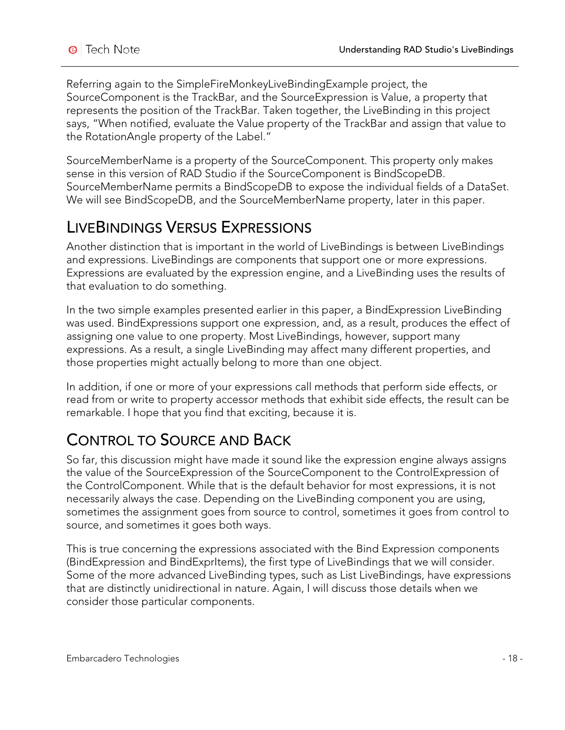Referring again to the SimpleFireMonkeyLiveBindingExample project, the SourceComponent is the TrackBar, and the SourceExpression is Value, a property that represents the position of the TrackBar. Taken together, the LiveBinding in this project says, "When notified, evaluate the Value property of the TrackBar and assign that value to the RotationAngle property of the Label."

SourceMemberName is a property of the SourceComponent. This property only makes sense in this version of RAD Studio if the SourceComponent is BindScopeDB. SourceMemberName permits a BindScopeDB to expose the individual fields of a DataSet. We will see BindScopeDB, and the SourceMemberName property, later in this paper.

## LiveBindings Versus Expressions

Another distinction that is important in the world of LiveBindings is between LiveBindings and expressions. LiveBindings are components that support one or more expressions. Expressions are evaluated by the expression engine, and a LiveBinding uses the results of that evaluation to do something.

In the two simple examples presented earlier in this paper, a BindExpression LiveBinding was used. BindExpressions support one expression, and, as a result, produces the effect of assigning one value to one property. Most LiveBindings, however, support many expressions. As a result, a single LiveBinding may affect many different properties, and those properties might actually belong to more than one object.

In addition, if one or more of your expressions call methods that perform side effects, or read from or write to property accessor methods that exhibit side effects, the result can be remarkable. I hope that you find that exciting, because it is.

## Control to Source and Back

So far, this discussion might have made it sound like the expression engine always assigns the value of the SourceExpression of the SourceComponent to the ControlExpression of the ControlComponent. While that is the default behavior for most expressions, it is not necessarily always the case. Depending on the LiveBinding component you are using, sometimes the assignment goes from source to control, sometimes it goes from control to source, and sometimes it goes both ways.

This is true concerning the expressions associated with the Bind Expression components (BindExpression and BindExprItems), the first type of LiveBindings that we will consider. Some of the more advanced LiveBinding types, such as List LiveBindings, have expressions that are distinctly unidirectional in nature. Again, I will discuss those details when we consider those particular components.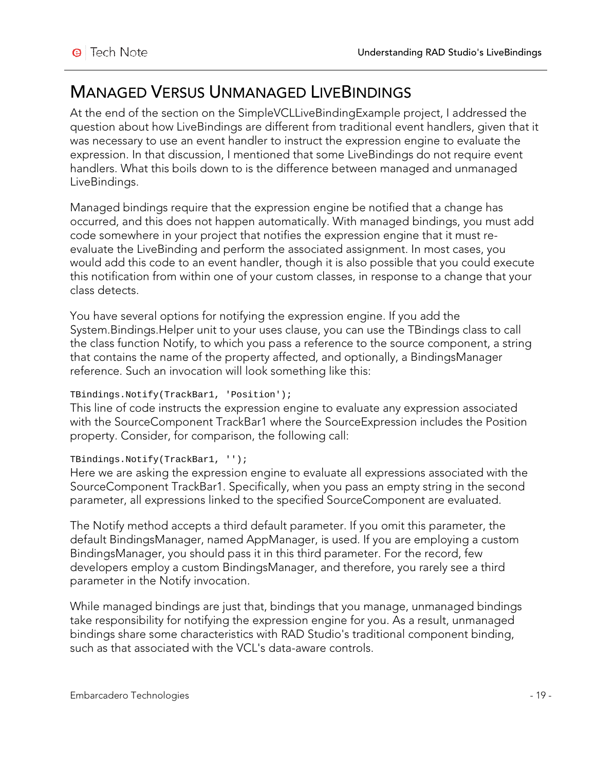# Managed Versus Unmanaged LiveBindings

At the end of the section on the SimpleVCLLiveBindingExample project, I addressed the question about how LiveBindings are different from traditional event handlers, given that it was necessary to use an event handler to instruct the expression engine to evaluate the expression. In that discussion, I mentioned that some LiveBindings do not require event handlers. What this boils down to is the difference between managed and unmanaged LiveBindings.

Managed bindings require that the expression engine be notified that a change has occurred, and this does not happen automatically. With managed bindings, you must add code somewhere in your project that notifies the expression engine that it must re-evaluate the LiveBinding and perform the associated assignment. In most cases, you would add this code to an event handler, though it is also possible that you could execute this notification from within one of your custom classes, in response to a change that your class detects.

You have several options for notifying the expression engine. If you add the System.Bindings.Helper unit to your uses clause, you can use the TBindings class to call the class function Notify, to which you pass a reference to the source component, a string that contains the name of the property affected, and optionally, a BindingsManager reference. Such an invocation will look something like this:

```
TBindings.Notify(TrackBar1, 'Position');
```

This line of code instructs the expression engine to evaluate any expression associated with the SourceComponent TrackBar1 where the SourceExpression includes the Position property. Consider, for comparison, the following call:

```
TBindings.Notify(TrackBar1, '');
```

Here we are asking the expression engine to evaluate all expressions associated with the SourceComponent TrackBar1. Specifically, when you pass an empty string in the second parameter, all expressions linked to the specified SourceComponent are evaluated.

The Notify method accepts a third default parameter. If you omit this parameter, the default BindingsManager, named AppManager, is used. If you are employing a custom BindingsManager, you should pass it in this third parameter. For the record, few developers employ a custom BindingsManager, and therefore, you rarely see a third parameter in the Notify invocation.

While managed bindings are just that, bindings that you manage, unmanaged bindings take responsibility for notifying the expression engine for you. As a result, unmanaged bindings share some characteristics with RAD Studio's traditional component binding, such as that associated with the VCL's data-aware controls.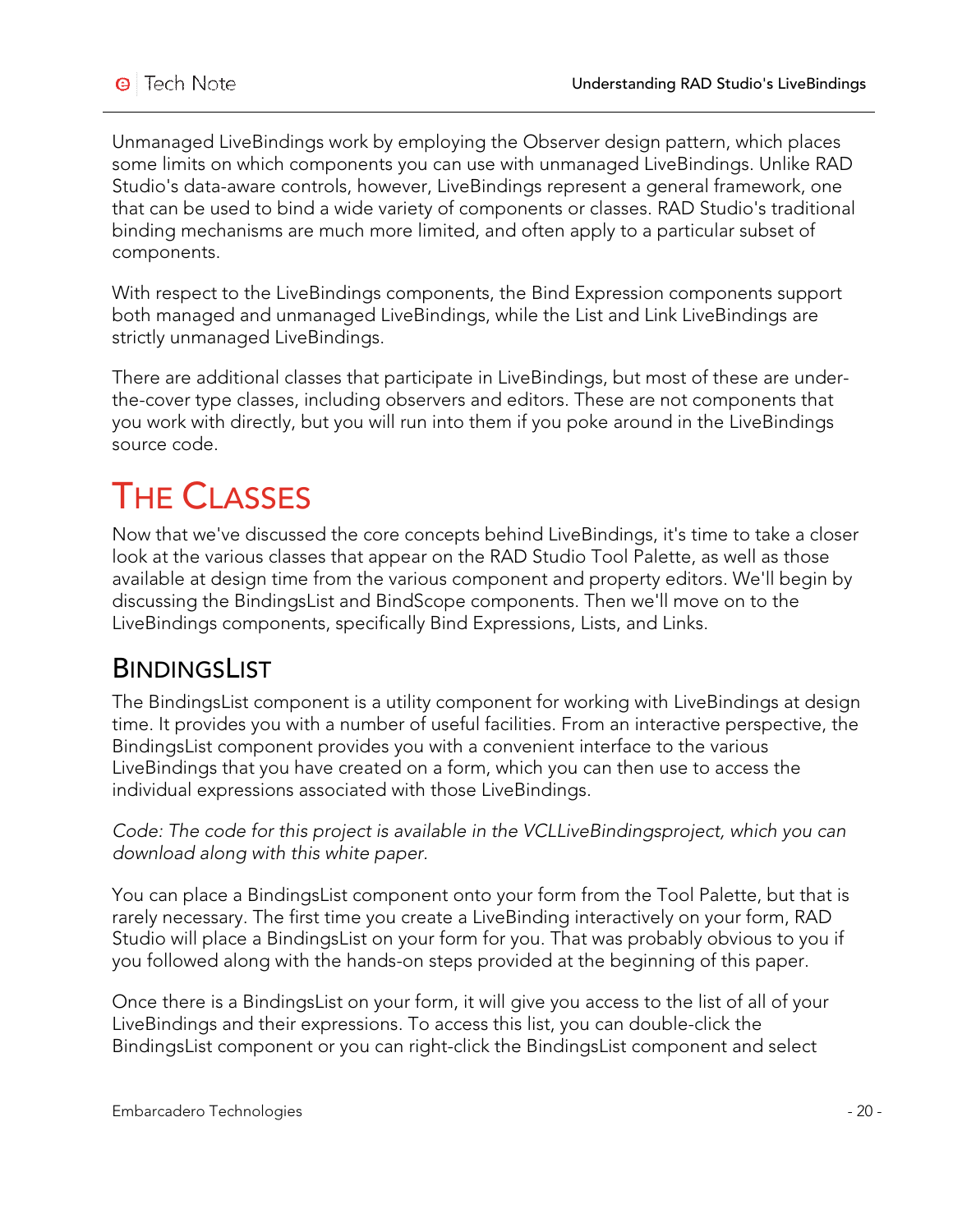Unmanaged LiveBindings work by employing the Observer design pattern, which places some limits on which components you can use with unmanaged LiveBindings. Unlike RAD Studio's data-aware controls, however, LiveBindings represent a general framework, one that can be used to bind a wide variety of components or classes. RAD Studio's traditional binding mechanisms are much more limited, and often apply to a particular subset of components.

With respect to the LiveBindings components, the Bind Expression components support both managed and unmanaged LiveBindings, while the List and Link LiveBindings are strictly unmanaged LiveBindings.

There are additional classes that participate in LiveBindings, but most of these are under-the-cover type classes, including observers and editors. These are not components that you work with directly, but you will run into them if you poke around in the LiveBindings source code.

# The Classes

Now that we've discussed the core concepts behind LiveBindings, it's time to take a closer look at the various classes that appear on the RAD Studio Tool Palette, as well as those available at design time from the various component and property editors. We'll begin by discussing the BindingsList and BindScope components. Then we'll move on to the LiveBindings components, specifically Bind Expressions, Lists, and Links.

## BindingsList

The BindingsList component is a utility component for working with LiveBindings at design time. It provides you with a number of useful facilities. From an interactive perspective, the BindingsList component provides you with a convenient interface to the various LiveBindings that you have created on a form, which you can then use to access the individual expressions associated with those LiveBindings.

*Code: The code for this project is available in the VCLLiveBindingsproject, which you can download along with this white paper.*

You can place a BindingsList component onto your form from the Tool Palette, but that is rarely necessary. The first time you create a LiveBinding interactively on your form, RAD Studio will place a BindingsList on your form for you. That was probably obvious to you if you followed along with the hands-on steps provided at the beginning of this paper.

Once there is a BindingsList on your form, it will give you access to the list of all of your LiveBindings and their expressions. To access this list, you can double-click the BindingsList component or you can right-click the BindingsList component and select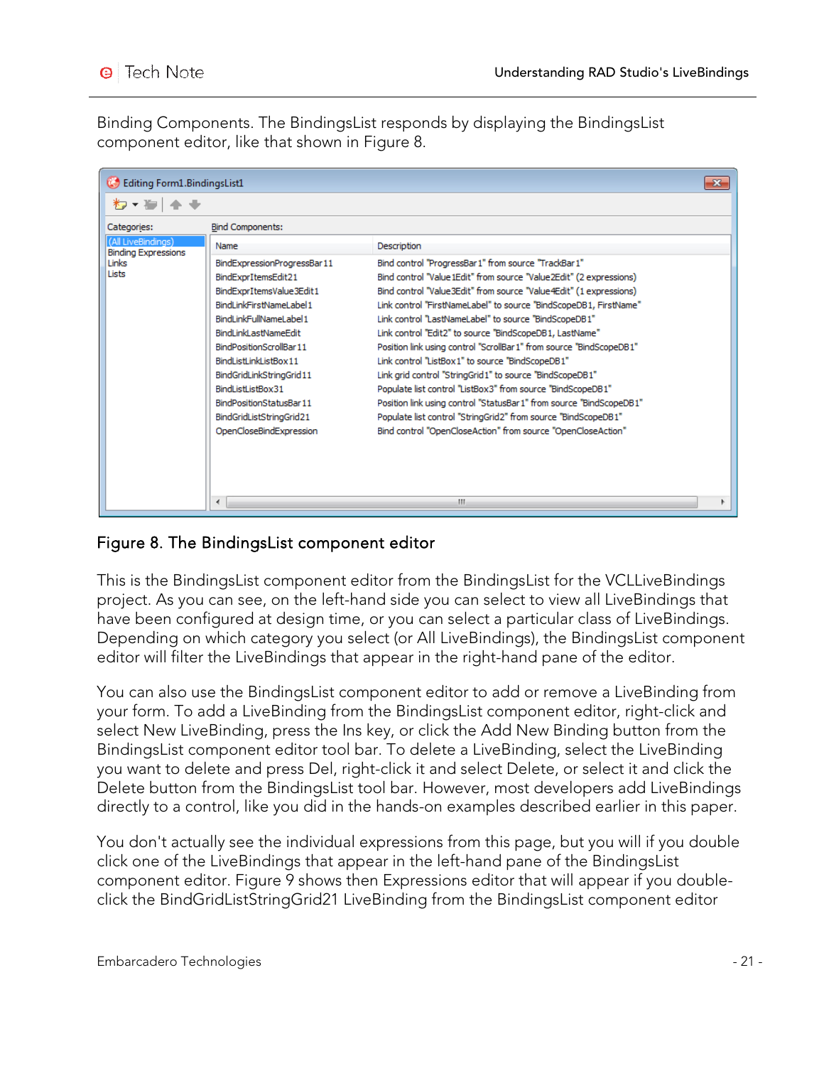Binding Components. The BindingsList responds by displaying the BindingsList component editor, like that shown in Figure 8.

Figure 8. The BindingsList component editor

This is the BindingsList component editor from the BindingsList for the VCLLiveBindings project. As you can see, on the left-hand side you can select to view all LiveBindings that have been configured at design time, or you can select a particular class of LiveBindings. Depending on which category you select (or All LiveBindings), the BindingsList component editor will filter the LiveBindings that appear in the right-hand pane of the editor.

You can also use the BindingsList component editor to add or remove a LiveBinding from your form. To add a LiveBinding from the BindingsList component editor, right-click and select New LiveBinding, press the Ins key, or click the Add New Binding button from the BindingsList component editor tool bar. To delete a LiveBinding, select the LiveBinding you want to delete and press Del, right-click it and select Delete, or select it and click the Delete button from the BindingsList tool bar. However, most developers add LiveBindings directly to a control, like you did in the hands-on examples described earlier in this paper.

You don't actually see the individual expressions from this page, but you will if you double click one of the LiveBindings that appear in the left-hand pane of the BindingsList component editor. Figure 9 shows then Expressions editor that will appear if you double-click the BindGridListStringGrid21 LiveBinding from the BindingsList component editor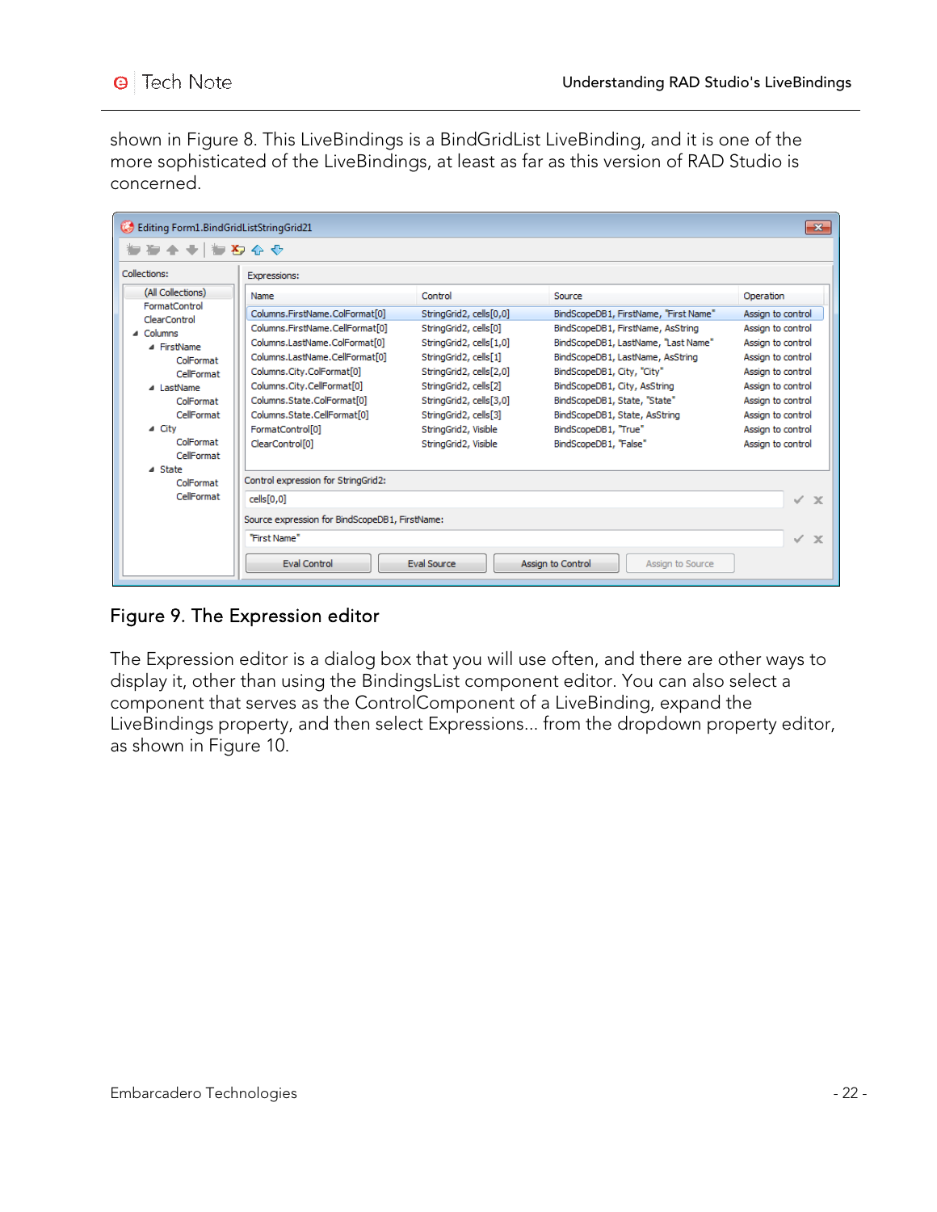shown in Figure 8. This LiveBindings is a BindGridList LiveBinding, and it is one of the more sophisticated of the LiveBindings, at least as far as this version of RAD Studio is concerned.

Figure 9. The Expression editor

The Expression editor is a dialog box that you will use often, and there are other ways to display it, other than using the BindingsList component editor. You can also select a component that serves as the ControlComponent of a LiveBinding, expand the LiveBindings property, and then select Expressions... from the dropdown property editor, as shown in Figure 10.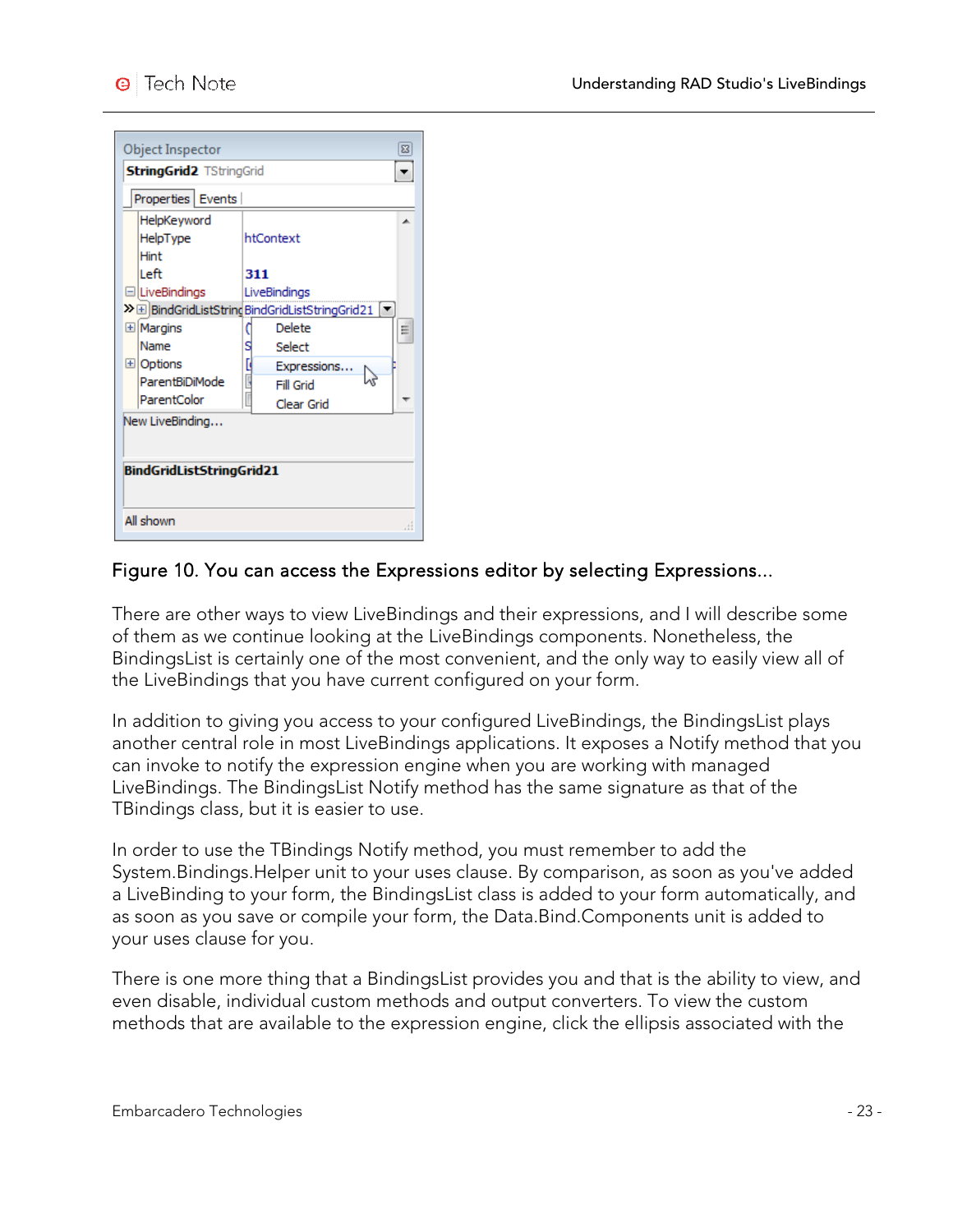Figure 10. You can access the Expressions editor by selecting Expressions...

There are other ways to view LiveBindings and their expressions, and I will describe some of them as we continue looking at the LiveBindings components. Nonetheless, the BindingsList is certainly one of the most convenient, and the only way to easily view all of the LiveBindings that you have current configured on your form.

In addition to giving you access to your configured LiveBindings, the BindingsList plays another central role in most LiveBindings applications. It exposes a Notify method that you can invoke to notify the expression engine when you are working with managed LiveBindings. The BindingsList Notify method has the same signature as that of the TBindings class, but it is easier to use.

In order to use the TBindings Notify method, you must remember to add the System.Bindings.Helper unit to your uses clause. By comparison, as soon as you've added a LiveBinding to your form, the BindingsList class is added to your form automatically, and as soon as you save or compile your form, the Data.Bind.Components unit is added to your uses clause for you.

There is one more thing that a BindingsList provides you and that is the ability to view, and even disable, individual custom methods and output converters. To view the custom methods that are available to the expression engine, click the ellipsis associated with the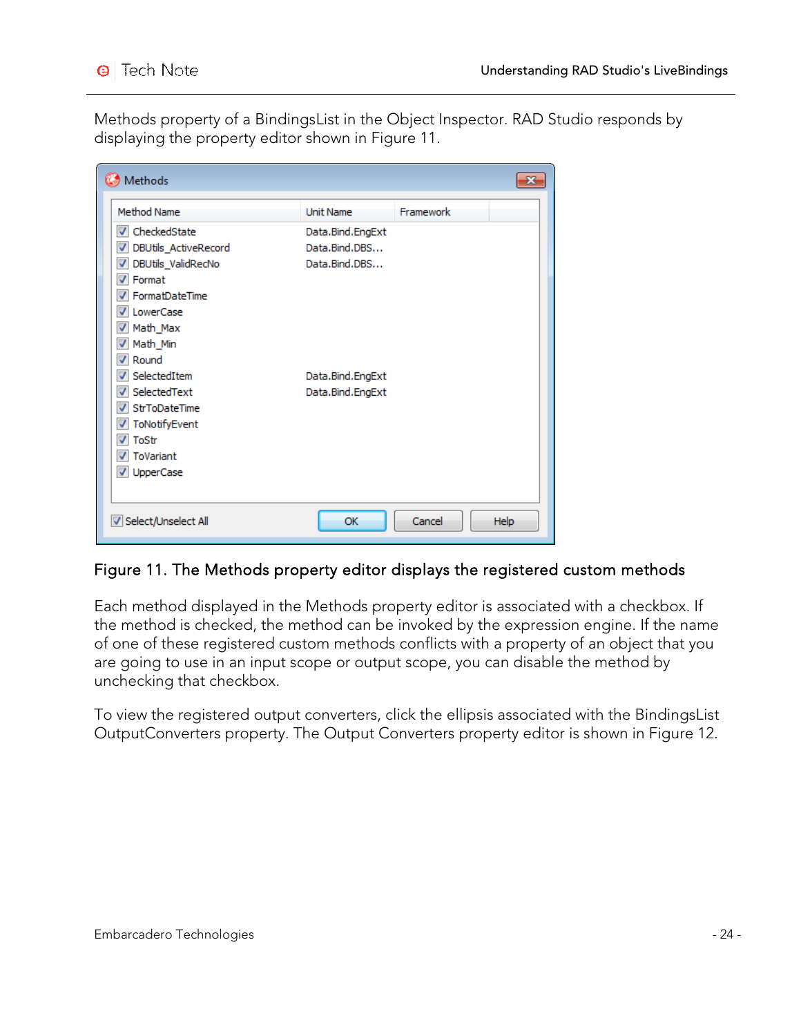Methods property of a BindingsList in the Object Inspector. RAD Studio responds by displaying the property editor shown in Figure 11.

Figure 11. The Methods property editor displays the registered custom methods

Each method displayed in the Methods property editor is associated with a checkbox. If the method is checked, the method can be invoked by the expression engine. If the name of one of these registered custom methods conflicts with a property of an object that you are going to use in an input scope or output scope, you can disable the method by unchecking that checkbox.

To view the registered output converters, click the ellipsis associated with the BindingsList OutputConverters property. The Output Converters property editor is shown in Figure 12.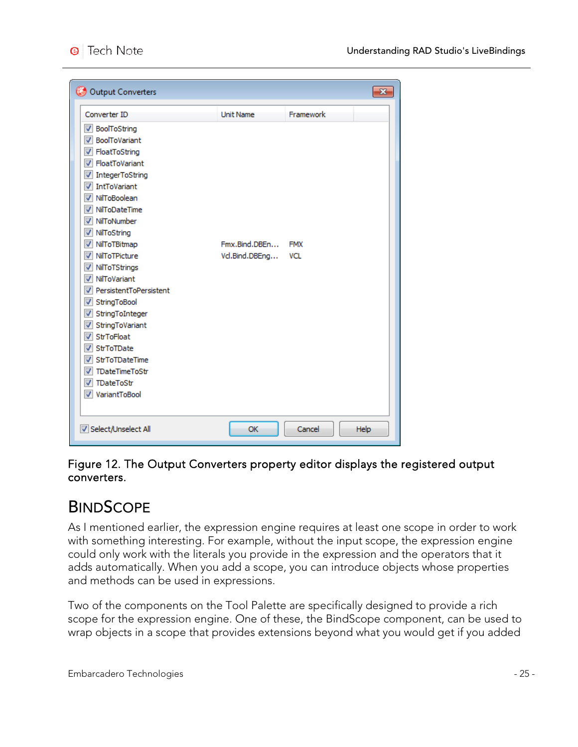| Converter ID | Unit Name | Framework |
| --- | --- | --- |
| BoolToString | | |
| BoolToVariant | | |
| FloatToString | | |
| FloatToVariant | | |
| IntegerToString | | |
| IntToVariant | | |
| NilToBoolean | | |
| NilToDateTime | | |
| NilToNumber | | |
| NilToString | | |
| NilToTBitmap | Fmx.Bind.DBEn... | FMX |
| NilToTPicture | Vcl.Bind.DBEng... | VCL |
| NilToTStrings | | |
| NilToVariant | | |
| PersistentToPersistent | | |
| StringToBool | | |
| StringToInteger | | |
| StringToVariant | | |
| StrToFloat | | |
| StrToTDate | | |
| StrToTDateTime | | |
| TDateTimeToStr | | |
| TDateToStr | | |
| VariantToBool | | |

Figure 12. The Output Converters property editor displays the registered output converters.

## BindScope

As I mentioned earlier, the expression engine requires at least one scope in order to work with something interesting. For example, without the input scope, the expression engine could only work with the literals you provide in the expression and the operators that it adds automatically. When you add a scope, you can introduce objects whose properties and methods can be used in expressions.

Two of the components on the Tool Palette are specifically designed to provide a rich scope for the expression engine. One of these, the BindScope component, can be used to wrap objects in a scope that provides extensions beyond what you would get if you added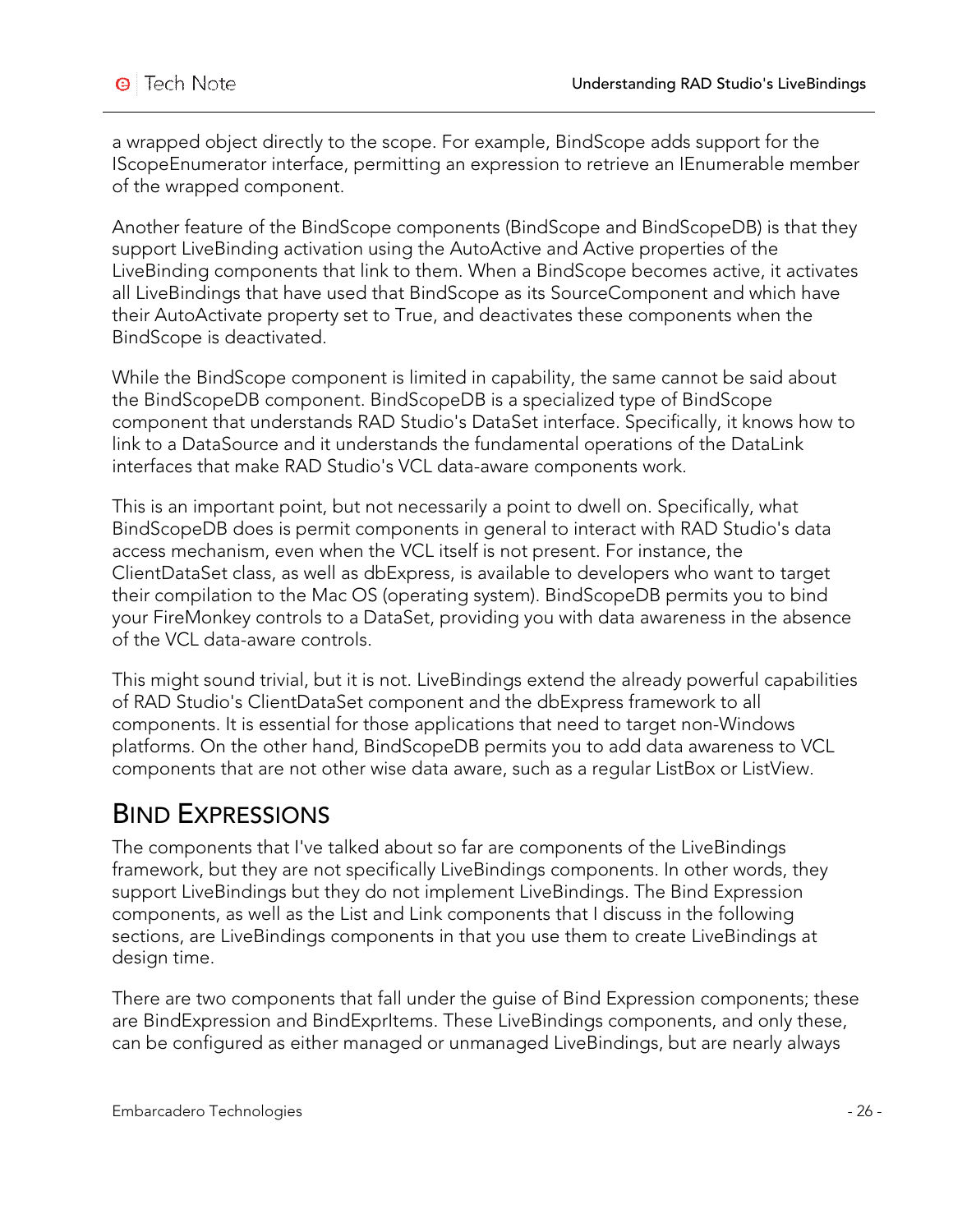a wrapped object directly to the scope. For example, BindScope adds support for the IScopeEnumerator interface, permitting an expression to retrieve an IEnumerable member of the wrapped component.

Another feature of the BindScope components (BindScope and BindScopeDB) is that they support LiveBinding activation using the AutoActive and Active properties of the LiveBinding components that link to them. When a BindScope becomes active, it activates all LiveBindings that have used that BindScope as its SourceComponent and which have their AutoActivate property set to True, and deactivates these components when the BindScope is deactivated.

While the BindScope component is limited in capability, the same cannot be said about the BindScopeDB component. BindScopeDB is a specialized type of BindScope component that understands RAD Studio's DataSet interface. Specifically, it knows how to link to a DataSource and it understands the fundamental operations of the DataLink interfaces that make RAD Studio's VCL data-aware components work.

This is an important point, but not necessarily a point to dwell on. Specifically, what BindScopeDB does is permit components in general to interact with RAD Studio's data access mechanism, even when the VCL itself is not present. For instance, the ClientDataSet class, as well as dbExpress, is available to developers who want to target their compilation to the Mac OS (operating system). BindScopeDB permits you to bind your FireMonkey controls to a DataSet, providing you with data awareness in the absence of the VCL data-aware controls.

This might sound trivial, but it is not. LiveBindings extend the already powerful capabilities of RAD Studio's ClientDataSet component and the dbExpress framework to all components. It is essential for those applications that need to target non-Windows platforms. On the other hand, BindScopeDB permits you to add data awareness to VCL components that are not other wise data aware, such as a regular ListBox or ListView.

## Bind Expressions

The components that I've talked about so far are components of the LiveBindings framework, but they are not specifically LiveBindings components. In other words, they support LiveBindings but they do not implement LiveBindings. The Bind Expression components, as well as the List and Link components that I discuss in the following sections, are LiveBindings components in that you use them to create LiveBindings at design time.

There are two components that fall under the guise of Bind Expression components; these are BindExpression and BindExprItems. These LiveBindings components, and only these, can be configured as either managed or unmanaged LiveBindings, but are nearly always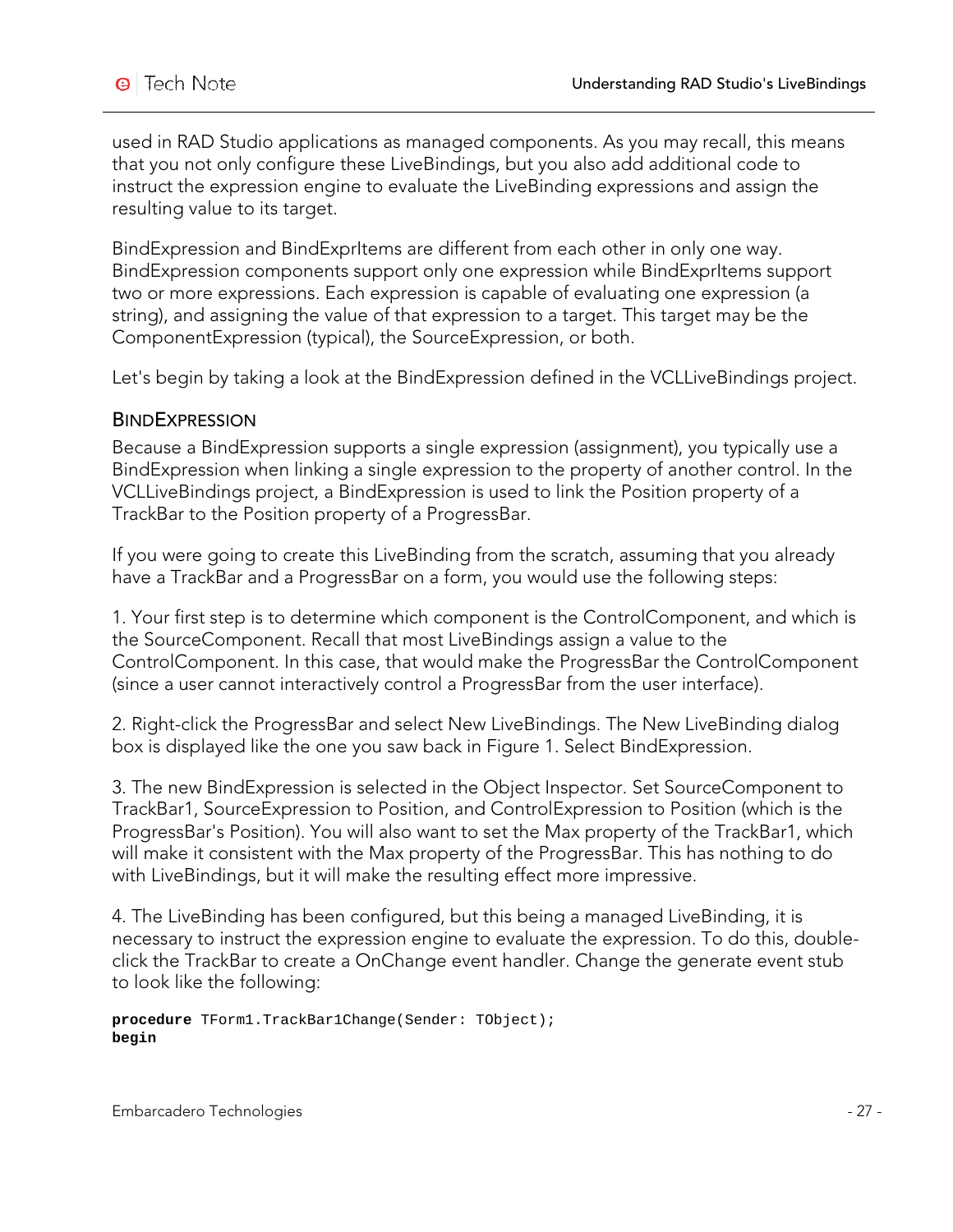used in RAD Studio applications as managed components. As you may recall, this means that you not only configure these LiveBindings, but you also add additional code to instruct the expression engine to evaluate the LiveBinding expressions and assign the resulting value to its target.

BindExpression and BindExprItems are different from each other in only one way. BindExpression components support only one expression while BindExprItems support two or more expressions. Each expression is capable of evaluating one expression (a string), and assigning the value of that expression to a target. This target may be the ComponentExpression (typical), the SourceExpression, or both.

Let's begin by taking a look at the BindExpression defined in the VCLLiveBindings project.

### BindExpression

Because a BindExpression supports a single expression (assignment), you typically use a BindExpression when linking a single expression to the property of another control. In the VCLLiveBindings project, a BindExpression is used to link the Position property of a TrackBar to the Position property of a ProgressBar.

If you were going to create this LiveBinding from the scratch, assuming that you already have a TrackBar and a ProgressBar on a form, you would use the following steps:

1. Your first step is to determine which component is the ControlComponent, and which is the SourceComponent. Recall that most LiveBindings assign a value to the ControlComponent. In this case, that would make the ProgressBar the ControlComponent (since a user cannot interactively control a ProgressBar from the user interface).

2. Right-click the ProgressBar and select New LiveBindings. The New LiveBinding dialog box is displayed like the one you saw back in Figure 1. Select BindExpression.

3. The new BindExpression is selected in the Object Inspector. Set SourceComponent to TrackBar1, SourceExpression to Position, and ControlExpression to Position (which is the ProgressBar's Position). You will also want to set the Max property of the TrackBar1, which will make it consistent with the Max property of the ProgressBar. This has nothing to do with LiveBindings, but it will make the resulting effect more impressive.

4. The LiveBinding has been configured, but this being a managed LiveBinding, it is necessary to instruct the expression engine to evaluate the expression. To do this, double-click the TrackBar to create a OnChange event handler. Change the generate event stub to look like the following:

```
procedure TForm1.TrackBar1Change(Sender: TObject);
begin
```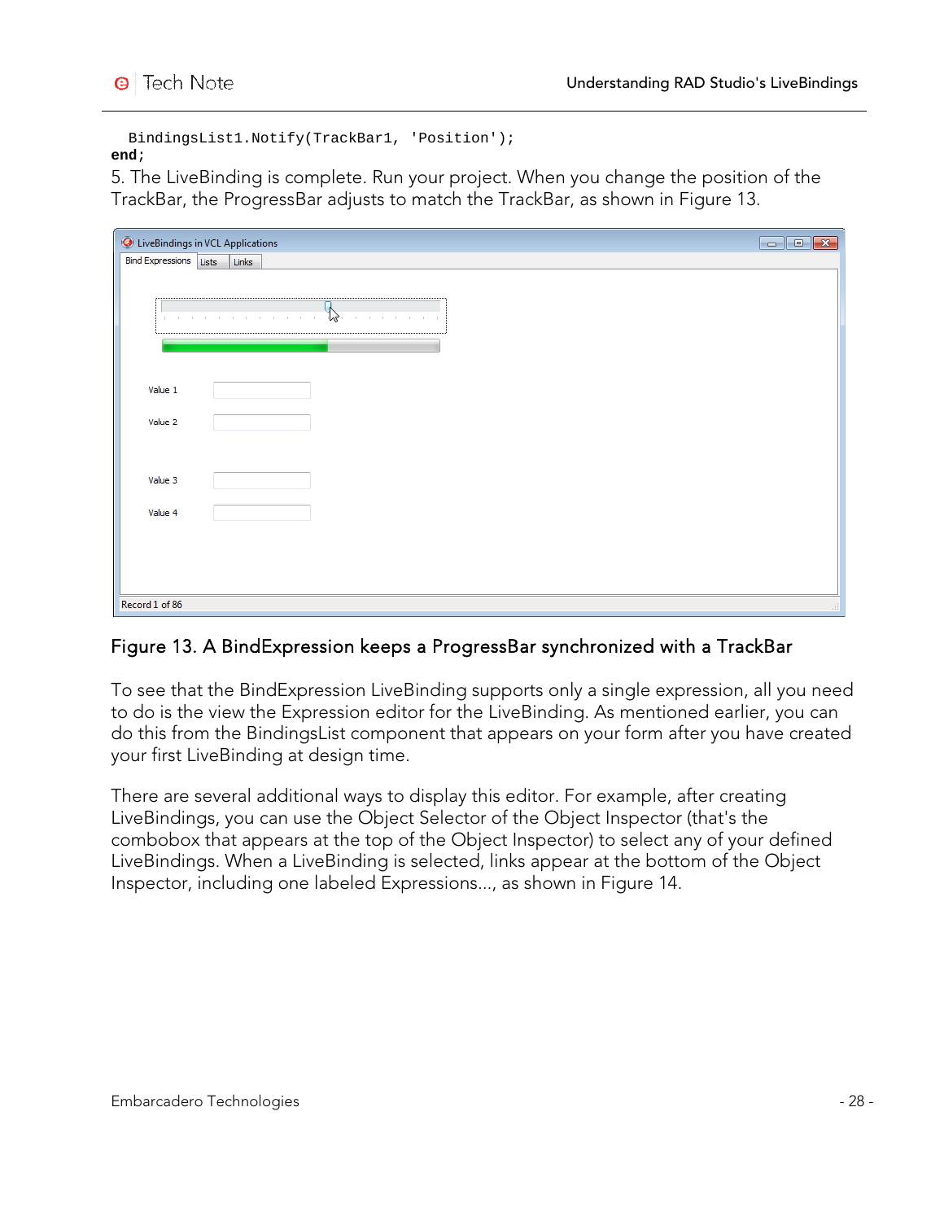```
  BindingsList1.Notify(TrackBar1, 'Position');
end;
```

5. The LiveBinding is complete. Run your project. When you change the position of the TrackBar, the ProgressBar adjusts to match the TrackBar, as shown in Figure 13.

Figure 13. A BindExpression keeps a ProgressBar synchronized with a TrackBar

To see that the BindExpression LiveBinding supports only a single expression, all you need to do is the view the Expression editor for the LiveBinding. As mentioned earlier, you can do this from the BindingsList component that appears on your form after you have created your first LiveBinding at design time.

There are several additional ways to display this editor. For example, after creating LiveBindings, you can use the Object Selector of the Object Inspector (that's the combobox that appears at the top of the Object Inspector) to select any of your defined LiveBindings. When a LiveBinding is selected, links appear at the bottom of the Object Inspector, including one labeled Expressions..., as shown in Figure 14.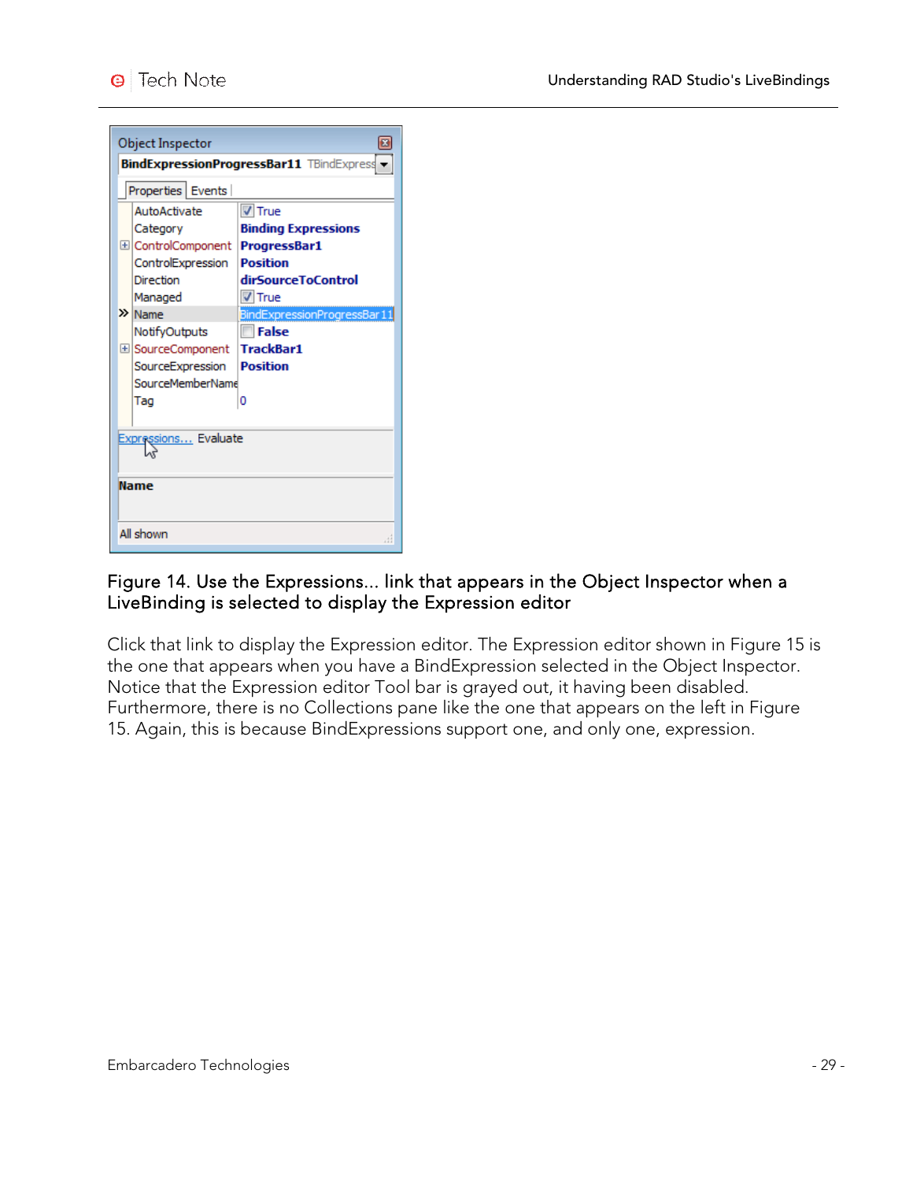Figure 14. Use the Expressions... link that appears in the Object Inspector when a LiveBinding is selected to display the Expression editor

Click that link to display the Expression editor. The Expression editor shown in Figure 15 is the one that appears when you have a BindExpression selected in the Object Inspector. Notice that the Expression editor Tool bar is grayed out, it having been disabled. Furthermore, there is no Collections pane like the one that appears on the left in Figure 15. Again, this is because BindExpressions support one, and only one, expression.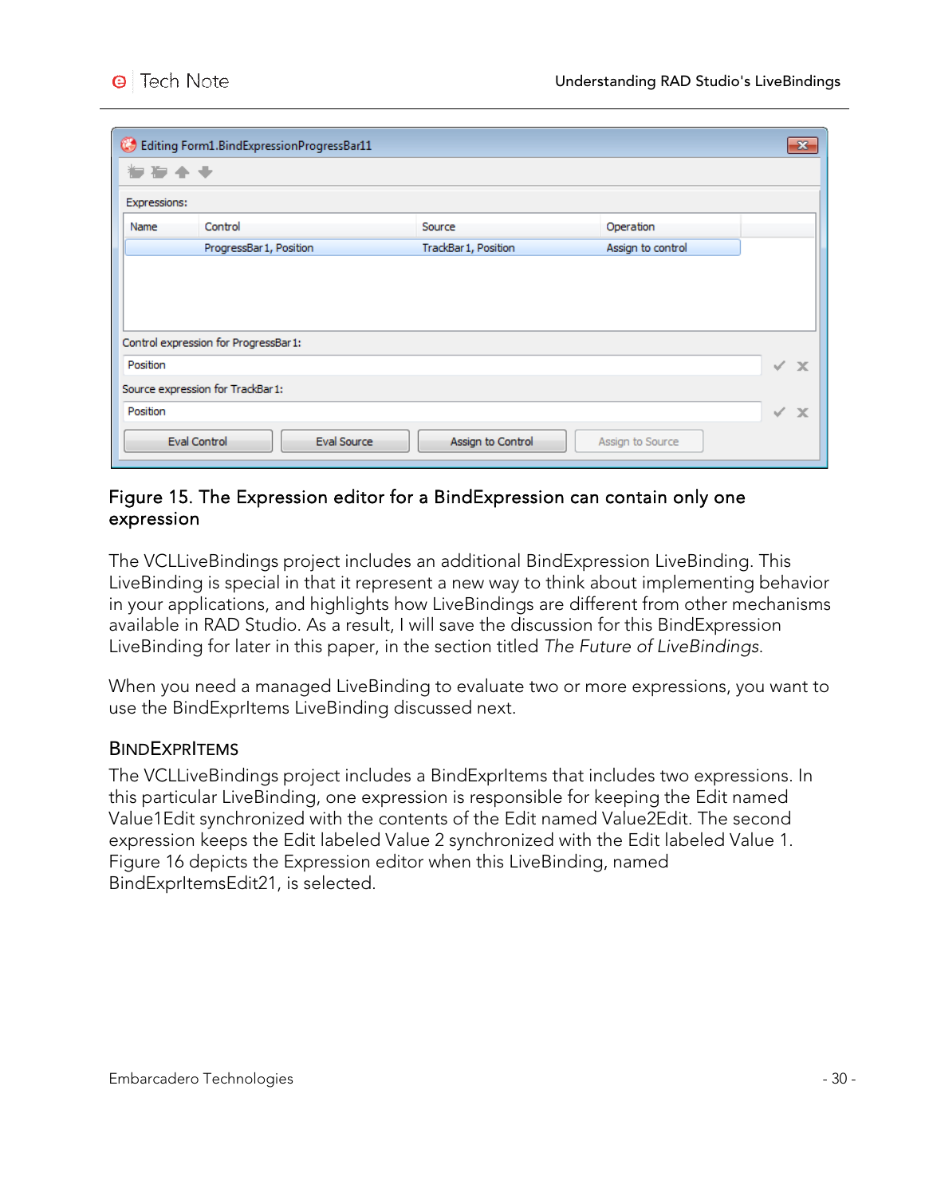**Figure 15. The Expression editor for a BindExpression can contain only one expression**

The VCLLiveBindings project includes an additional BindExpression LiveBinding. This LiveBinding is special in that it represent a new way to think about implementing behavior in your applications, and highlights how LiveBindings are different from other mechanisms available in RAD Studio. As a result, I will save the discussion for this BindExpression LiveBinding for later in this paper, in the section titled *The Future of LiveBindings*.

When you need a managed LiveBinding to evaluate two or more expressions, you want to use the BindExprItems LiveBinding discussed next.

### BindExprItems

The VCLLiveBindings project includes a BindExprItems that includes two expressions. In this particular LiveBinding, one expression is responsible for keeping the Edit named Value1Edit synchronized with the contents of the Edit named Value2Edit. The second expression keeps the Edit labeled Value 2 synchronized with the Edit labeled Value 1. Figure 16 depicts the Expression editor when this LiveBinding, named BindExprItemsEdit21, is selected.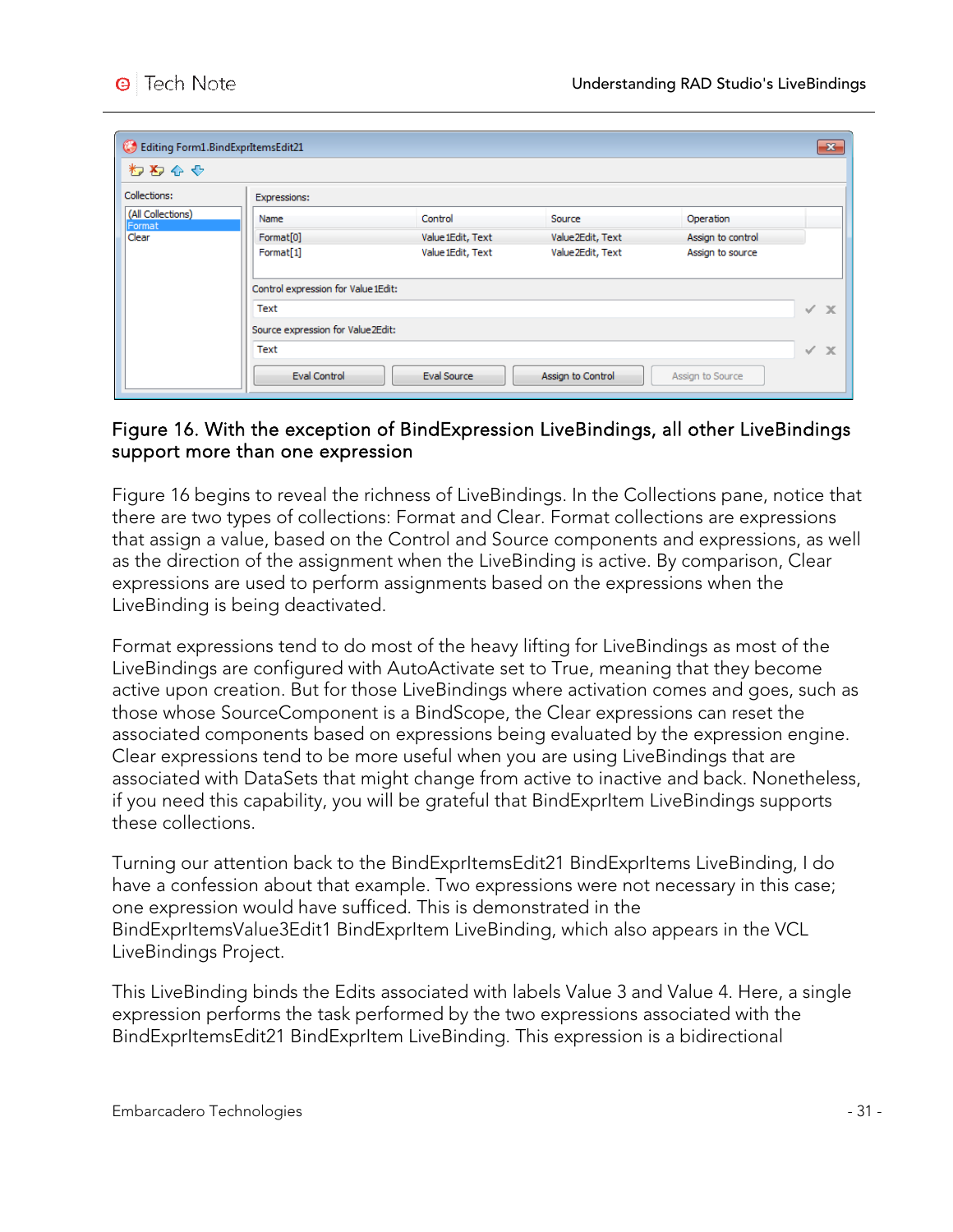**Figure 16. With the exception of BindExpression LiveBindings, all other LiveBindings support more than one expression**

Figure 16 begins to reveal the richness of LiveBindings. In the Collections pane, notice that there are two types of collections: Format and Clear. Format collections are expressions that assign a value, based on the Control and Source components and expressions, as well as the direction of the assignment when the LiveBinding is active. By comparison, Clear expressions are used to perform assignments based on the expressions when the LiveBinding is being deactivated.

Format expressions tend to do most of the heavy lifting for LiveBindings as most of the LiveBindings are configured with AutoActivate set to True, meaning that they become active upon creation. But for those LiveBindings where activation comes and goes, such as those whose SourceComponent is a BindScope, the Clear expressions can reset the associated components based on expressions being evaluated by the expression engine. Clear expressions tend to be more useful when you are using LiveBindings that are associated with DataSets that might change from active to inactive and back. Nonetheless, if you need this capability, you will be grateful that BindExprItem LiveBindings supports these collections.

Turning our attention back to the BindExprItemsEdit21 BindExprItems LiveBinding, I do have a confession about that example. Two expressions were not necessary in this case; one expression would have sufficed. This is demonstrated in the BindExprItemsValue3Edit1 BindExprItem LiveBinding, which also appears in the VCL LiveBindings Project.

This LiveBinding binds the Edits associated with labels Value 3 and Value 4. Here, a single expression performs the task performed by the two expressions associated with the BindExprItemsEdit21 BindExprItem LiveBinding. This expression is a bidirectional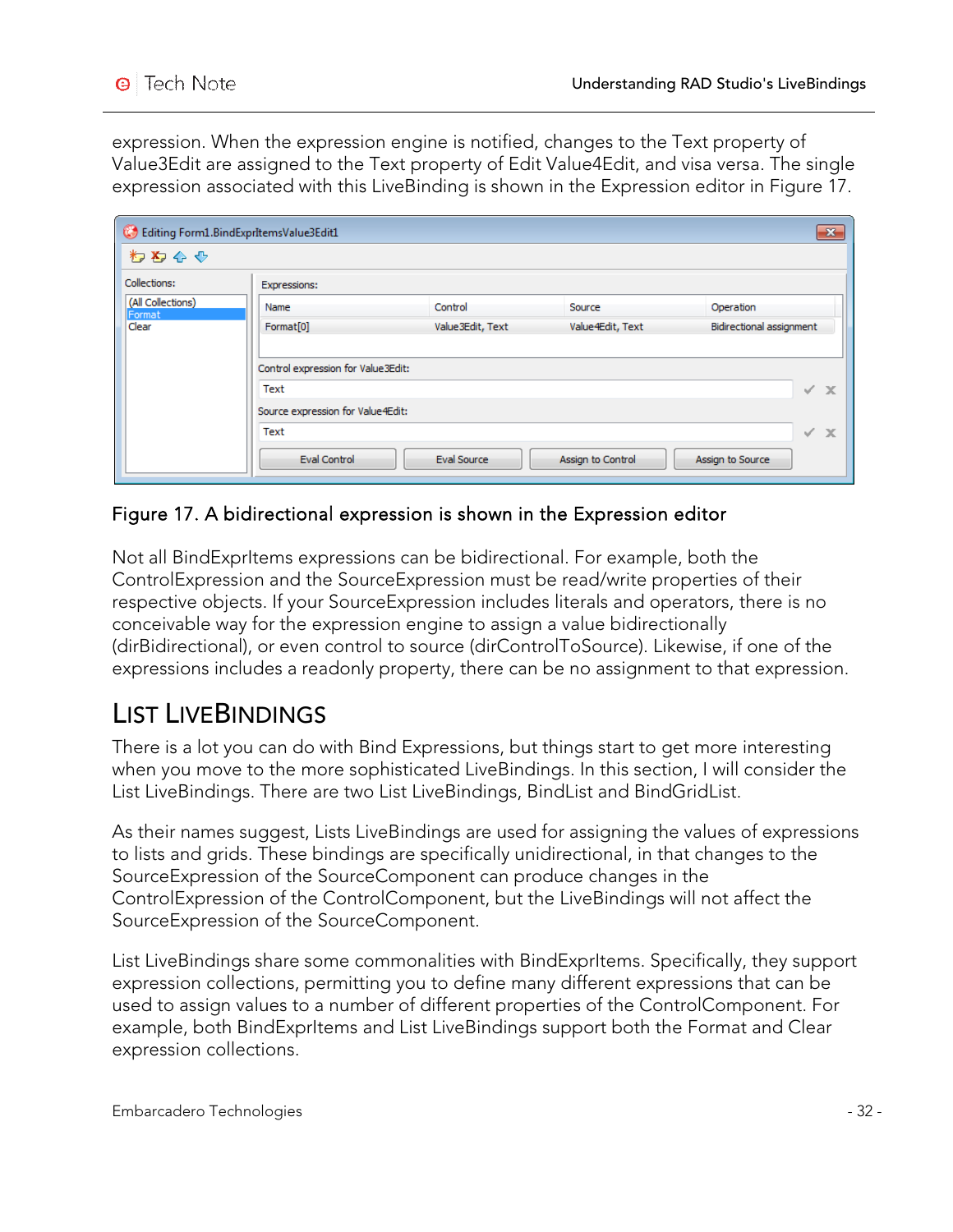expression. When the expression engine is notified, changes to the Text property of Value3Edit are assigned to the Text property of Edit Value4Edit, and visa versa. The single expression associated with this LiveBinding is shown in the Expression editor in Figure 17.

Figure 17. A bidirectional expression is shown in the Expression editor

Not all BindExprItems expressions can be bidirectional. For example, both the ControlExpression and the SourceExpression must be read/write properties of their respective objects. If your SourceExpression includes literals and operators, there is no conceivable way for the expression engine to assign a value bidirectionally (dirBidirectional), or even control to source (dirControlToSource). Likewise, if one of the expressions includes a readonly property, there can be no assignment to that expression.

## List LiveBindings

There is a lot you can do with Bind Expressions, but things start to get more interesting when you move to the more sophisticated LiveBindings. In this section, I will consider the List LiveBindings. There are two List LiveBindings, BindList and BindGridList.

As their names suggest, Lists LiveBindings are used for assigning the values of expressions to lists and grids. These bindings are specifically unidirectional, in that changes to the SourceExpression of the SourceComponent can produce changes in the ControlExpression of the ControlComponent, but the LiveBindings will not affect the SourceExpression of the SourceComponent.

List LiveBindings share some commonalities with BindExprItems. Specifically, they support expression collections, permitting you to define many different expressions that can be used to assign values to a number of different properties of the ControlComponent. For example, both BindExprItems and List LiveBindings support both the Format and Clear expression collections.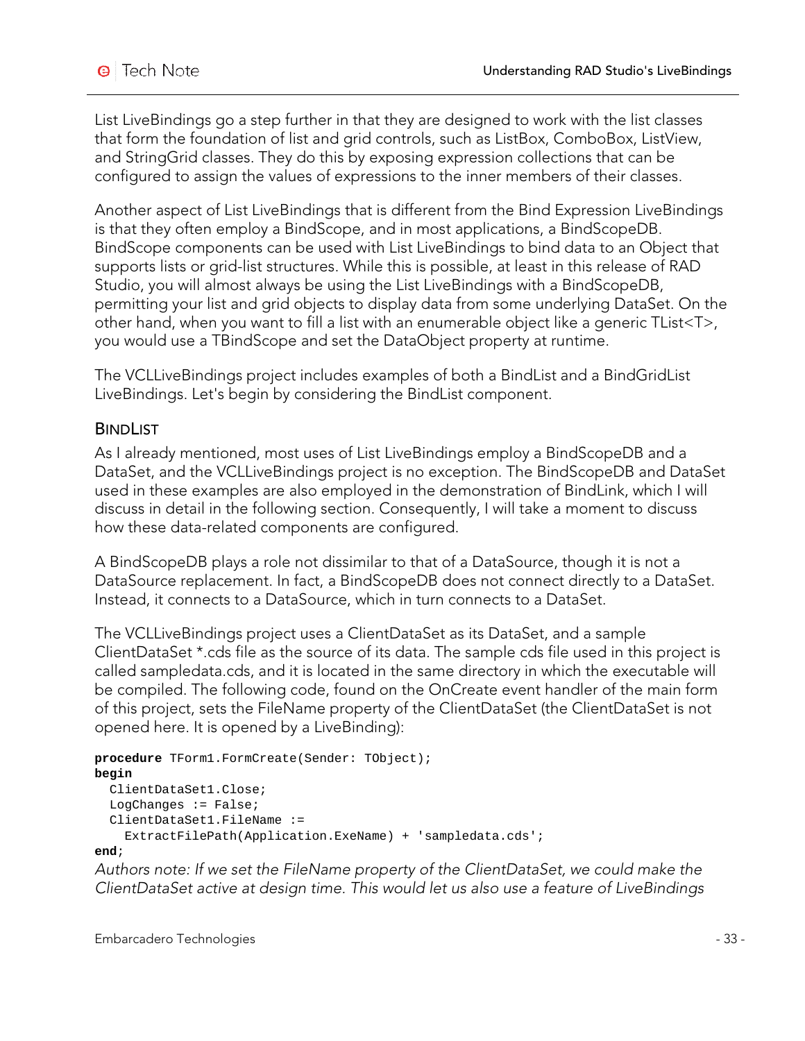List LiveBindings go a step further in that they are designed to work with the list classes that form the foundation of list and grid controls, such as ListBox, ComboBox, ListView, and StringGrid classes. They do this by exposing expression collections that can be configured to assign the values of expressions to the inner members of their classes.

Another aspect of List LiveBindings that is different from the Bind Expression LiveBindings is that they often employ a BindScope, and in most applications, a BindScopeDB. BindScope components can be used with List LiveBindings to bind data to an Object that supports lists or grid-list structures. While this is possible, at least in this release of RAD Studio, you will almost always be using the List LiveBindings with a BindScopeDB, permitting your list and grid objects to display data from some underlying DataSet. On the other hand, when you want to fill a list with an enumerable object like a generic TList<T>, you would use a TBindScope and set the DataObject property at runtime.

The VCLLiveBindings project includes examples of both a BindList and a BindGridList LiveBindings. Let's begin by considering the BindList component.

## BindList

As I already mentioned, most uses of List LiveBindings employ a BindScopeDB and a DataSet, and the VCLLiveBindings project is no exception. The BindScopeDB and DataSet used in these examples are also employed in the demonstration of BindLink, which I will discuss in detail in the following section. Consequently, I will take a moment to discuss how these data-related components are configured.

A BindScopeDB plays a role not dissimilar to that of a DataSource, though it is not a DataSource replacement. In fact, a BindScopeDB does not connect directly to a DataSet. Instead, it connects to a DataSource, which in turn connects to a DataSet.

The VCLLiveBindings project uses a ClientDataSet as its DataSet, and a sample ClientDataSet *.cds file as the source of its data. The sample cds file used in this project is called sampledata.cds, and it is located in the same directory in which the executable will be compiled. The following code, found on the OnCreate event handler of the main form of this project, sets the FileName property of the ClientDataSet (the ClientDataSet is not opened here. It is opened by a LiveBinding):

```
procedure TForm1.FormCreate(Sender: TObject);
begin
  ClientDataSet1.Close;
  LogChanges := False;
  ClientDataSet1.FileName :=
    ExtractFilePath(Application.ExeName) + 'sampledata.cds';
end;
```

*Authors note: If we set the FileName property of the ClientDataSet, we could make the ClientDataSet active at design time. This would let us also use a feature of LiveBindings*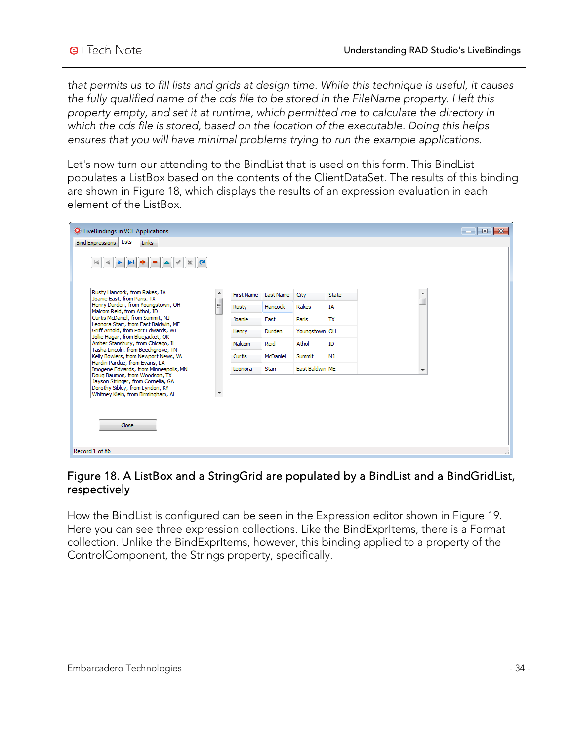*that permits us to fill lists and grids at design time. While this technique is useful, it causes the fully qualified name of the cds file to be stored in the FileName property. I left this property empty, and set it at runtime, which permitted me to calculate the directory in which the cds file is stored, based on the location of the executable. Doing this helps ensures that you will have minimal problems trying to run the example applications.*

Let's now turn our attending to the BindList that is used on this form. This BindList populates a ListBox based on the contents of the ClientDataSet. The results of this binding are shown in Figure 18, which displays the results of an expression evaluation in each element of the ListBox.

Figure 18. A ListBox and a StringGrid are populated by a BindList and a BindGridList, respectively

How the BindList is configured can be seen in the Expression editor shown in Figure 19. Here you can see three expression collections. Like the BindExprItems, there is a Format collection. Unlike the BindExprItems, however, this binding applied to a property of the ControlComponent, the Strings property, specifically.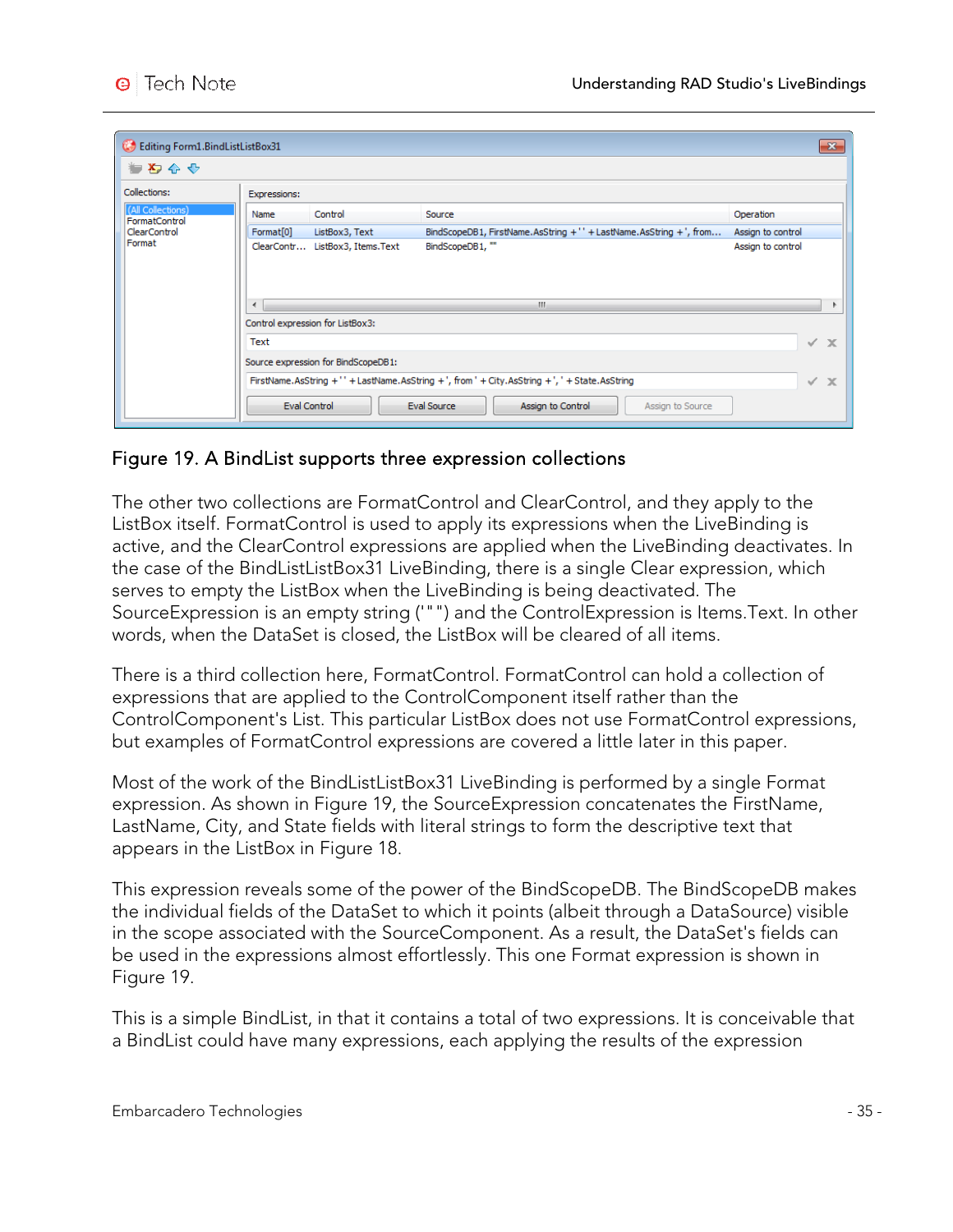Figure 19. A BindList supports three expression collections

The other two collections are FormatControl and ClearControl, and they apply to the ListBox itself. FormatControl is used to apply its expressions when the LiveBinding is active, and the ClearControl expressions are applied when the LiveBinding deactivates. In the case of the BindListListBox31 LiveBinding, there is a single Clear expression, which serves to empty the ListBox when the LiveBinding is being deactivated. The SourceExpression is an empty string ("") and the ControlExpression is Items.Text. In other words, when the DataSet is closed, the ListBox will be cleared of all items.

There is a third collection here, FormatControl. FormatControl can hold a collection of expressions that are applied to the ControlComponent itself rather than the ControlComponent's List. This particular ListBox does not use FormatControl expressions, but examples of FormatControl expressions are covered a little later in this paper.

Most of the work of the BindListListBox31 LiveBinding is performed by a single Format expression. As shown in Figure 19, the SourceExpression concatenates the FirstName, LastName, City, and State fields with literal strings to form the descriptive text that appears in the ListBox in Figure 18.

This expression reveals some of the power of the BindScopeDB. The BindScopeDB makes the individual fields of the DataSet to which it points (albeit through a DataSource) visible in the scope associated with the SourceComponent. As a result, the DataSet's fields can be used in the expressions almost effortlessly. This one Format expression is shown in Figure 19.

This is a simple BindList, in that it contains a total of two expressions. It is conceivable that a BindList could have many expressions, each applying the results of the expression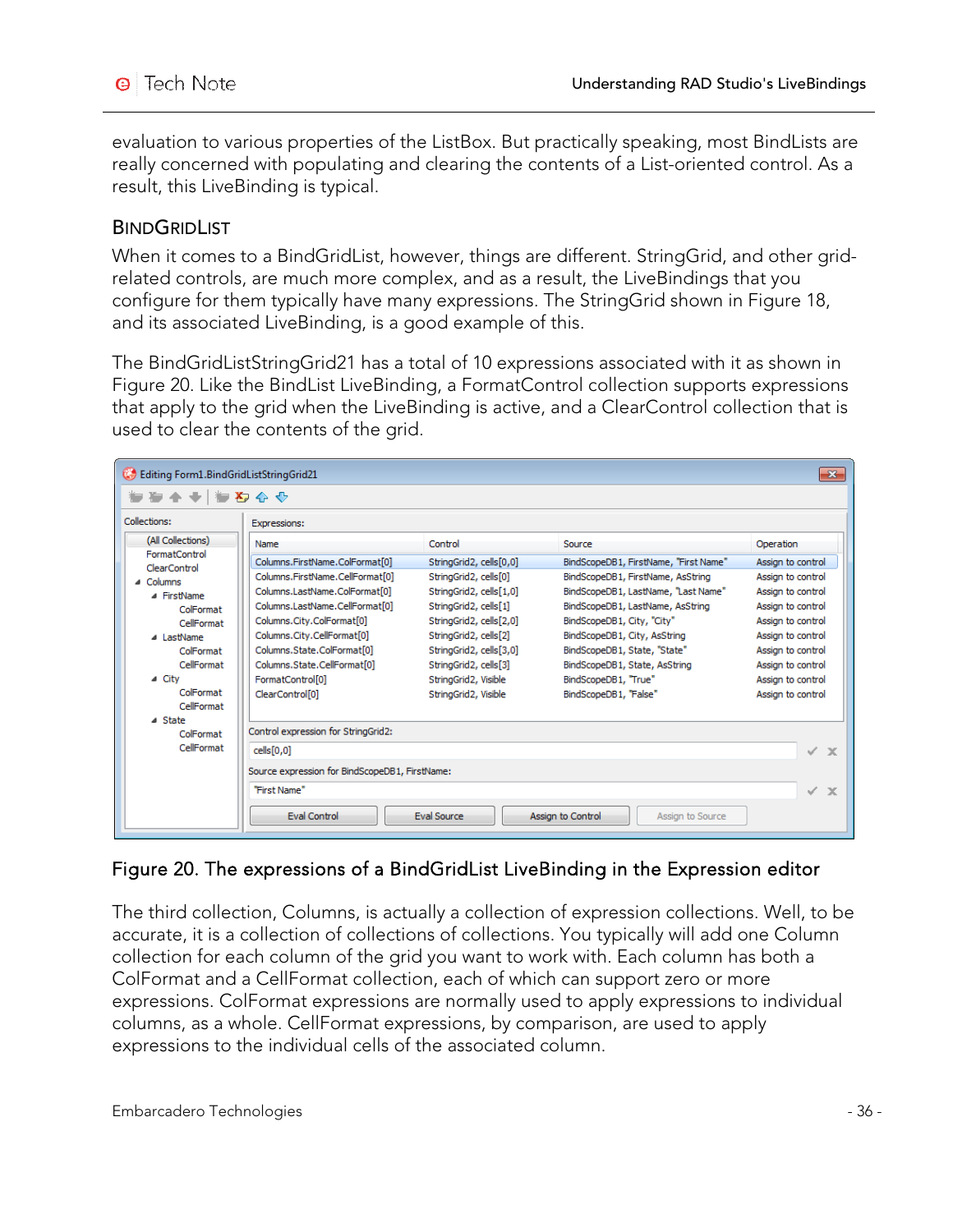evaluation to various properties of the ListBox. But practically speaking, most BindLists are really concerned with populating and clearing the contents of a List-oriented control. As a result, this LiveBinding is typical.

## BindGridList

When it comes to a BindGridList, however, things are different. StringGrid, and other grid-related controls, are much more complex, and as a result, the LiveBindings that you configure for them typically have many expressions. The StringGrid shown in Figure 18, and its associated LiveBinding, is a good example of this.

The BindGridListStringGrid21 has a total of 10 expressions associated with it as shown in Figure 20. Like the BindList LiveBinding, a FormatControl collection supports expressions that apply to the grid when the LiveBinding is active, and a ClearControl collection that is used to clear the contents of the grid.

Figure 20. The expressions of a BindGridList LiveBinding in the Expression editor

The third collection, Columns, is actually a collection of expression collections. Well, to be accurate, it is a collection of collections of collections. You typically will add one Column collection for each column of the grid you want to work with. Each column has both a ColFormat and a CellFormat collection, each of which can support zero or more expressions. ColFormat expressions are normally used to apply expressions to individual columns, as a whole. CellFormat expressions, by comparison, are used to apply expressions to the individual cells of the associated column.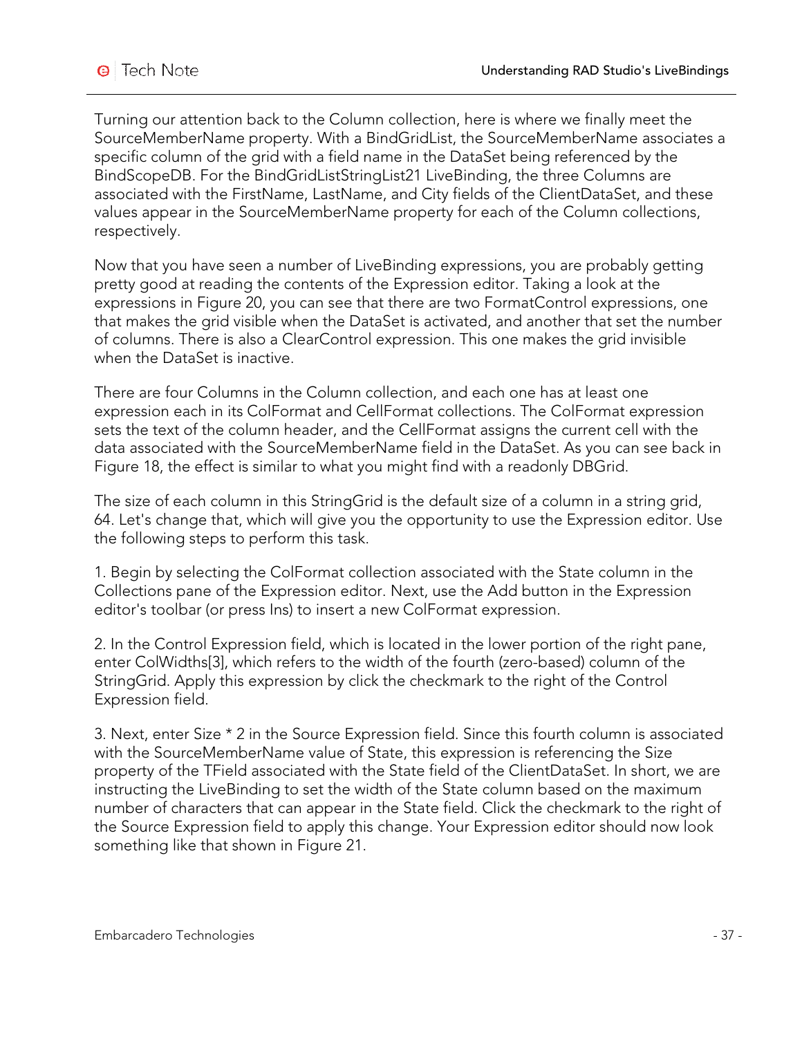Turning our attention back to the Column collection, here is where we finally meet the SourceMemberName property. With a BindGridList, the SourceMemberName associates a specific column of the grid with a field name in the DataSet being referenced by the BindScopeDB. For the BindGridListStringList21 LiveBinding, the three Columns are associated with the FirstName, LastName, and City fields of the ClientDataSet, and these values appear in the SourceMemberName property for each of the Column collections, respectively.

Now that you have seen a number of LiveBinding expressions, you are probably getting pretty good at reading the contents of the Expression editor. Taking a look at the expressions in Figure 20, you can see that there are two FormatControl expressions, one that makes the grid visible when the DataSet is activated, and another that set the number of columns. There is also a ClearControl expression. This one makes the grid invisible when the DataSet is inactive.

There are four Columns in the Column collection, and each one has at least one expression each in its ColFormat and CellFormat collections. The ColFormat expression sets the text of the column header, and the CellFormat assigns the current cell with the data associated with the SourceMemberName field in the DataSet. As you can see back in Figure 18, the effect is similar to what you might find with a readonly DBGrid.

The size of each column in this StringGrid is the default size of a column in a string grid, 64. Let's change that, which will give you the opportunity to use the Expression editor. Use the following steps to perform this task.

1. Begin by selecting the ColFormat collection associated with the State column in the Collections pane of the Expression editor. Next, use the Add button in the Expression editor's toolbar (or press Ins) to insert a new ColFormat expression.

2. In the Control Expression field, which is located in the lower portion of the right pane, enter ColWidths[3], which refers to the width of the fourth (zero-based) column of the StringGrid. Apply this expression by click the checkmark to the right of the Control Expression field.

3. Next, enter Size * 2 in the Source Expression field. Since this fourth column is associated with the SourceMemberName value of State, this expression is referencing the Size property of the TField associated with the State field of the ClientDataSet. In short, we are instructing the LiveBinding to set the width of the State column based on the maximum number of characters that can appear in the State field. Click the checkmark to the right of the Source Expression field to apply this change. Your Expression editor should now look something like that shown in Figure 21.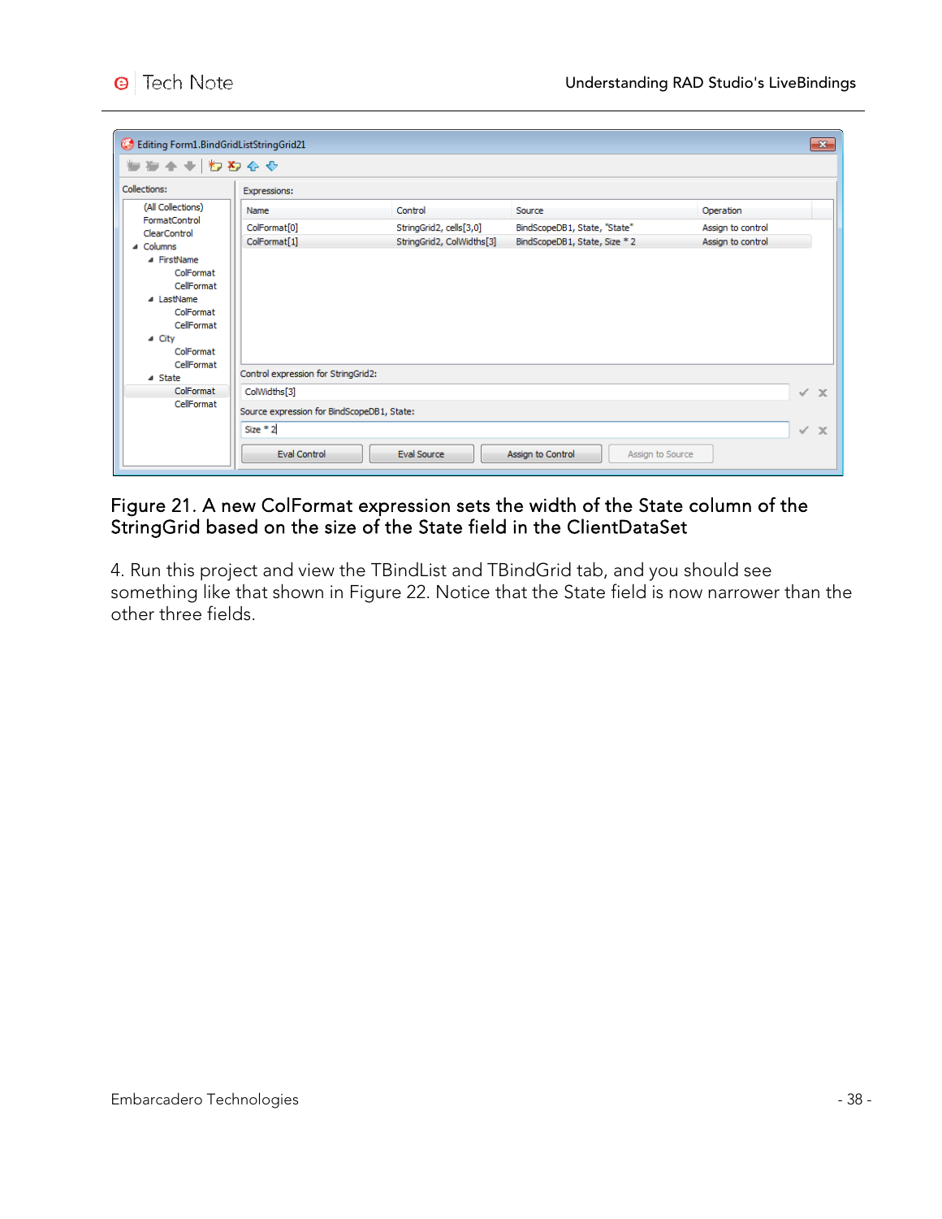Figure 21. A new ColFormat expression sets the width of the State column of the StringGrid based on the size of the State field in the ClientDataSet

4. Run this project and view the TBindList and TBindGrid tab, and you should see something like that shown in Figure 22. Notice that the State field is now narrower than the other three fields.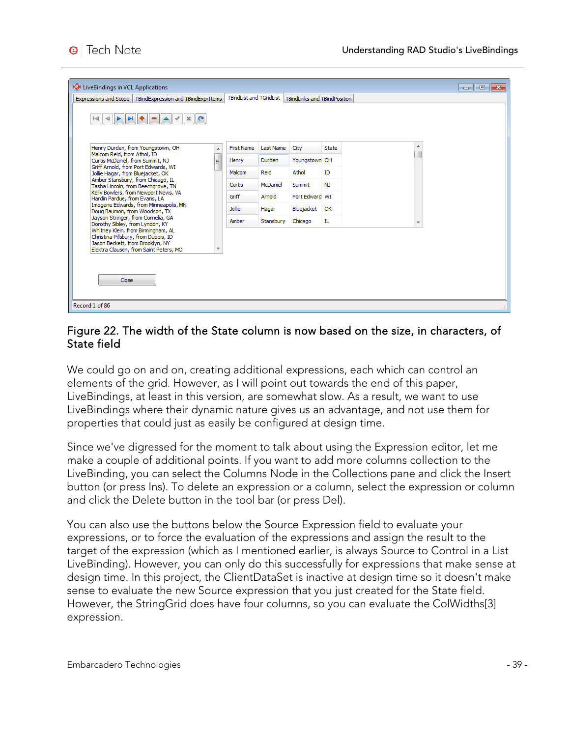Figure 22. The width of the State column is now based on the size, in characters, of State field

We could go on and on, creating additional expressions, each which can control an elements of the grid. However, as I will point out towards the end of this paper, LiveBindings, at least in this version, are somewhat slow. As a result, we want to use LiveBindings where their dynamic nature gives us an advantage, and not use them for properties that could just as easily be configured at design time.

Since we've digressed for the moment to talk about using the Expression editor, let me make a couple of additional points. If you want to add more columns collection to the LiveBinding, you can select the Columns Node in the Collections pane and click the Insert button (or press Ins). To delete an expression or a column, select the expression or column and click the Delete button in the tool bar (or press Del).

You can also use the buttons below the Source Expression field to evaluate your expressions, or to force the evaluation of the expressions and assign the result to the target of the expression (which as I mentioned earlier, is always Source to Control in a List LiveBinding). However, you can only do this successfully for expressions that make sense at design time. In this project, the ClientDataSet is inactive at design time so it doesn't make sense to evaluate the new Source expression that you just created for the State field. However, the StringGrid does have four columns, so you can evaluate the ColWidths[3] expression.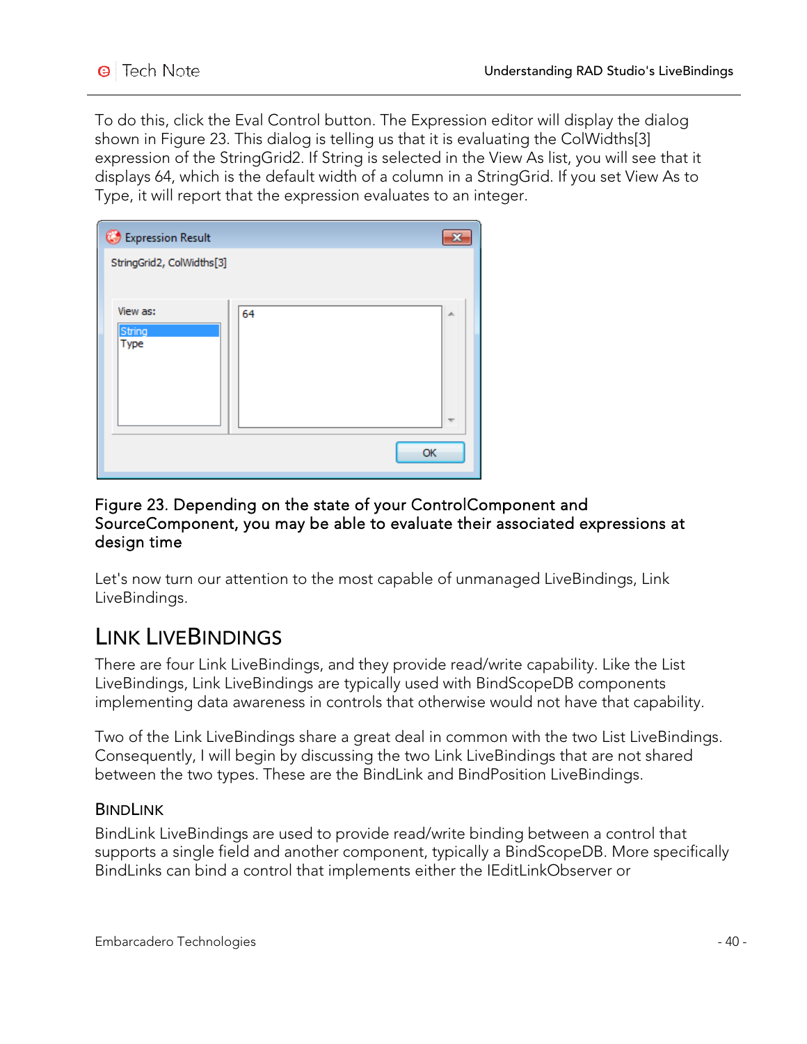To do this, click the Eval Control button. The Expression editor will display the dialog shown in Figure 23. This dialog is telling us that it is evaluating the ColWidths[3] expression of the StringGrid2. If String is selected in the View As list, you will see that it displays 64, which is the default width of a column in a StringGrid. If you set View As to Type, it will report that the expression evaluates to an integer.

**Figure 23. Depending on the state of your ControlComponent and SourceComponent, you may be able to evaluate their associated expressions at design time**

Let's now turn our attention to the most capable of unmanaged LiveBindings, Link LiveBindings.

## LINK LIVEBINDINGS

There are four Link LiveBindings, and they provide read/write capability. Like the List LiveBindings, Link LiveBindings are typically used with BindScopeDB components implementing data awareness in controls that otherwise would not have that capability.

Two of the Link LiveBindings share a great deal in common with the two List LiveBindings. Consequently, I will begin by discussing the two Link LiveBindings that are not shared between the two types. These are the BindLink and BindPosition LiveBindings.

### BINDLINK

BindLink LiveBindings are used to provide read/write binding between a control that supports a single field and another component, typically a BindScopeDB. More specifically BindLinks can bind a control that implements either the IEditLinkObserver or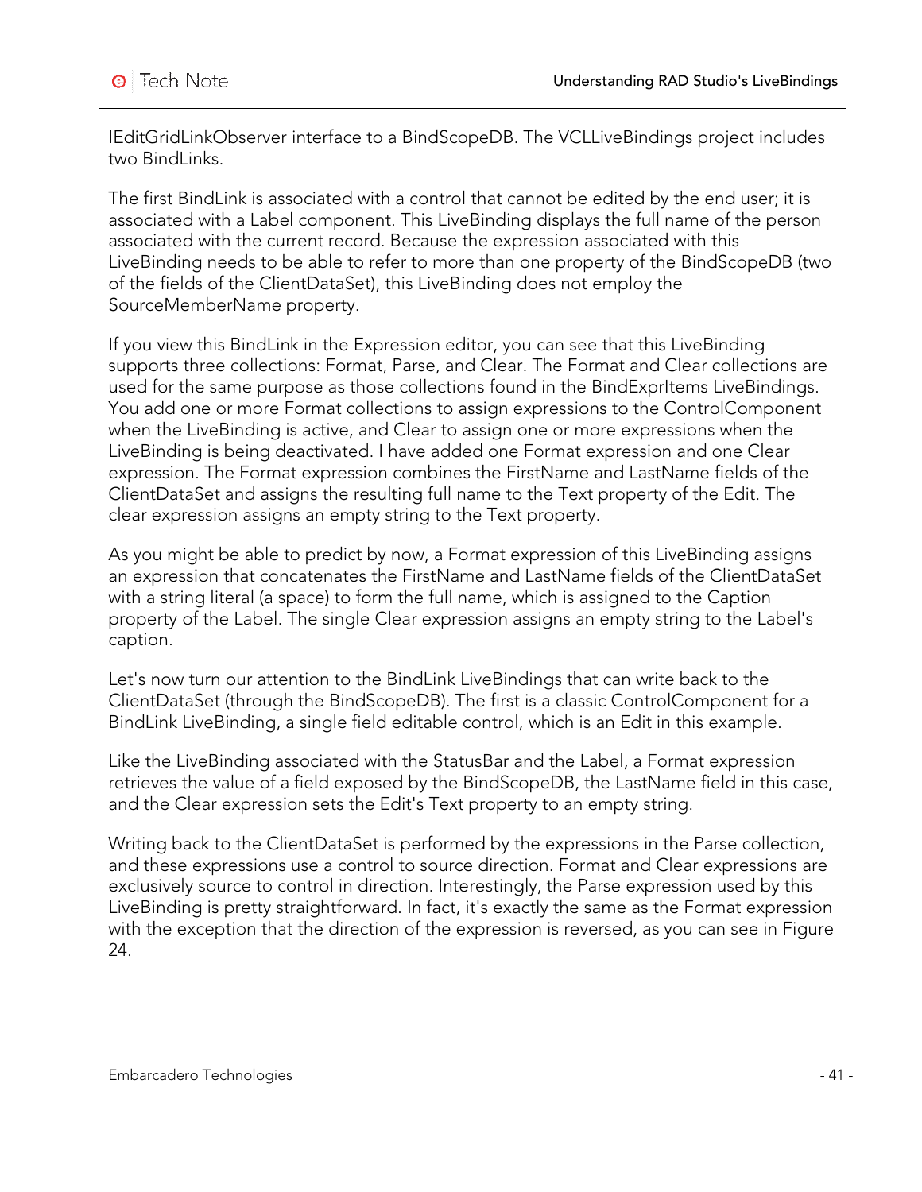IEditGridLinkObserver interface to a BindScopeDB. The VCLLiveBindings project includes two BindLinks.

The first BindLink is associated with a control that cannot be edited by the end user; it is associated with a Label component. This LiveBinding displays the full name of the person associated with the current record. Because the expression associated with this LiveBinding needs to be able to refer to more than one property of the BindScopeDB (two of the fields of the ClientDataSet), this LiveBinding does not employ the SourceMemberName property.

If you view this BindLink in the Expression editor, you can see that this LiveBinding supports three collections: Format, Parse, and Clear. The Format and Clear collections are used for the same purpose as those collections found in the BindExprItems LiveBindings. You add one or more Format collections to assign expressions to the ControlComponent when the LiveBinding is active, and Clear to assign one or more expressions when the LiveBinding is being deactivated. I have added one Format expression and one Clear expression. The Format expression combines the FirstName and LastName fields of the ClientDataSet and assigns the resulting full name to the Text property of the Edit. The clear expression assigns an empty string to the Text property.

As you might be able to predict by now, a Format expression of this LiveBinding assigns an expression that concatenates the FirstName and LastName fields of the ClientDataSet with a string literal (a space) to form the full name, which is assigned to the Caption property of the Label. The single Clear expression assigns an empty string to the Label's caption.

Let's now turn our attention to the BindLink LiveBindings that can write back to the ClientDataSet (through the BindScopeDB). The first is a classic ControlComponent for a BindLink LiveBinding, a single field editable control, which is an Edit in this example.

Like the LiveBinding associated with the StatusBar and the Label, a Format expression retrieves the value of a field exposed by the BindScopeDB, the LastName field in this case, and the Clear expression sets the Edit's Text property to an empty string.

Writing back to the ClientDataSet is performed by the expressions in the Parse collection, and these expressions use a control to source direction. Format and Clear expressions are exclusively source to control in direction. Interestingly, the Parse expression used by this LiveBinding is pretty straightforward. In fact, it's exactly the same as the Format expression with the exception that the direction of the expression is reversed, as you can see in Figure 24.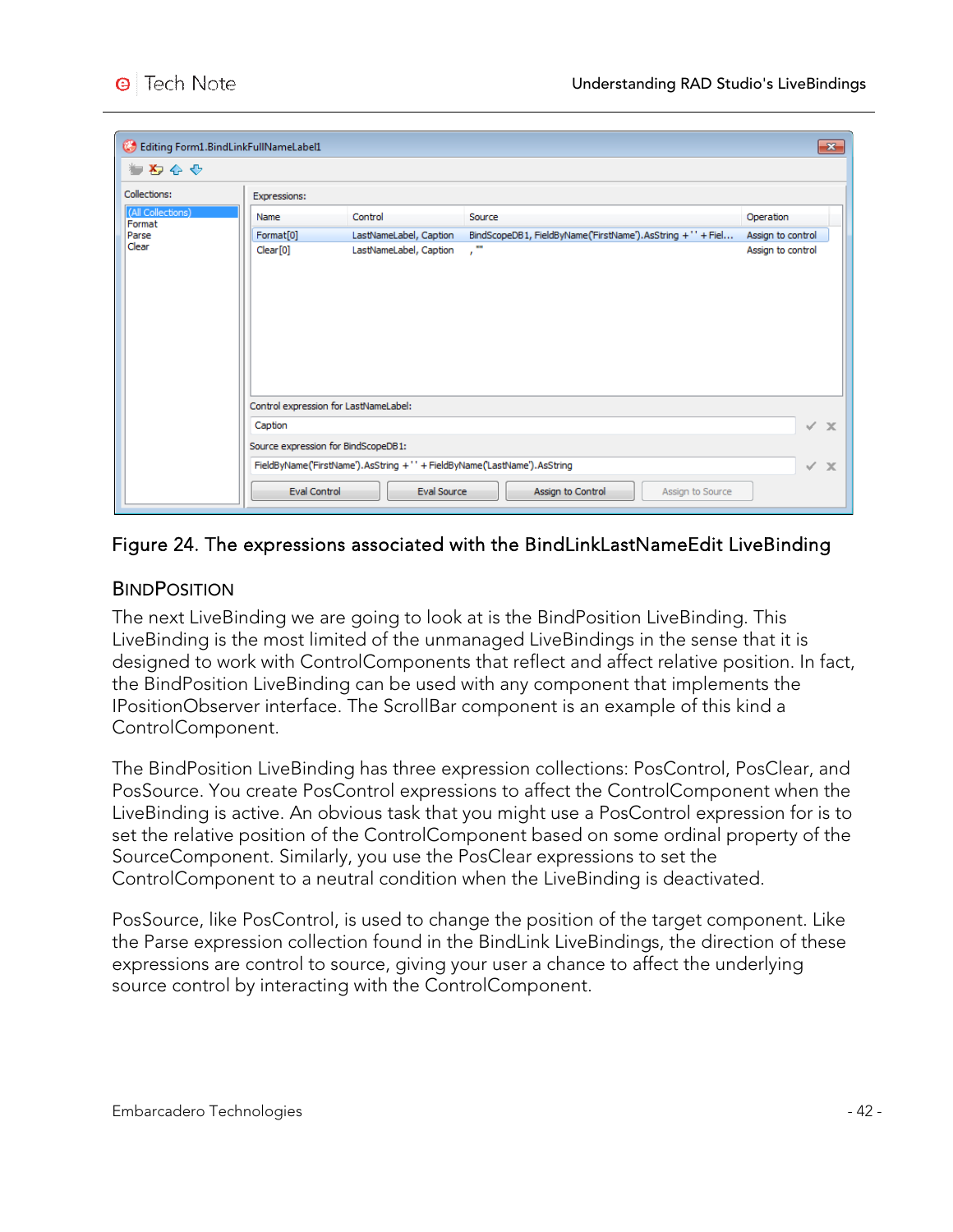Figure 24. The expressions associated with the BindLinkLastNameEdit LiveBinding

## BindPosition

The next LiveBinding we are going to look at is the BindPosition LiveBinding. This LiveBinding is the most limited of the unmanaged LiveBindings in the sense that it is designed to work with ControlComponents that reflect and affect relative position. In fact, the BindPosition LiveBinding can be used with any component that implements the IPositionObserver interface. The ScrollBar component is an example of this kind a ControlComponent.

The BindPosition LiveBinding has three expression collections: PosControl, PosClear, and PosSource. You create PosControl expressions to affect the ControlComponent when the LiveBinding is active. An obvious task that you might use a PosControl expression for is to set the relative position of the ControlComponent based on some ordinal property of the SourceComponent. Similarly, you use the PosClear expressions to set the ControlComponent to a neutral condition when the LiveBinding is deactivated.

PosSource, like PosControl, is used to change the position of the target component. Like the Parse expression collection found in the BindLink LiveBindings, the direction of these expressions are control to source, giving your user a chance to affect the underlying source control by interacting with the ControlComponent.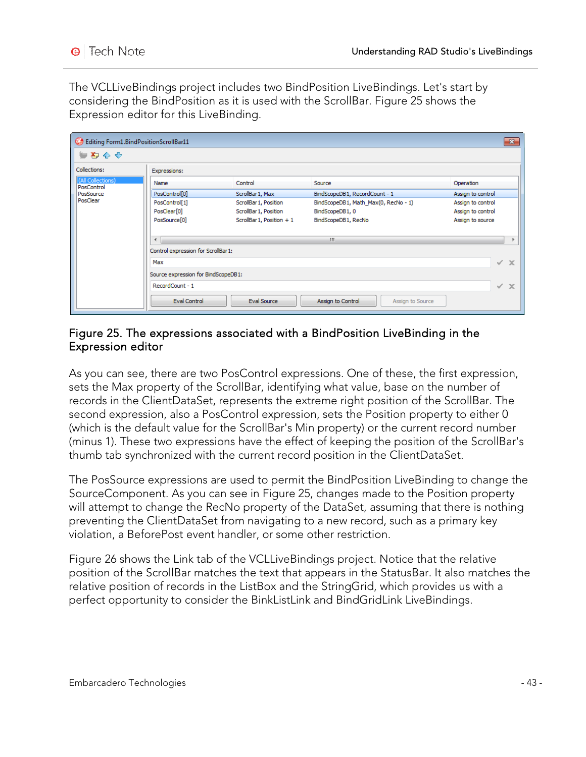The VCLLiveBindings project includes two BindPosition LiveBindings. Let's start by considering the BindPosition as it is used with the ScrollBar. Figure 25 shows the Expression editor for this LiveBinding.

Figure 25. The expressions associated with a BindPosition LiveBinding in the Expression editor

As you can see, there are two PosControl expressions. One of these, the first expression, sets the Max property of the ScrollBar, identifying what value, base on the number of records in the ClientDataSet, represents the extreme right position of the ScrollBar. The second expression, also a PosControl expression, sets the Position property to either 0 (which is the default value for the ScrollBar's Min property) or the current record number (minus 1). These two expressions have the effect of keeping the position of the ScrollBar's thumb tab synchronized with the current record position in the ClientDataSet.

The PosSource expressions are used to permit the BindPosition LiveBinding to change the SourceComponent. As you can see in Figure 25, changes made to the Position property will attempt to change the RecNo property of the DataSet, assuming that there is nothing preventing the ClientDataSet from navigating to a new record, such as a primary key violation, a BeforePost event handler, or some other restriction.

Figure 26 shows the Link tab of the VCLLiveBindings project. Notice that the relative position of the ScrollBar matches the text that appears in the StatusBar. It also matches the relative position of records in the ListBox and the StringGrid, which provides us with a perfect opportunity to consider the BinkListLink and BindGridLink LiveBindings.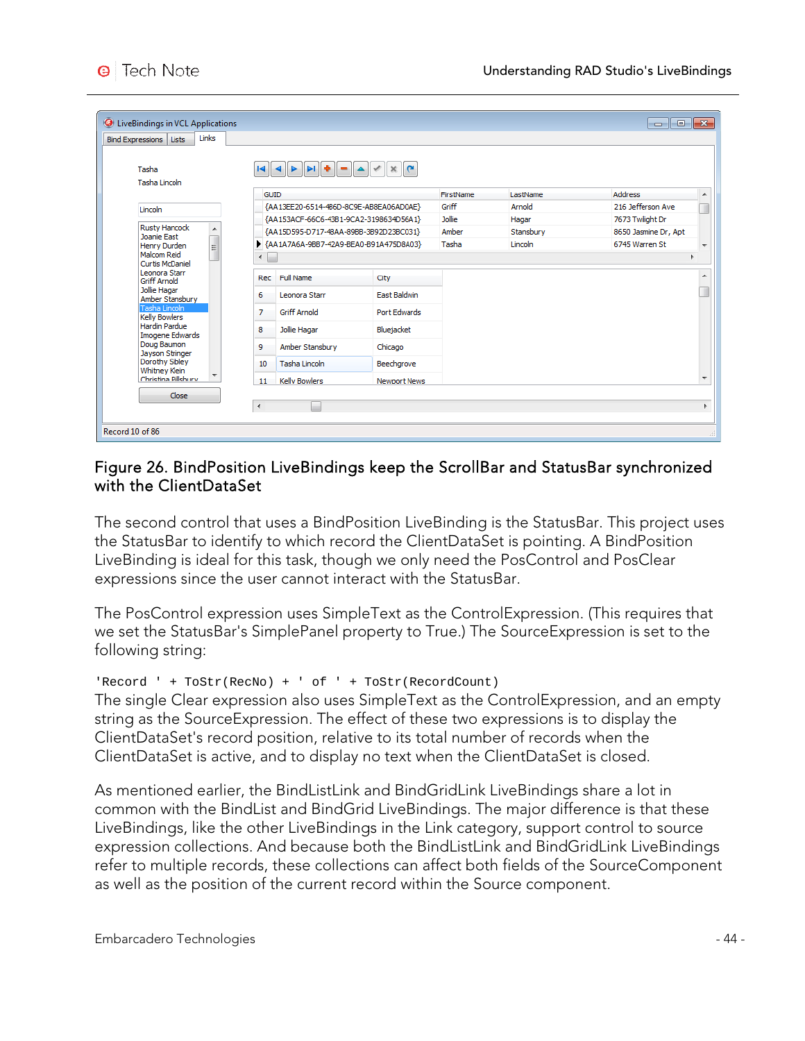Figure 26. BindPosition LiveBindings keep the ScrollBar and StatusBar synchronized with the ClientDataSet

The second control that uses a BindPosition LiveBinding is the StatusBar. This project uses the StatusBar to identify to which record the ClientDataSet is pointing. A BindPosition LiveBinding is ideal for this task, though we only need the PosControl and PosClear expressions since the user cannot interact with the StatusBar.

The PosControl expression uses SimpleText as the ControlExpression. (This requires that we set the StatusBar's SimplePanel property to True.) The SourceExpression is set to the following string:

```
'Record ' + ToStr(RecNo) + ' of ' + ToStr(RecordCount)
```

The single Clear expression also uses SimpleText as the ControlExpression, and an empty string as the SourceExpression. The effect of these two expressions is to display the ClientDataSet's record position, relative to its total number of records when the ClientDataSet is active, and to display no text when the ClientDataSet is closed.

As mentioned earlier, the BindListLink and BindGridLink LiveBindings share a lot in common with the BindList and BindGrid LiveBindings. The major difference is that these LiveBindings, like the other LiveBindings in the Link category, support control to source expression collections. And because both the BindListLink and BindGridLink LiveBindings refer to multiple records, these collections can affect both fields of the SourceComponent as well as the position of the current record within the Source component.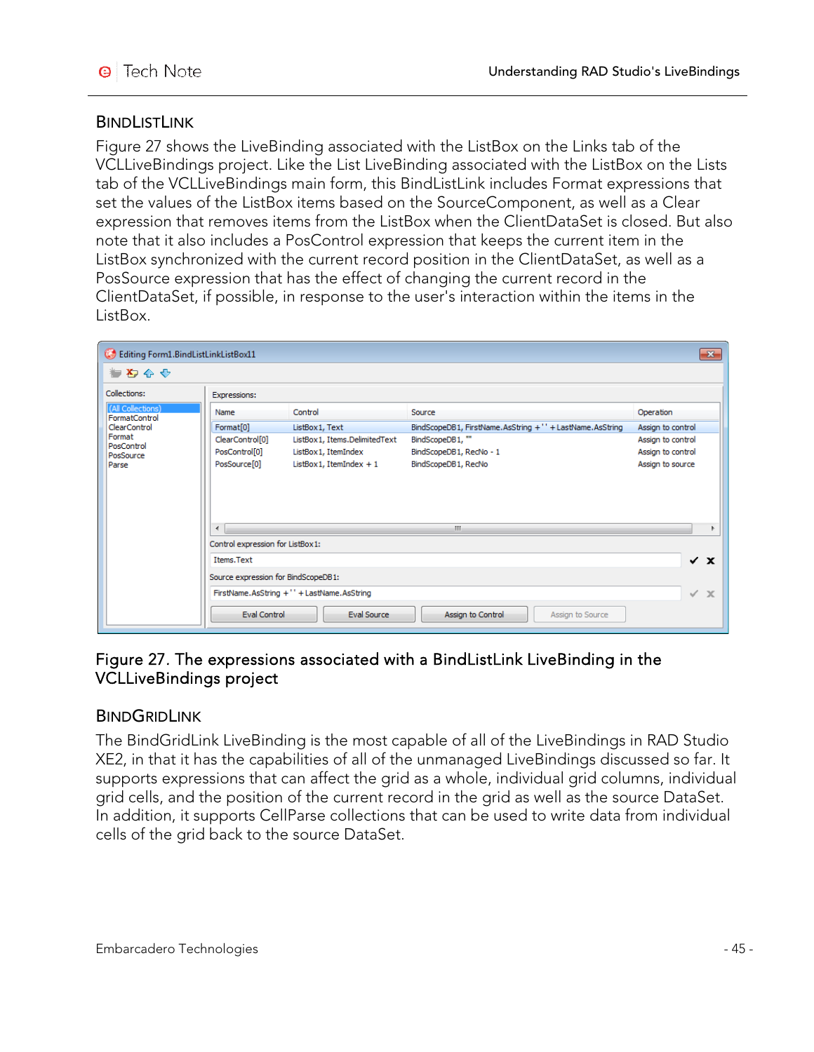## BindListLink

Figure 27 shows the LiveBinding associated with the ListBox on the Links tab of the VCLLiveBindings project. Like the List LiveBinding associated with the ListBox on the Lists tab of the VCLLiveBindings main form, this BindListLink includes Format expressions that set the values of the ListBox items based on the SourceComponent, as well as a Clear expression that removes items from the ListBox when the ClientDataSet is closed. But also note that it also includes a PosControl expression that keeps the current item in the ListBox synchronized with the current record position in the ClientDataSet, as well as a PosSource expression that has the effect of changing the current record in the ClientDataSet, if possible, in response to the user's interaction within the items in the ListBox.

Figure 27. The expressions associated with a BindListLink LiveBinding in the VCLLiveBindings project

## BindGridLink

The BindGridLink LiveBinding is the most capable of all of the LiveBindings in RAD Studio XE2, in that it has the capabilities of all of the unmanaged LiveBindings discussed so far. It supports expressions that can affect the grid as a whole, individual grid columns, individual grid cells, and the position of the current record in the grid as well as the source DataSet. In addition, it supports CellParse collections that can be used to write data from individual cells of the grid back to the source DataSet.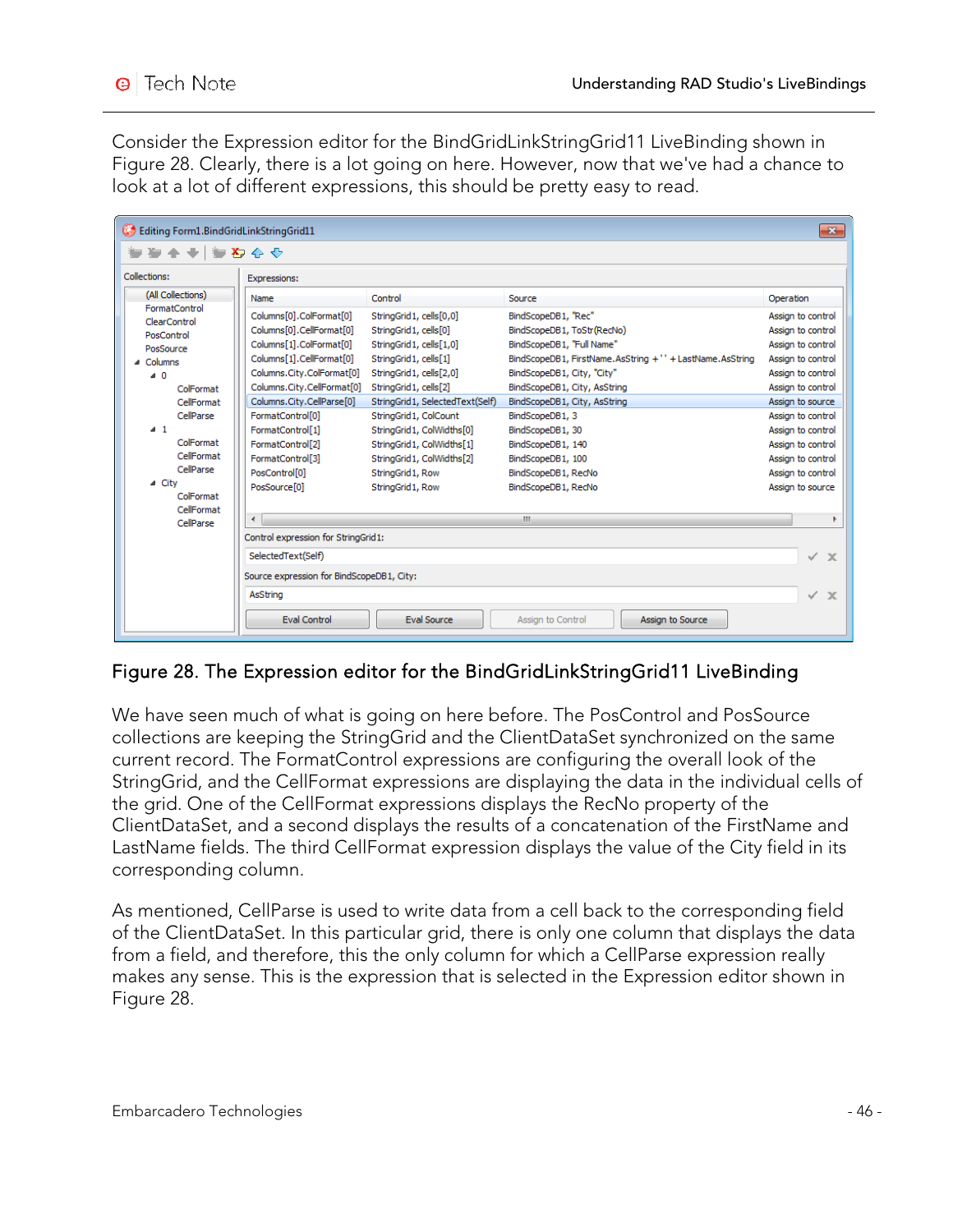Consider the Expression editor for the BindGridLinkStringGrid11 LiveBinding shown in Figure 28. Clearly, there is a lot going on here. However, now that we've had a chance to look at a lot of different expressions, this should be pretty easy to read.

Figure 28. The Expression editor for the BindGridLinkStringGrid11 LiveBinding

We have seen much of what is going on here before. The PosControl and PosSource collections are keeping the StringGrid and the ClientDataSet synchronized on the same current record. The FormatControl expressions are configuring the overall look of the StringGrid, and the CellFormat expressions are displaying the data in the individual cells of the grid. One of the CellFormat expressions displays the RecNo property of the ClientDataSet, and a second displays the results of a concatenation of the FirstName and LastName fields. The third CellFormat expression displays the value of the City field in its corresponding column.

As mentioned, CellParse is used to write data from a cell back to the corresponding field of the ClientDataSet. In this particular grid, there is only one column that displays the data from a field, and therefore, this the only column for which a CellParse expression really makes any sense. This is the expression that is selected in the Expression editor shown in Figure 28.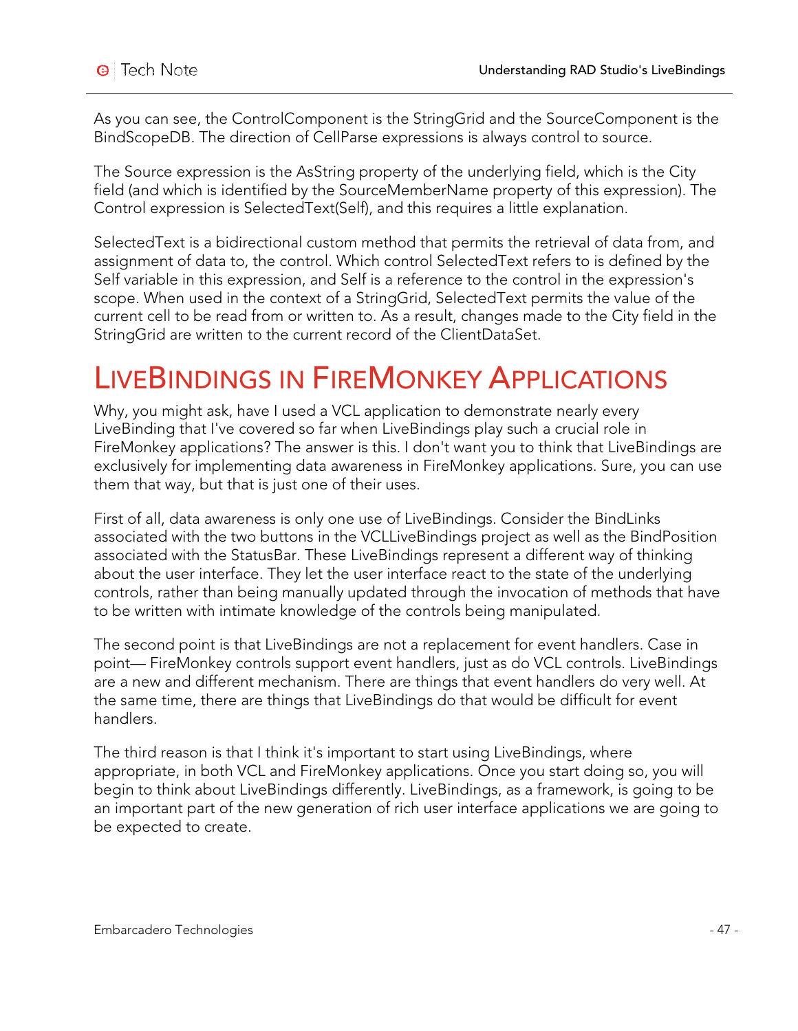As you can see, the ControlComponent is the StringGrid and the SourceComponent is the BindScopeDB. The direction of CellParse expressions is always control to source.

The Source expression is the AsString property of the underlying field, which is the City field (and which is identified by the SourceMemberName property of this expression). The Control expression is SelectedText(Self), and this requires a little explanation.

SelectedText is a bidirectional custom method that permits the retrieval of data from, and assignment of data to, the control. Which control SelectedText refers to is defined by the Self variable in this expression, and Self is a reference to the control in the expression's scope. When used in the context of a StringGrid, SelectedText permits the value of the current cell to be read from or written to. As a result, changes made to the City field in the StringGrid are written to the current record of the ClientDataSet.

# LiveBindings in FireMonkey Applications

Why, you might ask, have I used a VCL application to demonstrate nearly every LiveBinding that I've covered so far when LiveBindings play such a crucial role in FireMonkey applications? The answer is this. I don't want you to think that LiveBindings are exclusively for implementing data awareness in FireMonkey applications. Sure, you can use them that way, but that is just one of their uses.

First of all, data awareness is only one use of LiveBindings. Consider the BindLinks associated with the two buttons in the VCLLiveBindings project as well as the BindPosition associated with the StatusBar. These LiveBindings represent a different way of thinking about the user interface. They let the user interface react to the state of the underlying controls, rather than being manually updated through the invocation of methods that have to be written with intimate knowledge of the controls being manipulated.

The second point is that LiveBindings are not a replacement for event handlers. Case in point— FireMonkey controls support event handlers, just as do VCL controls. LiveBindings are a new and different mechanism. There are things that event handlers do very well. At the same time, there are things that LiveBindings do that would be difficult for event handlers.

The third reason is that I think it's important to start using LiveBindings, where appropriate, in both VCL and FireMonkey applications. Once you start doing so, you will begin to think about LiveBindings differently. LiveBindings, as a framework, is going to be an important part of the new generation of rich user interface applications we are going to be expected to create.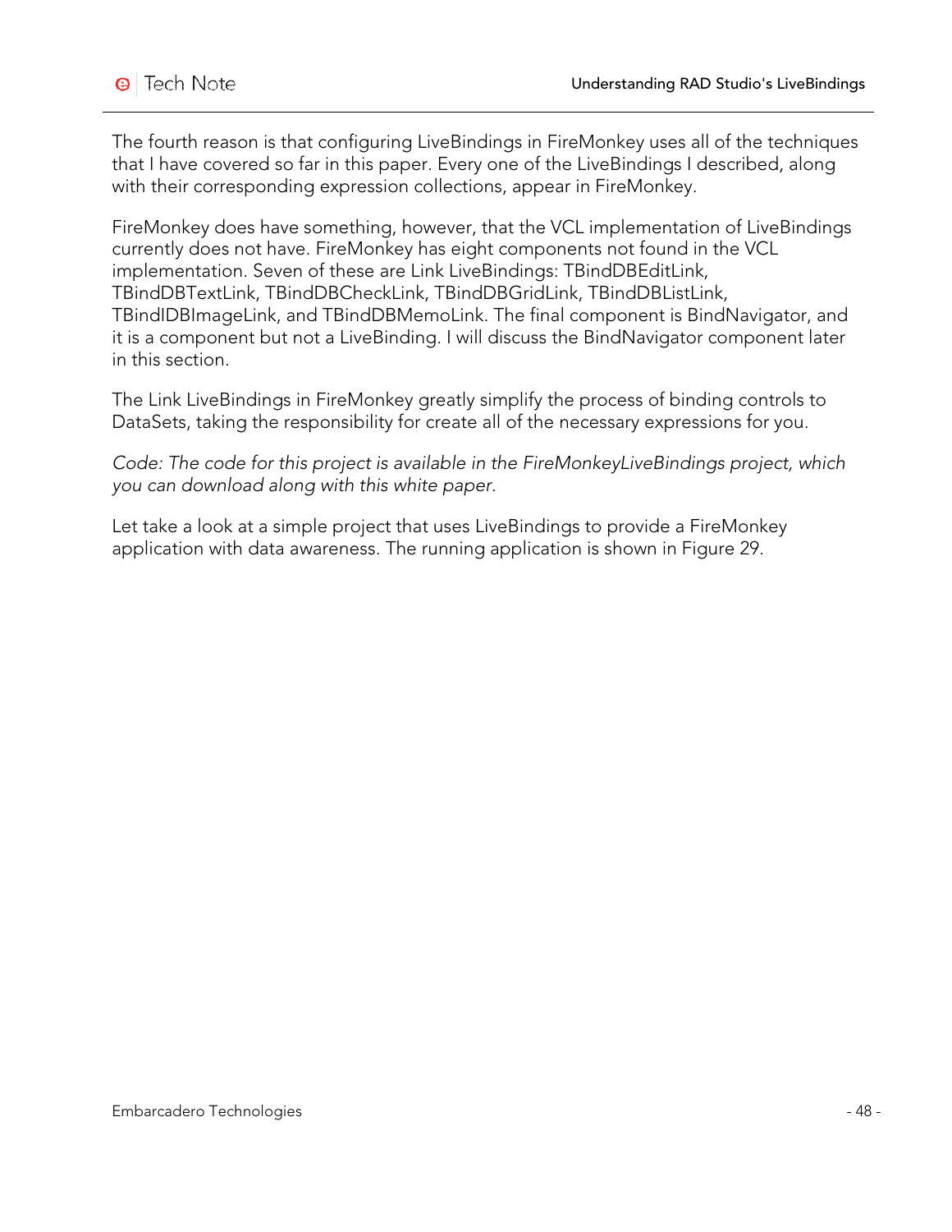The fourth reason is that configuring LiveBindings in FireMonkey uses all of the techniques that I have covered so far in this paper. Every one of the LiveBindings I described, along with their corresponding expression collections, appear in FireMonkey.

FireMonkey does have something, however, that the VCL implementation of LiveBindings currently does not have. FireMonkey has eight components not found in the VCL implementation. Seven of these are Link LiveBindings: TBindDBEditLink, TBindDBTextLink, TBindDBCheckLink, TBindDBGridLink, TBindDBListLink, TBindIDBImageLink, and TBindDBMemoLink. The final component is BindNavigator, and it is a component but not a LiveBinding. I will discuss the BindNavigator component later in this section.

The Link LiveBindings in FireMonkey greatly simplify the process of binding controls to DataSets, taking the responsibility for create all of the necessary expressions for you.

*Code: The code for this project is available in the FireMonkeyLiveBindings project, which you can download along with this white paper.*

Let take a look at a simple project that uses LiveBindings to provide a FireMonkey application with data awareness. The running application is shown in Figure 29.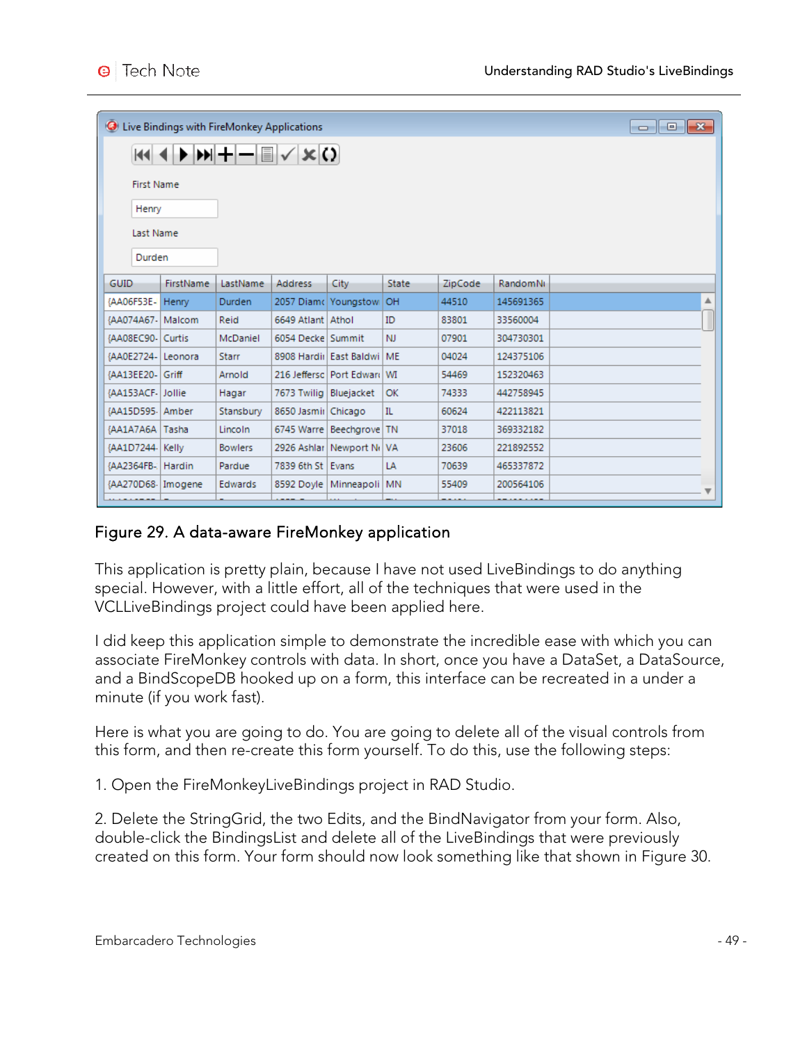Figure 29. A data-aware FireMonkey application

This application is pretty plain, because I have not used LiveBindings to do anything special. However, with a little effort, all of the techniques that were used in the VCLLiveBindings project could have been applied here.

I did keep this application simple to demonstrate the incredible ease with which you can associate FireMonkey controls with data. In short, once you have a DataSet, a DataSource, and a BindScopeDB hooked up on a form, this interface can be recreated in a under a minute (if you work fast).

Here is what you are going to do. You are going to delete all of the visual controls from this form, and then re-create this form yourself. To do this, use the following steps:

1. Open the FireMonkeyLiveBindings project in RAD Studio.

2. Delete the StringGrid, the two Edits, and the BindNavigator from your form. Also, double-click the BindingsList and delete all of the LiveBindings that were previously created on this form. Your form should now look something like that shown in Figure 30.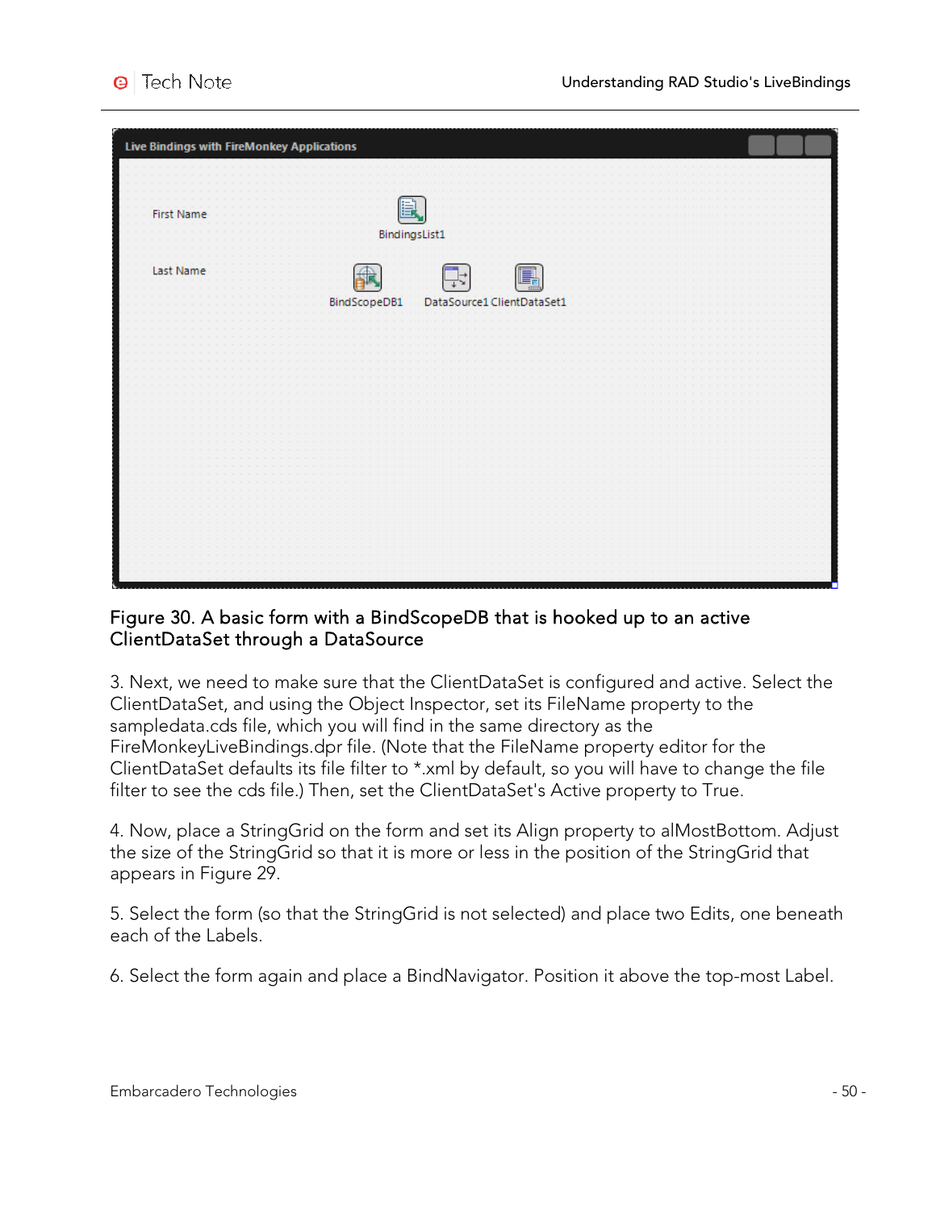Figure 30. A basic form with a BindScopeDB that is hooked up to an active ClientDataSet through a DataSource

3. Next, we need to make sure that the ClientDataSet is configured and active. Select the ClientDataSet, and using the Object Inspector, set its FileName property to the sampledata.cds file, which you will find in the same directory as the FireMonkeyLiveBindings.dpr file. (Note that the FileName property editor for the ClientDataSet defaults its file filter to *.xml by default, so you will have to change the file filter to see the cds file.) Then, set the ClientDataSet's Active property to True.

4. Now, place a StringGrid on the form and set its Align property to alMostBottom. Adjust the size of the StringGrid so that it is more or less in the position of the StringGrid that appears in Figure 29.

5. Select the form (so that the StringGrid is not selected) and place two Edits, one beneath each of the Labels.

6. Select the form again and place a BindNavigator. Position it above the top-most Label.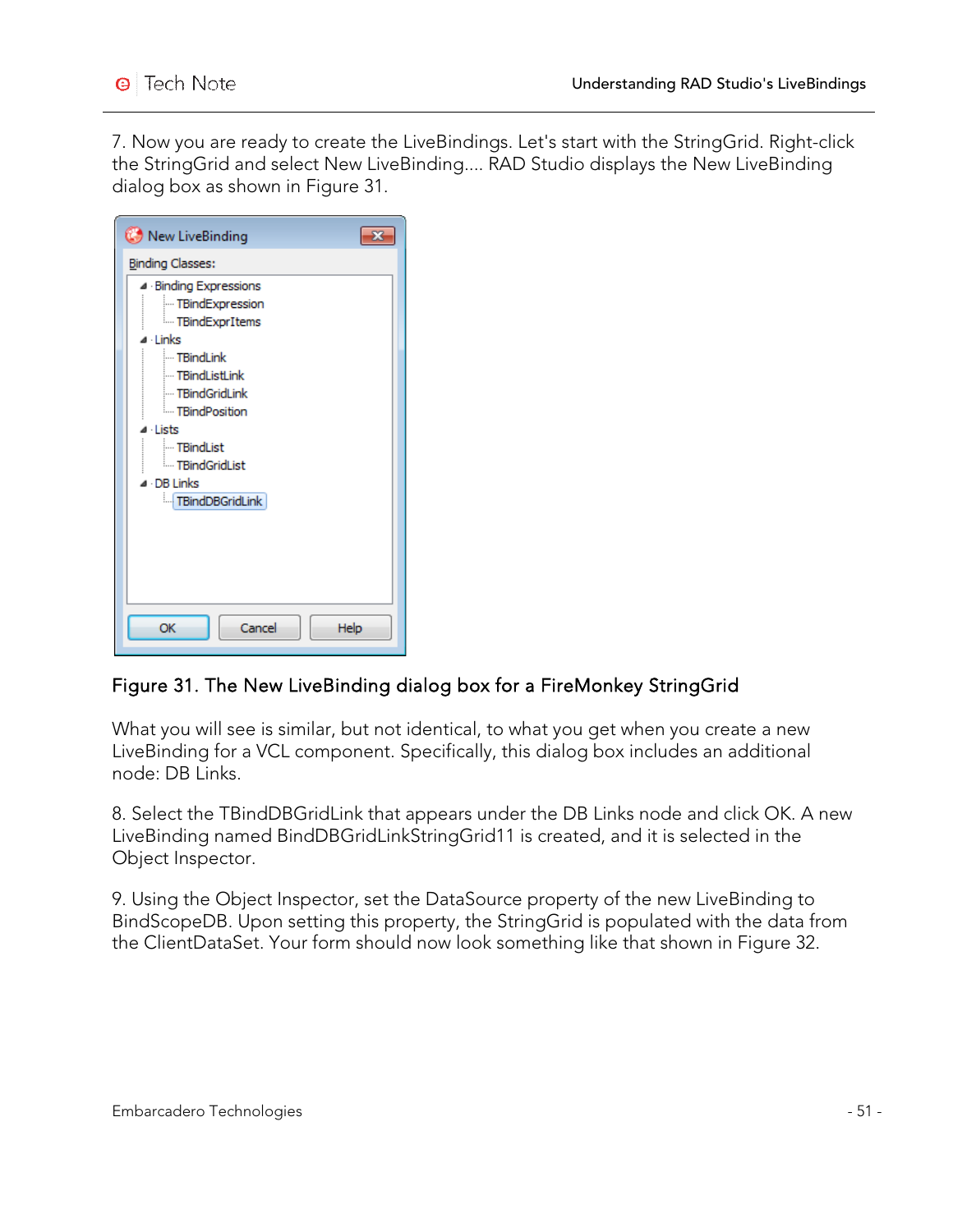7. Now you are ready to create the LiveBindings. Let's start with the StringGrid. Right-click the StringGrid and select New LiveBinding.... RAD Studio displays the New LiveBinding dialog box as shown in Figure 31.

Figure 31. The New LiveBinding dialog box for a FireMonkey StringGrid

What you will see is similar, but not identical, to what you get when you create a new LiveBinding for a VCL component. Specifically, this dialog box includes an additional node: DB Links.

8. Select the TBindDBGridLink that appears under the DB Links node and click OK. A new LiveBinding named BindDBGridLinkStringGrid11 is created, and it is selected in the Object Inspector.

9. Using the Object Inspector, set the DataSource property of the new LiveBinding to BindScopeDB. Upon setting this property, the StringGrid is populated with the data from the ClientDataSet. Your form should now look something like that shown in Figure 32.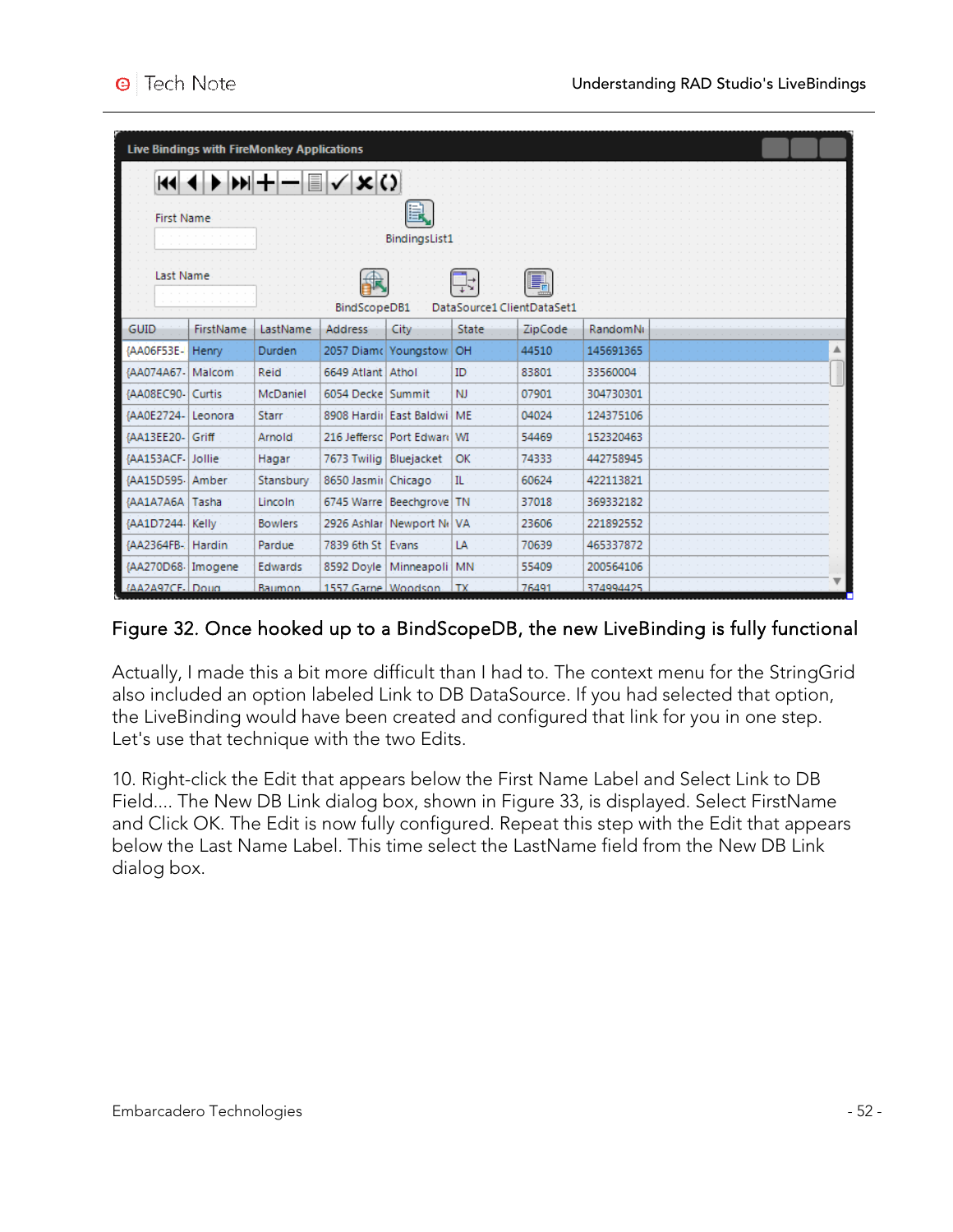Figure 32. Once hooked up to a BindScopeDB, the new LiveBinding is fully functional

Actually, I made this a bit more difficult than I had to. The context menu for the StringGrid also included an option labeled Link to DB DataSource. If you had selected that option, the LiveBinding would have been created and configured that link for you in one step. Let's use that technique with the two Edits.

10. Right-click the Edit that appears below the First Name Label and Select Link to DB Field.... The New DB Link dialog box, shown in Figure 33, is displayed. Select FirstName and Click OK. The Edit is now fully configured. Repeat this step with the Edit that appears below the Last Name Label. This time select the LastName field from the New DB Link dialog box.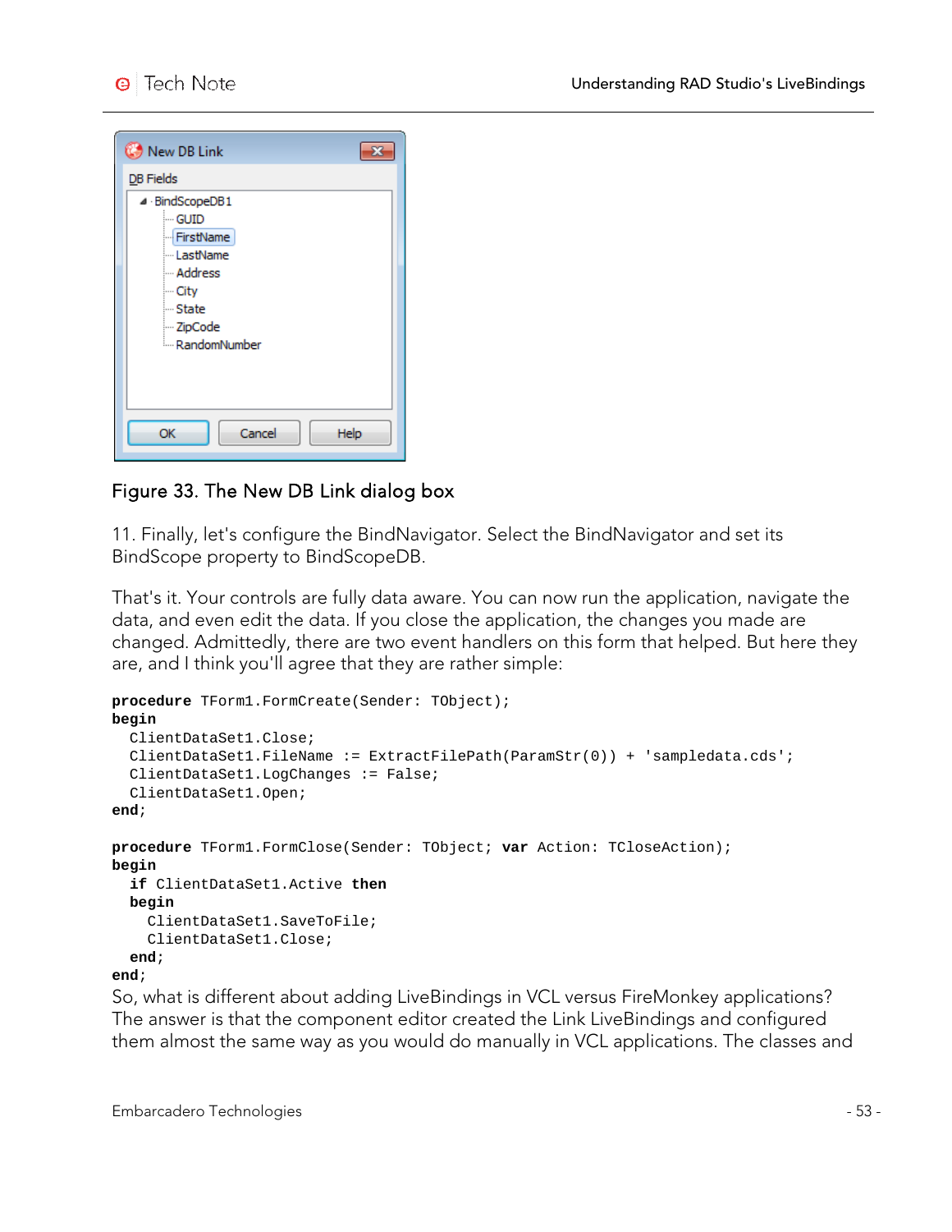Figure 33. The New DB Link dialog box

11. Finally, let's configure the BindNavigator. Select the BindNavigator and set its BindScope property to BindScopeDB.

That's it. Your controls are fully data aware. You can now run the application, navigate the data, and even edit the data. If you close the application, the changes you made are changed. Admittedly, there are two event handlers on this form that helped. But here they are, and I think you'll agree that they are rather simple:

```
procedure TForm1.FormCreate(Sender: TObject);
begin
  ClientDataSet1.Close;
  ClientDataSet1.FileName := ExtractFilePath(ParamStr(0)) + 'sampledata.cds';
  ClientDataSet1.LogChanges := False;
  ClientDataSet1.Open;
end;

procedure TForm1.FormClose(Sender: TObject; var Action: TCloseAction);
begin
  if ClientDataSet1.Active then
  begin
    ClientDataSet1.SaveToFile;
    ClientDataSet1.Close;
  end;
end;
```

So, what is different about adding LiveBindings in VCL versus FireMonkey applications? The answer is that the component editor created the Link LiveBindings and configured them almost the same way as you would do manually in VCL applications. The classes and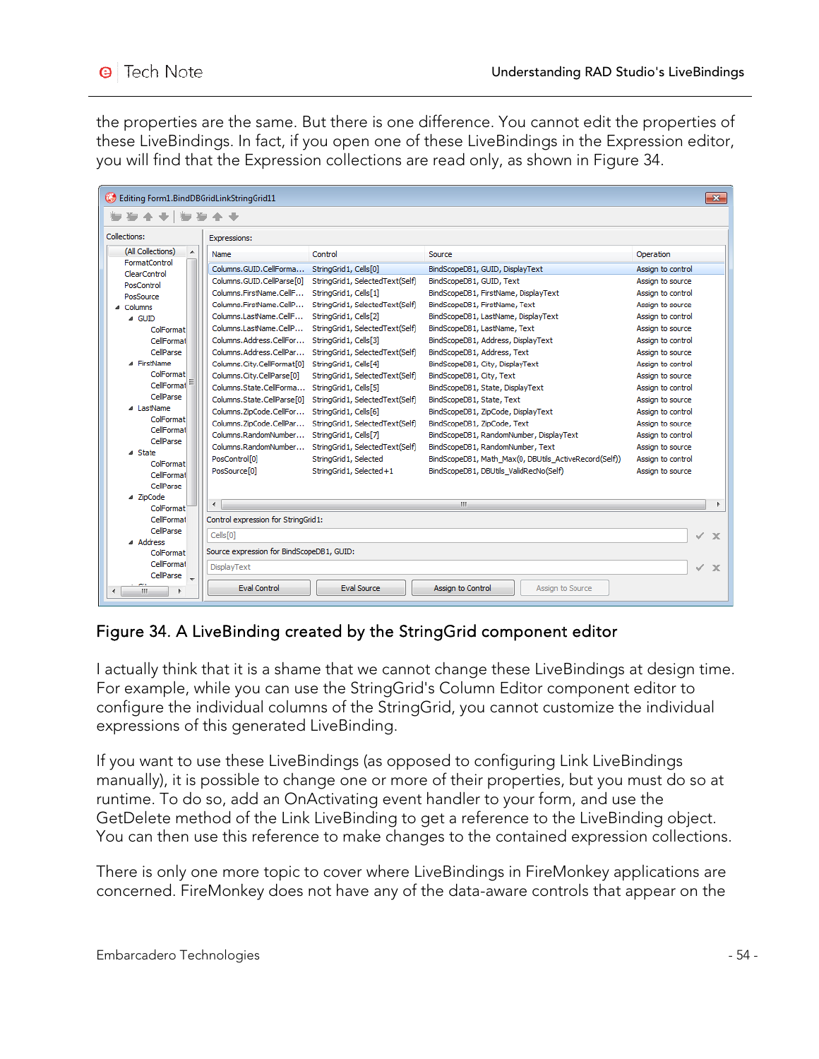the properties are the same. But there is one difference. You cannot edit the properties of these LiveBindings. In fact, if you open one of these LiveBindings in the Expression editor, you will find that the Expression collections are read only, as shown in Figure 34.

Figure 34. A LiveBinding created by the StringGrid component editor

I actually think that it is a shame that we cannot change these LiveBindings at design time. For example, while you can use the StringGrid's Column Editor component editor to configure the individual columns of the StringGrid, you cannot customize the individual expressions of this generated LiveBinding.

If you want to use these LiveBindings (as opposed to configuring Link LiveBindings manually), it is possible to change one or more of their properties, but you must do so at runtime. To do so, add an OnActivating event handler to your form, and use the GetDelete method of the Link LiveBinding to get a reference to the LiveBinding object. You can then use this reference to make changes to the contained expression collections.

There is only one more topic to cover where LiveBindings in FireMonkey applications are concerned. FireMonkey does not have any of the data-aware controls that appear on the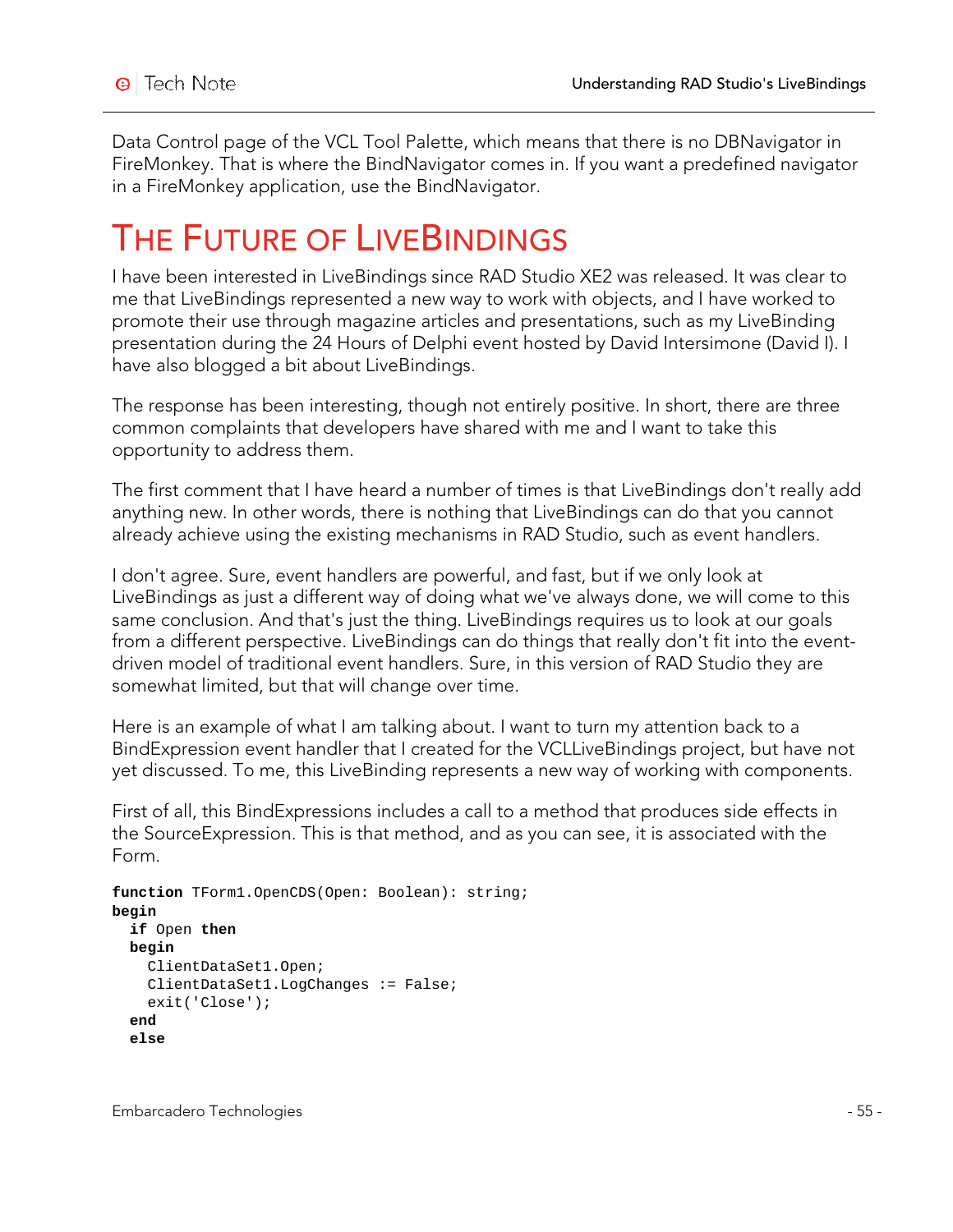Data Control page of the VCL Tool Palette, which means that there is no DBNavigator in FireMonkey. That is where the BindNavigator comes in. If you want a predefined navigator in a FireMonkey application, use the BindNavigator.

# The Future of LiveBindings

I have been interested in LiveBindings since RAD Studio XE2 was released. It was clear to me that LiveBindings represented a new way to work with objects, and I have worked to promote their use through magazine articles and presentations, such as my LiveBinding presentation during the 24 Hours of Delphi event hosted by David Intersimone (David I). I have also blogged a bit about LiveBindings.

The response has been interesting, though not entirely positive. In short, there are three common complaints that developers have shared with me and I want to take this opportunity to address them.

The first comment that I have heard a number of times is that LiveBindings don't really add anything new. In other words, there is nothing that LiveBindings can do that you cannot already achieve using the existing mechanisms in RAD Studio, such as event handlers.

I don't agree. Sure, event handlers are powerful, and fast, but if we only look at LiveBindings as just a different way of doing what we've always done, we will come to this same conclusion. And that's just the thing. LiveBindings requires us to look at our goals from a different perspective. LiveBindings can do things that really don't fit into the event-driven model of traditional event handlers. Sure, in this version of RAD Studio they are somewhat limited, but that will change over time.

Here is an example of what I am talking about. I want to turn my attention back to a BindExpression event handler that I created for the VCLLiveBindings project, but have not yet discussed. To me, this LiveBinding represents a new way of working with components.

First of all, this BindExpressions includes a call to a method that produces side effects in the SourceExpression. This is that method, and as you can see, it is associated with the Form.

```
function TForm1.OpenCDS(Open: Boolean): string;
begin
  if Open then
  begin
    ClientDataSet1.Open;
    ClientDataSet1.LogChanges := False;
    exit('Close');
  end
  else
```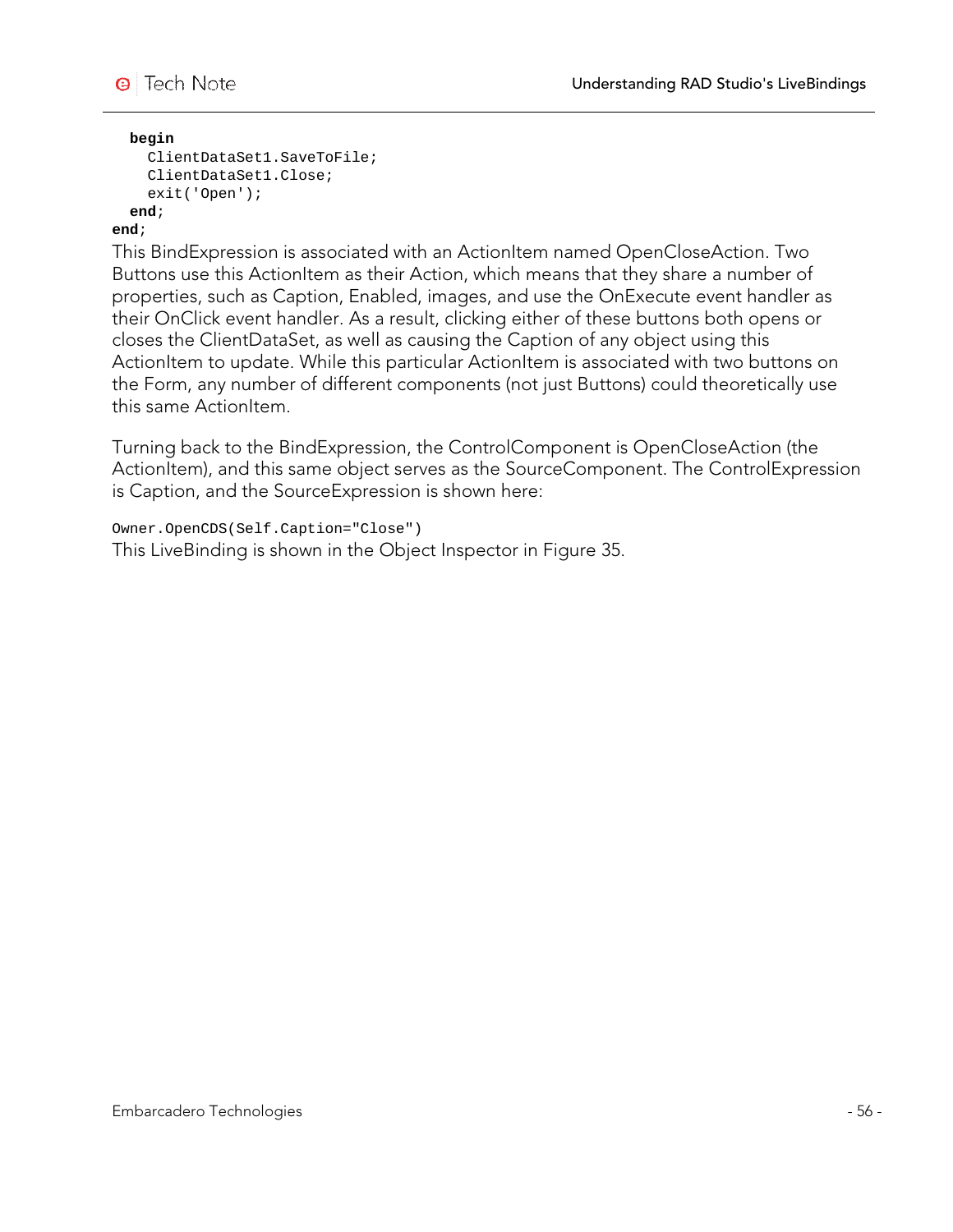```
  begin
    ClientDataSet1.SaveToFile;
    ClientDataSet1.Close;
    exit('Open');
  end;
end;
```

This BindExpression is associated with an ActionItem named OpenCloseAction. Two Buttons use this ActionItem as their Action, which means that they share a number of properties, such as Caption, Enabled, images, and use the OnExecute event handler as their OnClick event handler. As a result, clicking either of these buttons both opens or closes the ClientDataSet, as well as causing the Caption of any object using this ActionItem to update. While this particular ActionItem is associated with two buttons on the Form, any number of different components (not just Buttons) could theoretically use this same ActionItem.

Turning back to the BindExpression, the ControlComponent is OpenCloseAction (the ActionItem), and this same object serves as the SourceComponent. The ControlExpression is Caption, and the SourceExpression is shown here:

```
Owner.OpenCDS(Self.Caption="Close")
```

This LiveBinding is shown in the Object Inspector in Figure 35.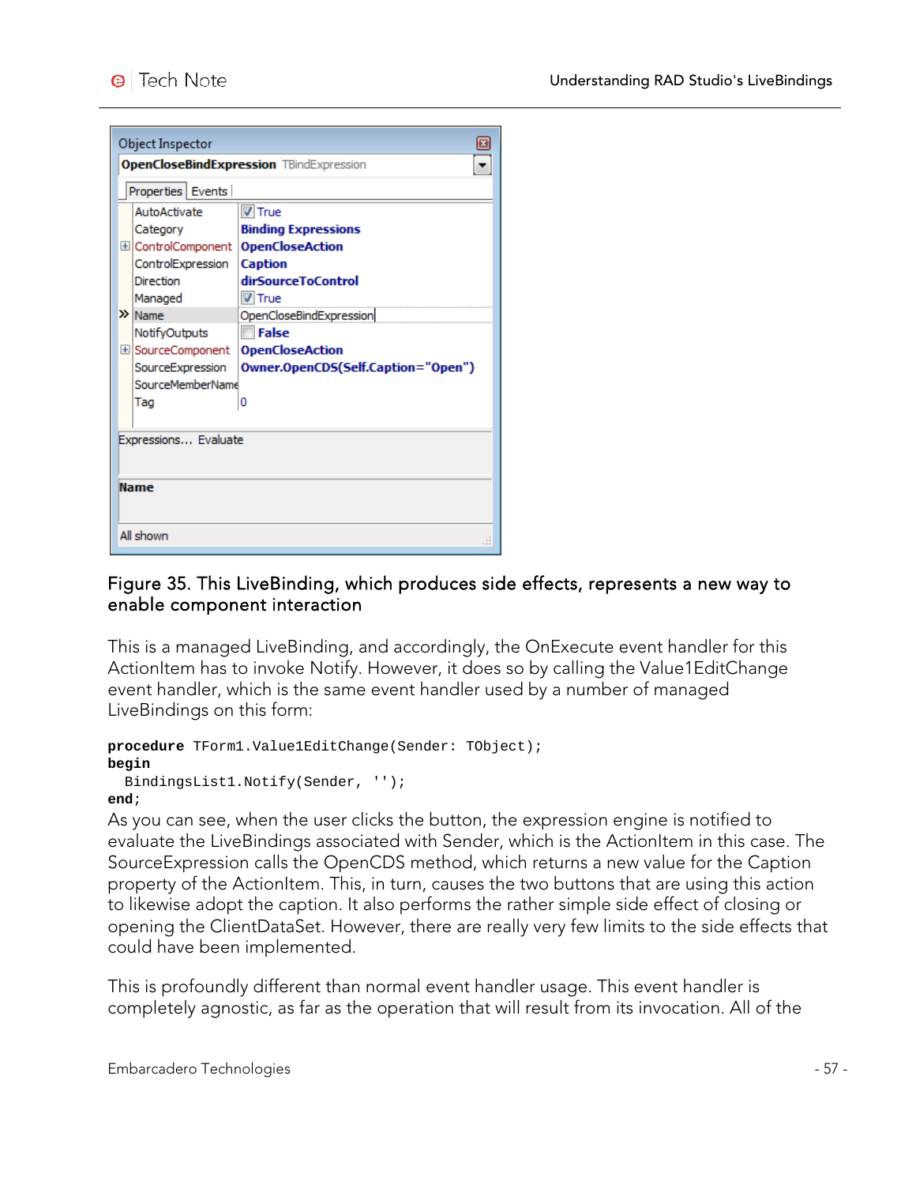Figure 35. This LiveBinding, which produces side effects, represents a new way to enable component interaction

This is a managed LiveBinding, and accordingly, the OnExecute event handler for this ActionItem has to invoke Notify. However, it does so by calling the Value1EditChange event handler, which is the same event handler used by a number of managed LiveBindings on this form:

```
procedure TForm1.Value1EditChange(Sender: TObject);
begin
  BindingsList1.Notify(Sender, '');
end;
```

As you can see, when the user clicks the button, the expression engine is notified to evaluate the LiveBindings associated with Sender, which is the ActionItem in this case. The SourceExpression calls the OpenCDS method, which returns a new value for the Caption property of the ActionItem. This, in turn, causes the two buttons that are using this action to likewise adopt the caption. It also performs the rather simple side effect of closing or opening the ClientDataSet. However, there are really very few limits to the side effects that could have been implemented.

This is profoundly different than normal event handler usage. This event handler is completely agnostic, as far as the operation that will result from its invocation. All of the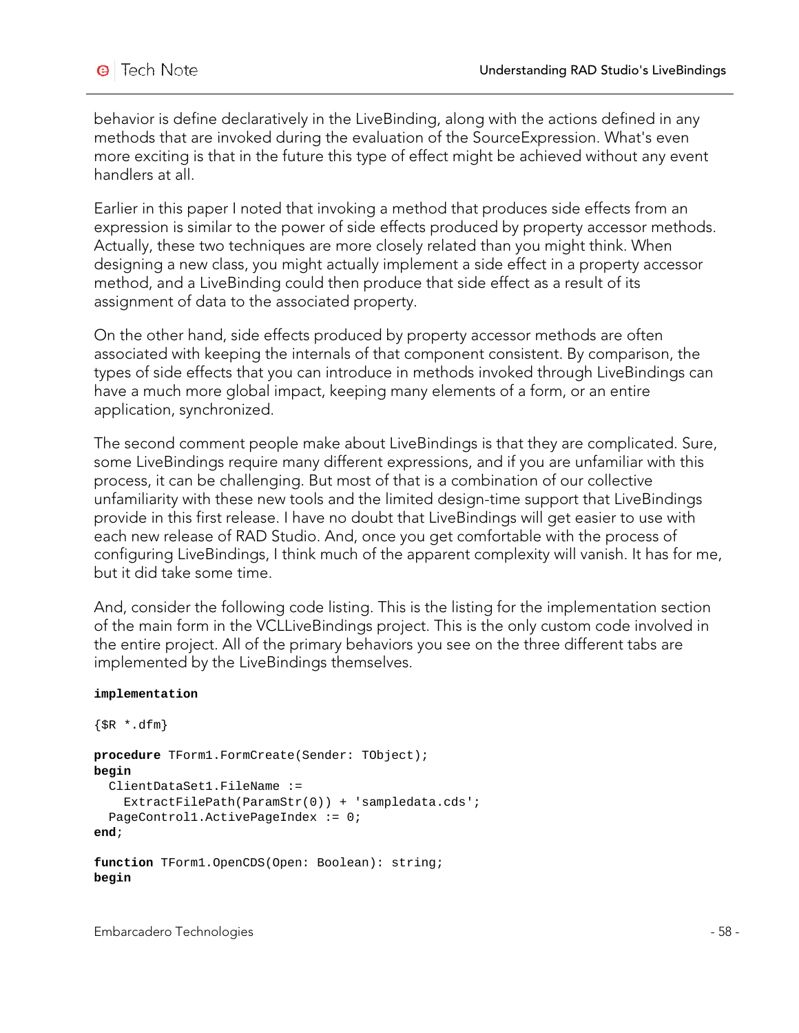behavior is define declaratively in the LiveBinding, along with the actions defined in any methods that are invoked during the evaluation of the SourceExpression. What's even more exciting is that in the future this type of effect might be achieved without any event handlers at all.

Earlier in this paper I noted that invoking a method that produces side effects from an expression is similar to the power of side effects produced by property accessor methods. Actually, these two techniques are more closely related than you might think. When designing a new class, you might actually implement a side effect in a property accessor method, and a LiveBinding could then produce that side effect as a result of its assignment of data to the associated property.

On the other hand, side effects produced by property accessor methods are often associated with keeping the internals of that component consistent. By comparison, the types of side effects that you can introduce in methods invoked through LiveBindings can have a much more global impact, keeping many elements of a form, or an entire application, synchronized.

The second comment people make about LiveBindings is that they are complicated. Sure, some LiveBindings require many different expressions, and if you are unfamiliar with this process, it can be challenging. But most of that is a combination of our collective unfamiliarity with these new tools and the limited design-time support that LiveBindings provide in this first release. I have no doubt that LiveBindings will get easier to use with each new release of RAD Studio. And, once you get comfortable with the process of configuring LiveBindings, I think much of the apparent complexity will vanish. It has for me, but it did take some time.

And, consider the following code listing. This is the listing for the implementation section of the main form in the VCLLiveBindings project. This is the only custom code involved in the entire project. All of the primary behaviors you see on the three different tabs are implemented by the LiveBindings themselves.

```
implementation

{$R *.dfm}

procedure TForm1.FormCreate(Sender: TObject);
begin
  ClientDataSet1.FileName :=
    ExtractFilePath(ParamStr(0)) + 'sampledata.cds';
  PageControl1.ActivePageIndex := 0;
end;

function TForm1.OpenCDS(Open: Boolean): string;
begin
```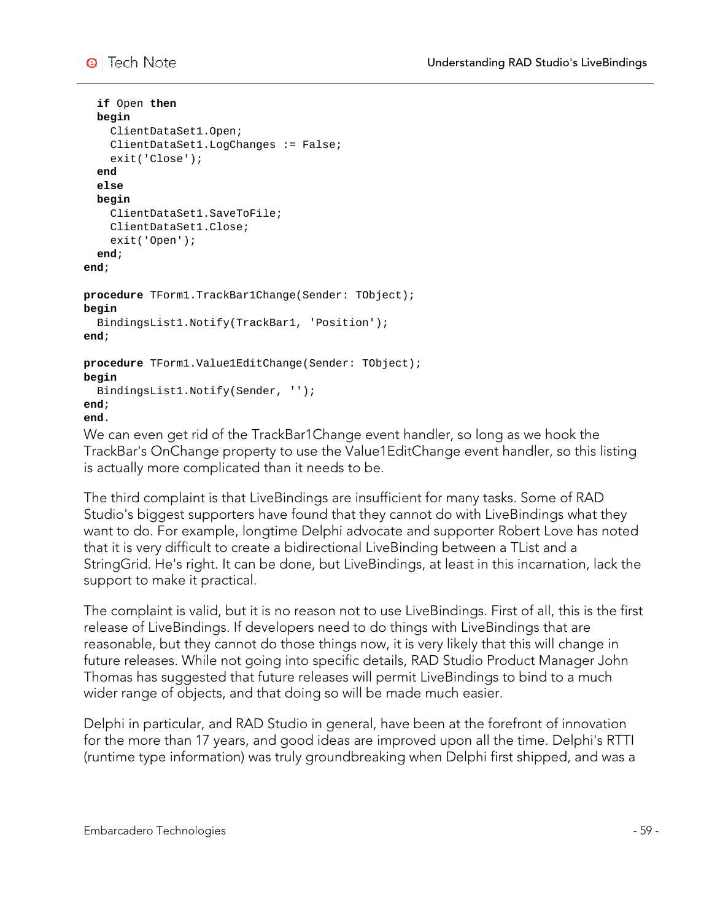```
  if Open then
  begin
    ClientDataSet1.Open;
    ClientDataSet1.LogChanges := False;
    exit('Close');
  end
  else
  begin
    ClientDataSet1.SaveToFile;
    ClientDataSet1.Close;
    exit('Open');
  end;
end;

procedure TForm1.TrackBar1Change(Sender: TObject);
begin
  BindingsList1.Notify(TrackBar1, 'Position');
end;

procedure TForm1.Value1EditChange(Sender: TObject);
begin
  BindingsList1.Notify(Sender, '');
end;
end.
```

We can even get rid of the TrackBar1Change event handler, so long as we hook the TrackBar's OnChange property to use the Value1EditChange event handler, so this listing is actually more complicated than it needs to be.

The third complaint is that LiveBindings are insufficient for many tasks. Some of RAD Studio's biggest supporters have found that they cannot do with LiveBindings what they want to do. For example, longtime Delphi advocate and supporter Robert Love has noted that it is very difficult to create a bidirectional LiveBinding between a TList and a StringGrid. He's right. It can be done, but LiveBindings, at least in this incarnation, lack the support to make it practical.

The complaint is valid, but it is no reason not to use LiveBindings. First of all, this is the first release of LiveBindings. If developers need to do things with LiveBindings that are reasonable, but they cannot do those things now, it is very likely that this will change in future releases. While not going into specific details, RAD Studio Product Manager John Thomas has suggested that future releases will permit LiveBindings to bind to a much wider range of objects, and that doing so will be made much easier.

Delphi in particular, and RAD Studio in general, have been at the forefront of innovation for the more than 17 years, and good ideas are improved upon all the time. Delphi's RTTI (runtime type information) was truly groundbreaking when Delphi first shipped, and was a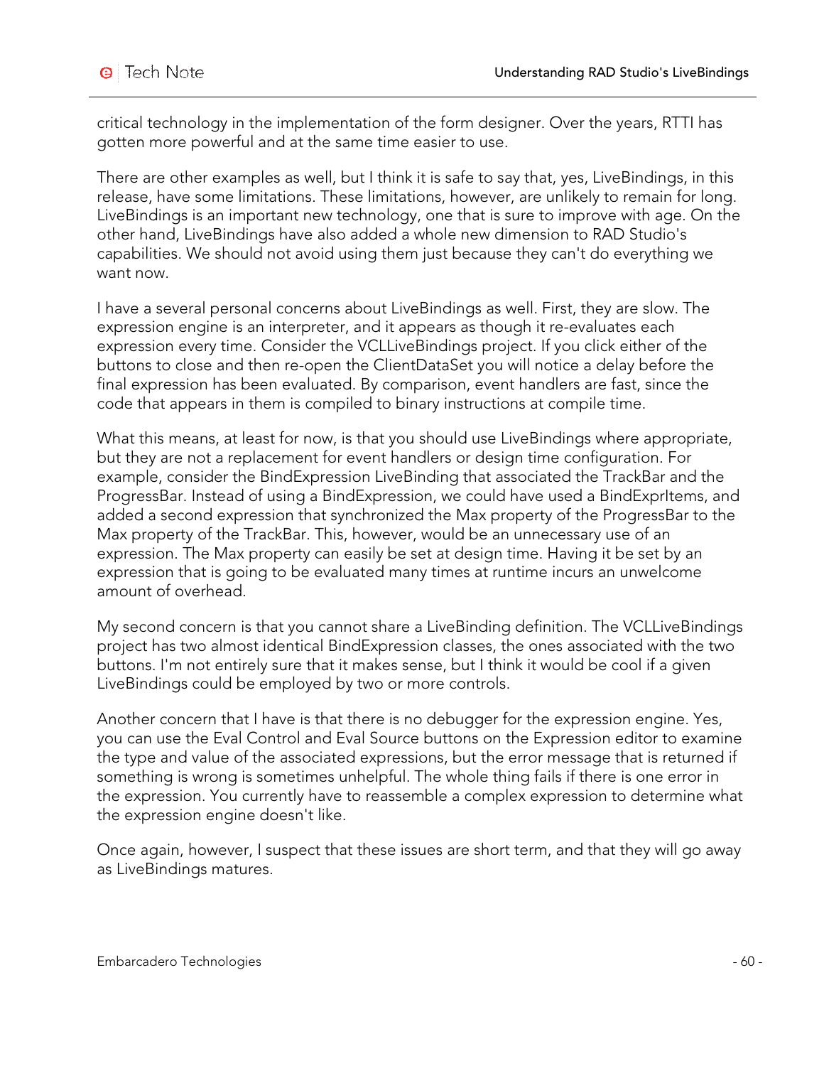critical technology in the implementation of the form designer. Over the years, RTTI has gotten more powerful and at the same time easier to use.

There are other examples as well, but I think it is safe to say that, yes, LiveBindings, in this release, have some limitations. These limitations, however, are unlikely to remain for long. LiveBindings is an important new technology, one that is sure to improve with age. On the other hand, LiveBindings have also added a whole new dimension to RAD Studio's capabilities. We should not avoid using them just because they can't do everything we want now.

I have a several personal concerns about LiveBindings as well. First, they are slow. The expression engine is an interpreter, and it appears as though it re-evaluates each expression every time. Consider the VCLLiveBindings project. If you click either of the buttons to close and then re-open the ClientDataSet you will notice a delay before the final expression has been evaluated. By comparison, event handlers are fast, since the code that appears in them is compiled to binary instructions at compile time.

What this means, at least for now, is that you should use LiveBindings where appropriate, but they are not a replacement for event handlers or design time configuration. For example, consider the BindExpression LiveBinding that associated the TrackBar and the ProgressBar. Instead of using a BindExpression, we could have used a BindExprItems, and added a second expression that synchronized the Max property of the ProgressBar to the Max property of the TrackBar. This, however, would be an unnecessary use of an expression. The Max property can easily be set at design time. Having it be set by an expression that is going to be evaluated many times at runtime incurs an unwelcome amount of overhead.

My second concern is that you cannot share a LiveBinding definition. The VCLLiveBindings project has two almost identical BindExpression classes, the ones associated with the two buttons. I'm not entirely sure that it makes sense, but I think it would be cool if a given LiveBindings could be employed by two or more controls.

Another concern that I have is that there is no debugger for the expression engine. Yes, you can use the Eval Control and Eval Source buttons on the Expression editor to examine the type and value of the associated expressions, but the error message that is returned if something is wrong is sometimes unhelpful. The whole thing fails if there is one error in the expression. You currently have to reassemble a complex expression to determine what the expression engine doesn't like.

Once again, however, I suspect that these issues are short term, and that they will go away as LiveBindings matures.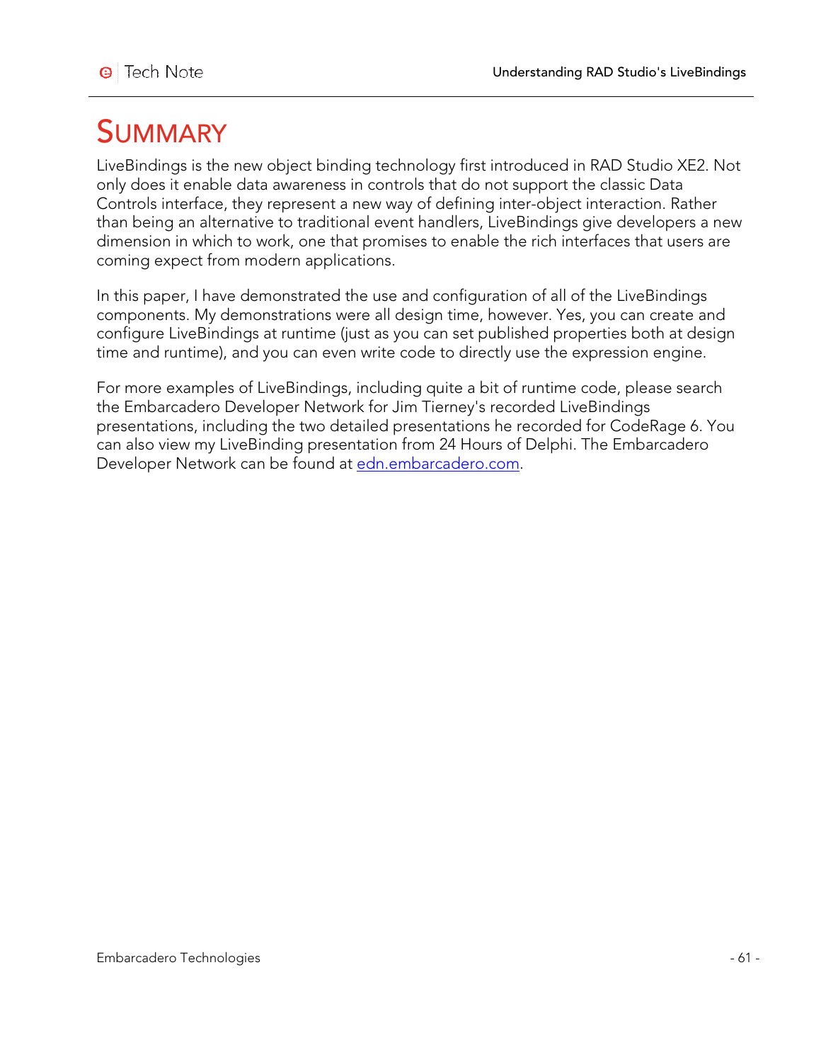# SUMMARY

LiveBindings is the new object binding technology first introduced in RAD Studio XE2. Not only does it enable data awareness in controls that do not support the classic Data Controls interface, they represent a new way of defining inter-object interaction. Rather than being an alternative to traditional event handlers, LiveBindings give developers a new dimension in which to work, one that promises to enable the rich interfaces that users are coming expect from modern applications.

In this paper, I have demonstrated the use and configuration of all of the LiveBindings components. My demonstrations were all design time, however. Yes, you can create and configure LiveBindings at runtime (just as you can set published properties both at design time and runtime), and you can even write code to directly use the expression engine.

For more examples of LiveBindings, including quite a bit of runtime code, please search the Embarcadero Developer Network for Jim Tierney's recorded LiveBindings presentations, including the two detailed presentations he recorded for CodeRage 6. You can also view my LiveBinding presentation from 24 Hours of Delphi. The Embarcadero Developer Network can be found at edn.embarcadero.com.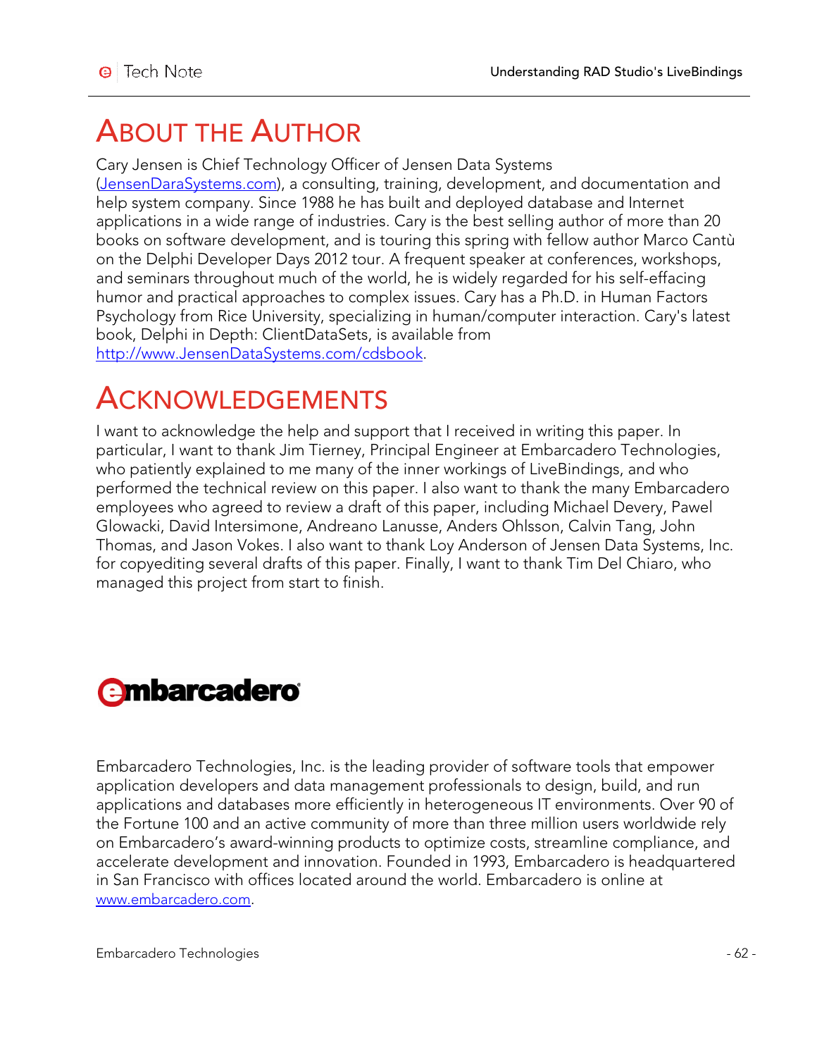# About the Author

Cary Jensen is Chief Technology Officer of Jensen Data Systems (JensenDaraSystems.com), a consulting, training, development, and documentation and help system company. Since 1988 he has built and deployed database and Internet applications in a wide range of industries. Cary is the best selling author of more than 20 books on software development, and is touring this spring with fellow author Marco Cantù on the Delphi Developer Days 2012 tour. A frequent speaker at conferences, workshops, and seminars throughout much of the world, he is widely regarded for his self-effacing humor and practical approaches to complex issues. Cary has a Ph.D. in Human Factors Psychology from Rice University, specializing in human/computer interaction. Cary's latest book, Delphi in Depth: ClientDataSets, is available from http://www.JensenDataSystems.com/cdsbook.

# Acknowledgements

I want to acknowledge the help and support that I received in writing this paper. In particular, I want to thank Jim Tierney, Principal Engineer at Embarcadero Technologies, who patiently explained to me many of the inner workings of LiveBindings, and who performed the technical review on this paper. I also want to thank the many Embarcadero employees who agreed to review a draft of this paper, including Michael Devery, Pawel Glowacki, David Intersimone, Andreano Lanusse, Anders Ohlsson, Calvin Tang, John Thomas, and Jason Vokes. I also want to thank Loy Anderson of Jensen Data Systems, Inc. for copyediting several drafts of this paper. Finally, I want to thank Tim Del Chiaro, who managed this project from start to finish.

embarcadero

Embarcadero Technologies, Inc. is the leading provider of software tools that empower application developers and data management professionals to design, build, and run applications and databases more efficiently in heterogeneous IT environments. Over 90 of the Fortune 100 and an active community of more than three million users worldwide rely on Embarcadero's award-winning products to optimize costs, streamline compliance, and accelerate development and innovation. Founded in 1993, Embarcadero is headquartered in San Francisco with offices located around the world. Embarcadero is online at www.embarcadero.com.